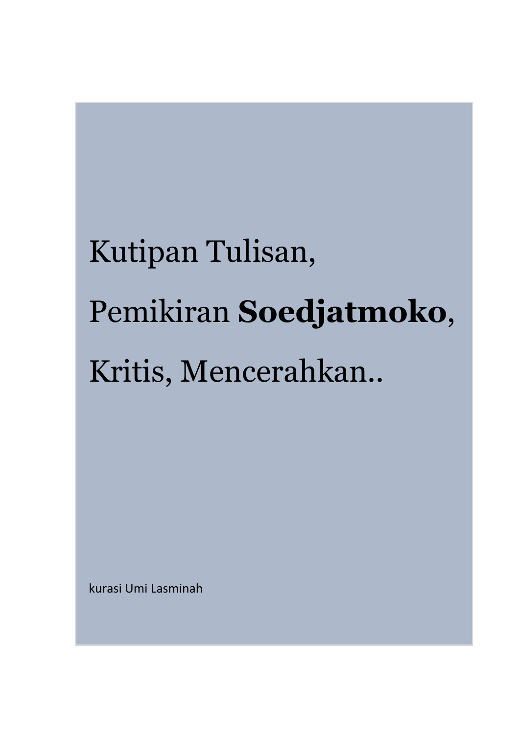# Kutipan Tulisan, Pemikiran **Soedjatmoko**, Kritis, Mencerahkan..

kurasi Umi Lasminah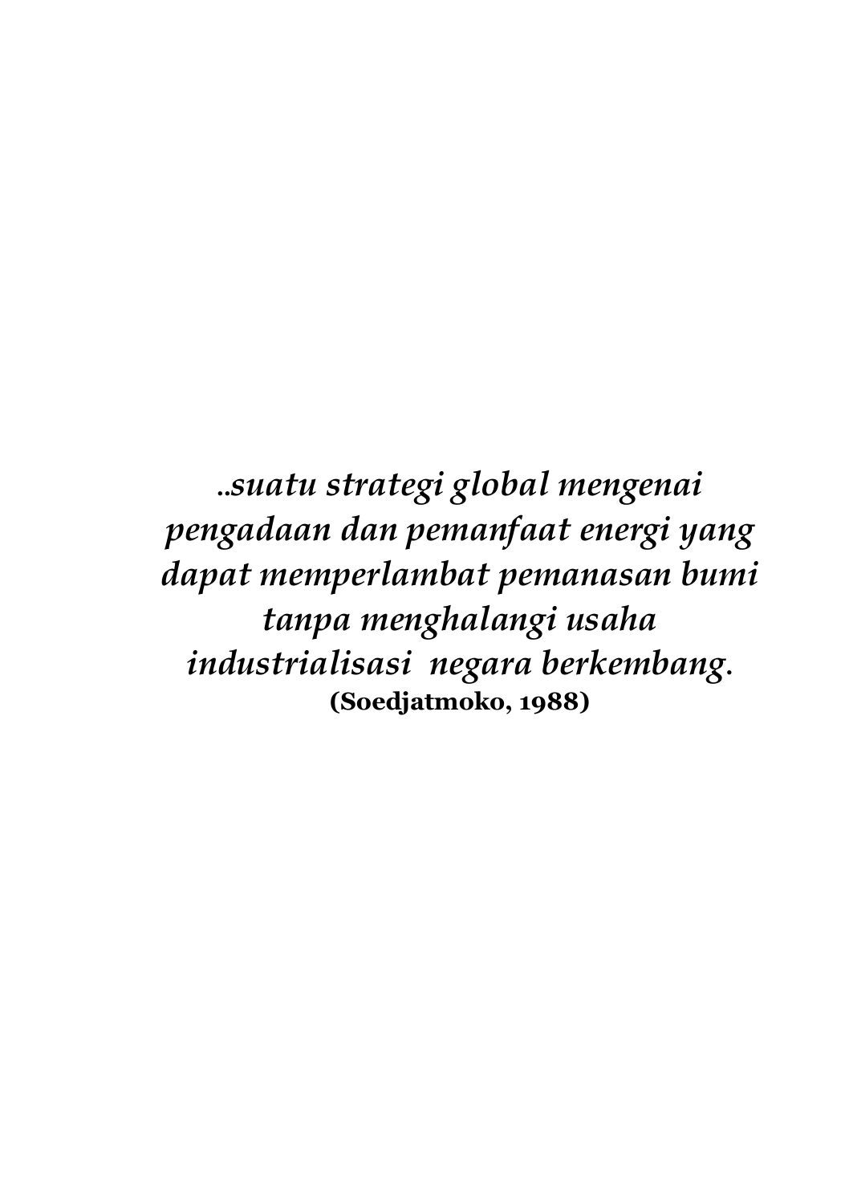*..suatu strategi global mengenai pengadaan dan pemanfaat energi yang dapat memperlambat pemanasan bumi tanpa menghalangi usaha industrialisasi  negara berkembang.*

**(Soedjatmoko, 1988)**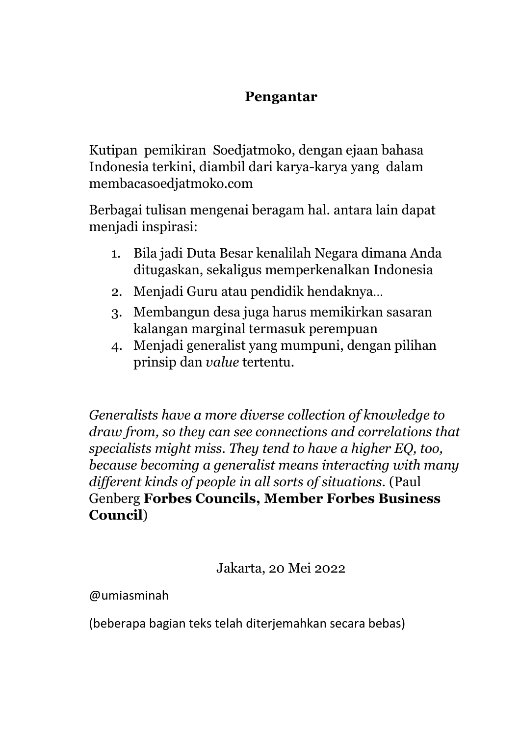# Pengantar

Kutipan pemikiran Soedjatmoko, dengan ejaan bahasa Indonesia terkini, diambil dari karya-karya yang dalam membacasoedjatmoko.com

Berbagai tulisan mengenai beragam hal. antara lain dapat menjadi inspirasi:

1. Bila jadi Duta Besar kenalilah Negara dimana Anda ditugaskan, sekaligus memperkenalkan Indonesia
2. Menjadi Guru atau pendidik hendaknya…
3. Membangun desa juga harus memikirkan sasaran kalangan marginal termasuk perempuan
4. Menjadi generalist yang mumpuni, dengan pilihan prinsip dan *value* tertentu.

*Generalists have a more diverse collection of knowledge to draw from, so they can see connections and correlations that specialists might miss. They tend to have a higher EQ, too, because becoming a generalist means interacting with many different kinds of people in all sorts of situations.* (Paul Genberg **Forbes Councils, Member Forbes Business Council**)

Jakarta, 20 Mei 2022

@umiasminah

(beberapa bagian teks telah diterjemahkan secara bebas)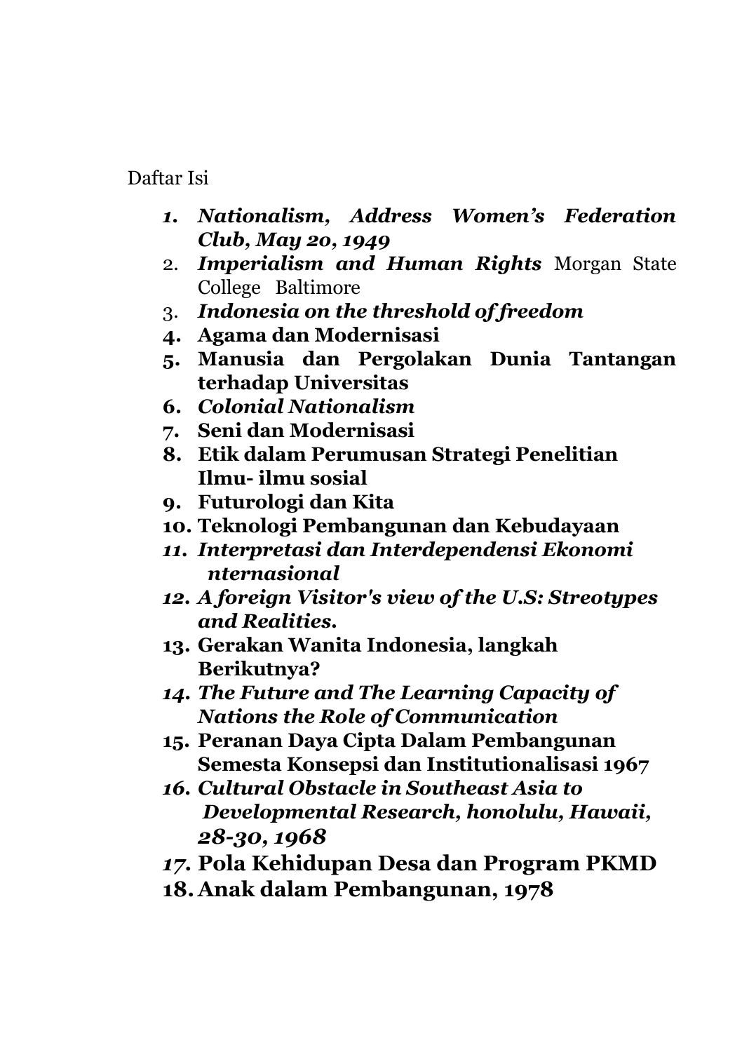Daftar Isi

1. ***Nationalism, Address Women's Federation Club, May 20, 1949***
2. ***Imperialism and Human Rights*** Morgan State College Baltimore
3. ***Indonesia on the threshold of freedom***
4. **Agama dan Modernisasi**
5. **Manusia dan Pergolakan Dunia Tantangan terhadap Universitas**
6. ***Colonial Nationalism***
7. **Seni dan Modernisasi**
8. **Etik dalam Perumusan Strategi Penelitian Ilmu- ilmu sosial**
9. **Futurologi dan Kita**
10. **Teknologi Pembangunan dan Kebudayaan**
11. ***Interpretasi dan Interdependensi Ekonomi nternasional***
12. ***A foreign Visitor's view of the U.S: Streotypes and Realities.***
13. **Gerakan Wanita Indonesia, langkah Berikutnya?**
14. ***The Future and The Learning Capacity of Nations the Role of Communication***
15. **Peranan Daya Cipta Dalam Pembangunan Semesta Konsepsi dan Institutionalisasi 1967**
16. ***Cultural Obstacle in Southeast Asia to Developmental Research, honolulu, Hawaii, 28-30, 1968***
17. **Pola Kehidupan Desa dan Program PKMD**
18. **Anak dalam Pembangunan, 1978**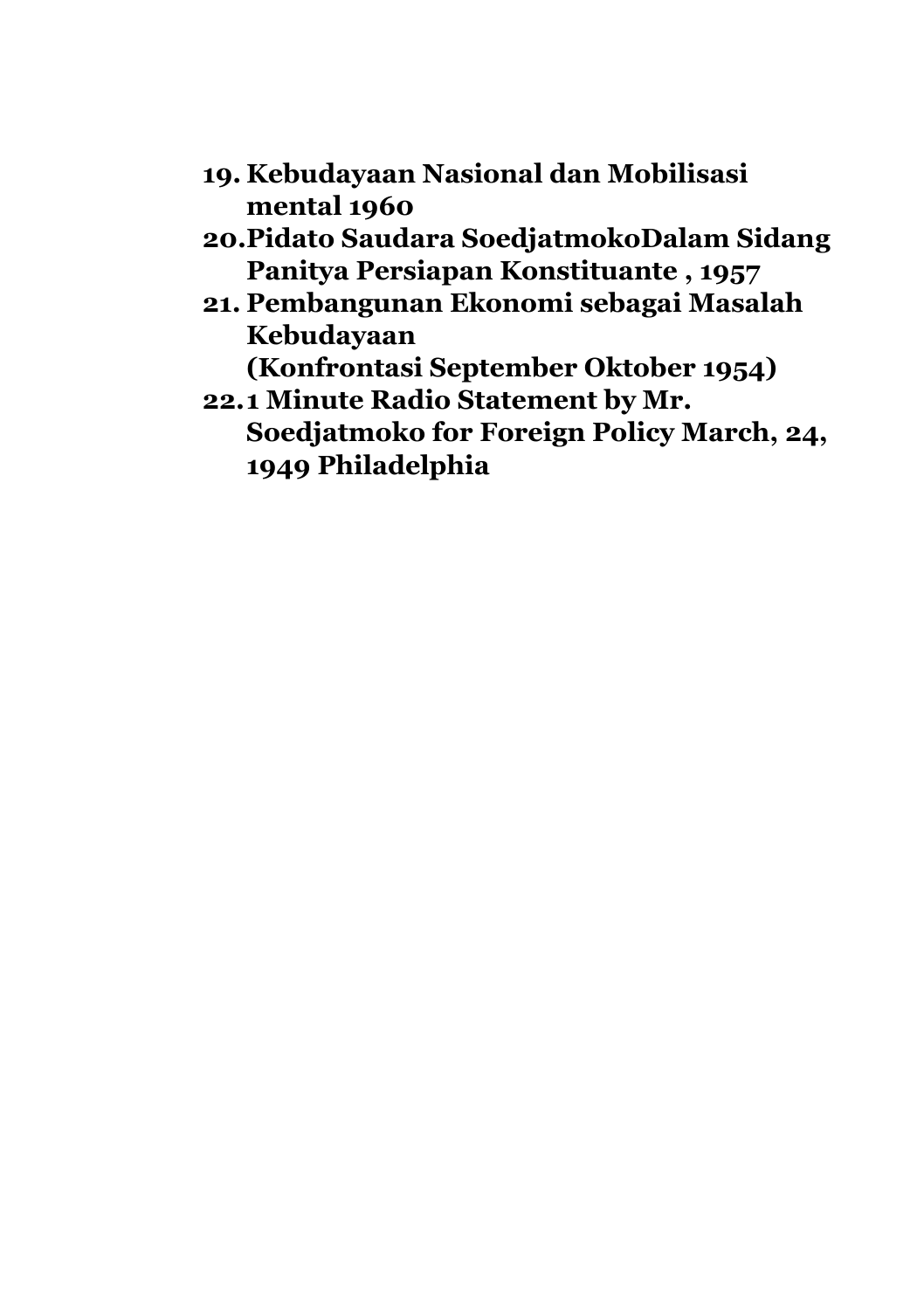19. **Kebudayaan Nasional dan Mobilisasi mental 1960**
20. **Pidato Saudara SoedjatmokoDalam Sidang Panitya Persiapan Konstituante , 1957**
21. **Pembangunan Ekonomi sebagai Masalah Kebudayaan**
    **(Konfrontasi September Oktober 1954)**
22. **1 Minute Radio Statement by Mr. Soedjatmoko for Foreign Policy March, 24, 1949 Philadelphia**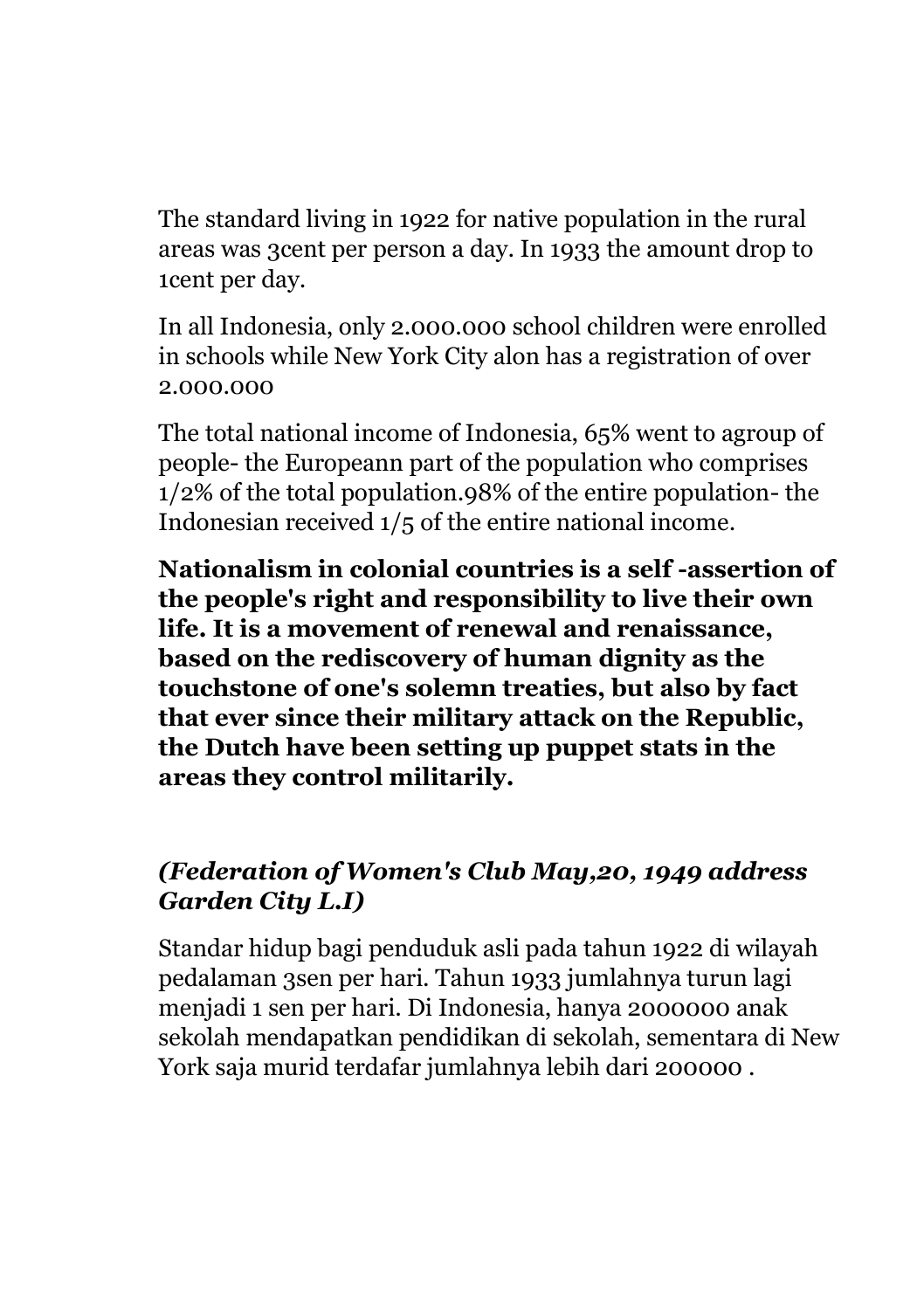The standard living in 1922 for native population in the rural areas was 3cent per person a day. In 1933 the amount drop to 1cent per day.

In all Indonesia, only 2.000.000 school children were enrolled in schools while New York City alon has a registration of over 2.000.000

The total national income of Indonesia, 65% went to agroup of people- the Europeann part of the population who comprises 1/2% of the total population.98% of the entire population- the Indonesian received 1/5 of the entire national income.

**Nationalism in colonial countries is a self -assertion of the people's right and responsibility to live their own life. It is a movement of renewal and renaissance, based on the rediscovery of human dignity as the touchstone of one's solemn treaties, but also by fact that ever since their military attack on the Republic, the Dutch have been setting up puppet stats in the areas they control militarily.**

### *(Federation of Women's Club May,20, 1949 address Garden City L.I)*

Standar hidup bagi penduduk asli pada tahun 1922 di wilayah pedalaman 3sen per hari. Tahun 1933 jumlahnya turun lagi menjadi 1 sen per hari. Di Indonesia, hanya 2000000 anak sekolah mendapatkan pendidikan di sekolah, sementara di New York saja murid terdafar jumlahnya lebih dari 200000 .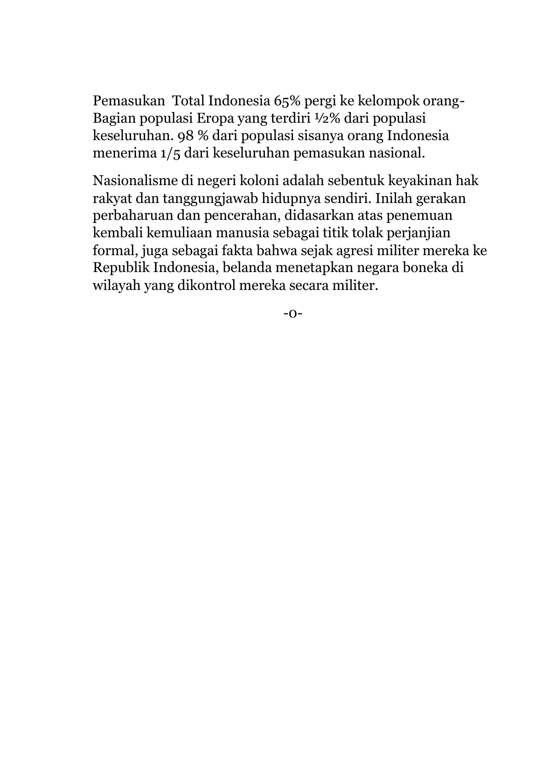Pemasukan  Total Indonesia 65% pergi ke kelompok orang-Bagian populasi Eropa yang terdiri ½% dari populasi keseluruhan. 98 % dari populasi sisanya orang Indonesia menerima 1/5 dari keseluruhan pemasukan nasional.

Nasionalisme di negeri koloni adalah sebentuk keyakinan hak rakyat dan tanggungjawab hidupnya sendiri. Inilah gerakan perbaharuan dan pencerahan, didasarkan atas penemuan kembali kemuliaan manusia sebagai titik tolak perjanjian formal, juga sebagai fakta bahwa sejak agresi militer mereka ke Republik Indonesia, belanda menetapkan negara boneka di wilayah yang dikontrol mereka secara militer.

-o-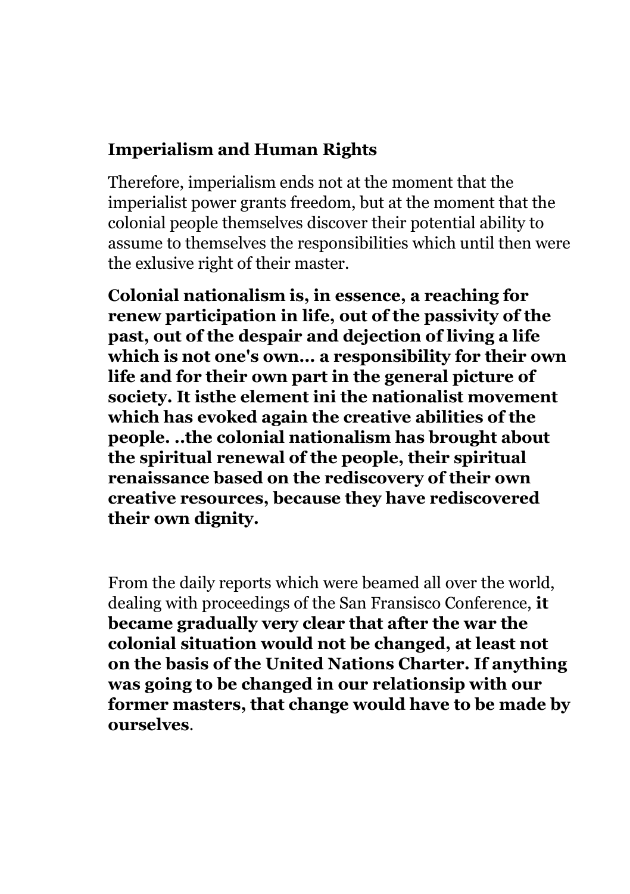**Imperialism and Human Rights**

Therefore, imperialism ends not at the moment that the imperialist power grants freedom, but at the moment that the colonial people themselves discover their potential ability to assume to themselves the responsibilities which until then were the exlusive right of their master.

**Colonial nationalism is, in essence, a reaching for renew participation in life, out of the passivity of the past, out of the despair and dejection of living a life which is not one's own... a responsibility for their own life and for their own part in the general picture of society. It isthe element ini the nationalist movement which has evoked again the creative abilities of the people. ..the colonial nationalism has brought about the spiritual renewal of the people, their spiritual renaissance based on the rediscovery of their own creative resources, because they have rediscovered their own dignity.**

From the daily reports which were beamed all over the world, dealing with proceedings of the San Fransisco Conference, **it became gradually very clear that after the war the colonial situation would not be changed, at least not on the basis of the United Nations Charter. If anything was going to be changed in our relationsip with our former masters, that change would have to be made by ourselves**.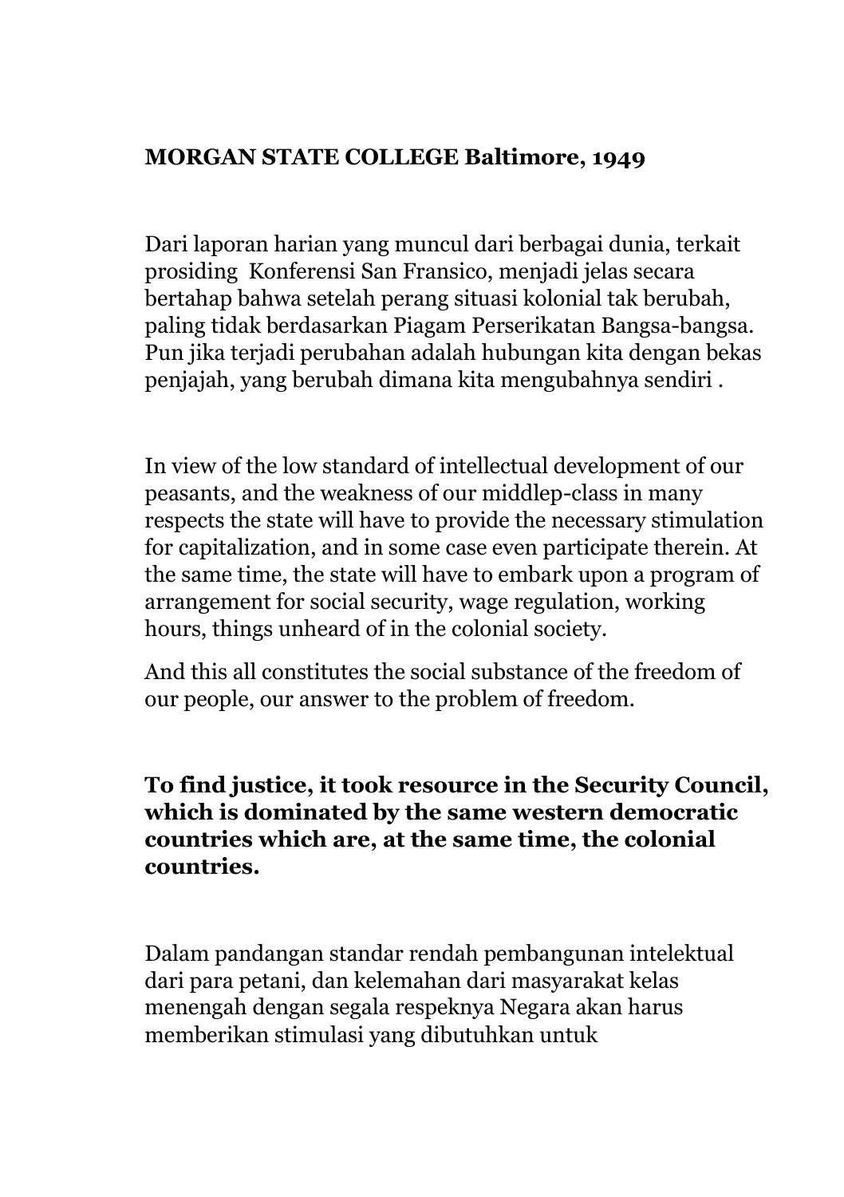**MORGAN STATE COLLEGE Baltimore, 1949**

Dari laporan harian yang muncul dari berbagai dunia, terkait prosiding Konferensi San Fransico, menjadi jelas secara bertahap bahwa setelah perang situasi kolonial tak berubah, paling tidak berdasarkan Piagam Perserikatan Bangsa-bangsa. Pun jika terjadi perubahan adalah hubungan kita dengan bekas penjajah, yang berubah dimana kita mengubahnya sendiri .

In view of the low standard of intellectual development of our peasants, and the weakness of our middlep-class in many respects the state will have to provide the necessary stimulation for capitalization, and in some case even participate therein. At the same time, the state will have to embark upon a program of arrangement for social security, wage regulation, working hours, things unheard of in the colonial society.

And this all constitutes the social substance of the freedom of our people, our answer to the problem of freedom.

**To find justice, it took resource in the Security Council, which is dominated by the same western democratic countries which are, at the same time, the colonial countries.**

Dalam pandangan standar rendah pembangunan intelektual dari para petani, dan kelemahan dari masyarakat kelas menengah dengan segala respeknya Negara akan harus memberikan stimulasi yang dibutuhkan untuk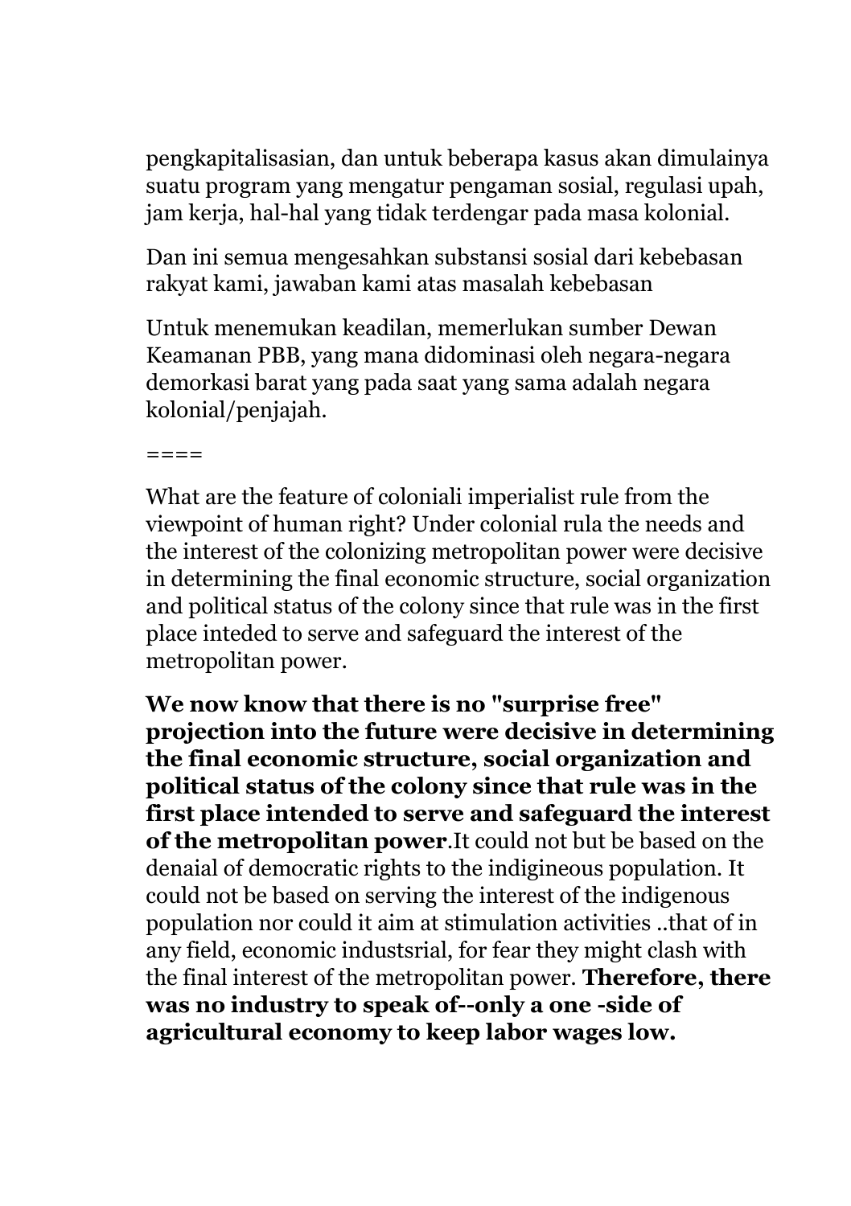pengkapitalisasian, dan untuk beberapa kasus akan dimulainya suatu program yang mengatur pengaman sosial, regulasi upah, jam kerja, hal-hal yang tidak terdengar pada masa kolonial.

Dan ini semua mengesahkan substansi sosial dari kebebasan rakyat kami, jawaban kami atas masalah kebebasan

Untuk menemukan keadilan, memerlukan sumber Dewan Keamanan PBB, yang mana didominasi oleh negara-negara demorkasi barat yang pada saat yang sama adalah negara kolonial/penjajah.

====

What are the feature of coloniali imperialist rule from the viewpoint of human right? Under colonial rula the needs and the interest of the colonizing metropolitan power were decisive in determining the final economic structure, social organization and political status of the colony since that rule was in the first place inteded to serve and safeguard the interest of the metropolitan power.

**We now know that there is no "surprise free" projection into the future were decisive in determining the final economic structure, social organization and political status of the colony since that rule was in the first place intended to serve and safeguard the interest of the metropolitan power**.It could not but be based on the denaial of democratic rights to the indigineous population. It could not be based on serving the interest of the indigenous population nor could it aim at stimulation activities ..that of in any field, economic industsrial, for fear they might clash with the final interest of the metropolitan power. **Therefore, there was no industry to speak of--only a one -side of agricultural economy to keep labor wages low.**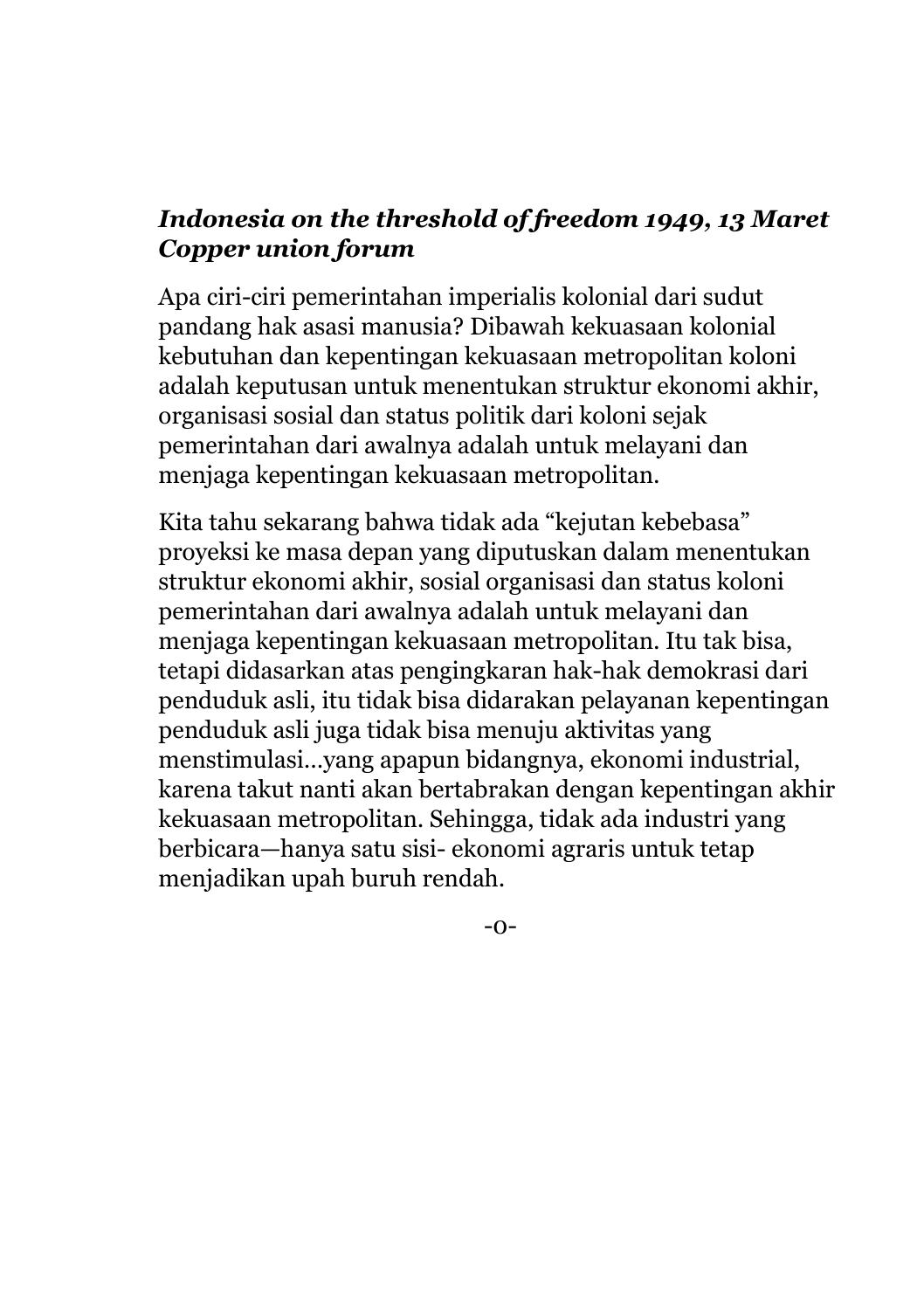***Indonesia on the threshold of freedom 1949, 13 Maret Copper union forum***

Apa ciri-ciri pemerintahan imperialis kolonial dari sudut pandang hak asasi manusia? Dibawah kekuasaan kolonial kebutuhan dan kepentingan kekuasaan metropolitan koloni adalah keputusan untuk menentukan struktur ekonomi akhir, organisasi sosial dan status politik dari koloni sejak pemerintahan dari awalnya adalah untuk melayani dan menjaga kepentingan kekuasaan metropolitan.

Kita tahu sekarang bahwa tidak ada "kejutan kebebasa" proyeksi ke masa depan yang diputuskan dalam menentukan struktur ekonomi akhir, sosial organisasi dan status koloni pemerintahan dari awalnya adalah untuk melayani dan menjaga kepentingan kekuasaan metropolitan. Itu tak bisa, tetapi didasarkan atas pengingkaran hak-hak demokrasi dari penduduk asli, itu tidak bisa didarakan pelayanan kepentingan penduduk asli juga tidak bisa menuju aktivitas yang menstimulasi…yang apapun bidangnya, ekonomi industrial, karena takut nanti akan bertabrakan dengan kepentingan akhir kekuasaan metropolitan. Sehingga, tidak ada industri yang berbicara—hanya satu sisi- ekonomi agraris untuk tetap menjadikan upah buruh rendah.

-o-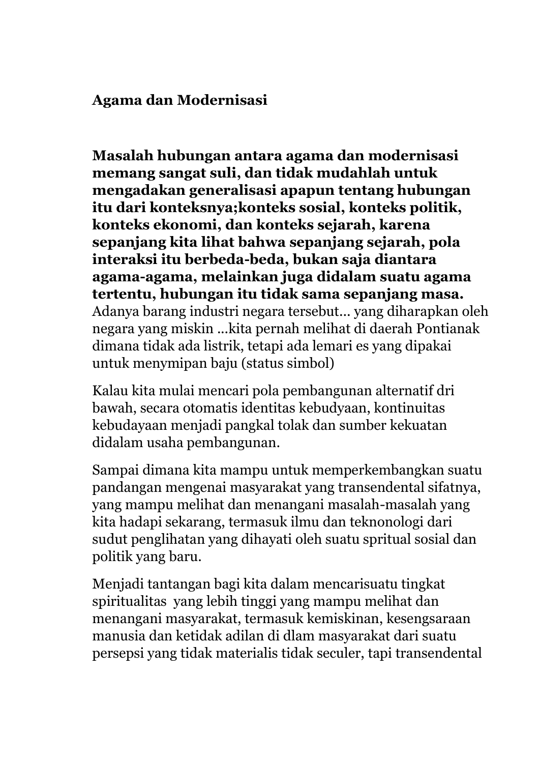**Agama dan Modernisasi**

**Masalah hubungan antara agama dan modernisasi memang sangat suli, dan tidak mudahlah untuk mengadakan generalisasi apapun tentang hubungan itu dari konteksnya;konteks sosial, konteks politik, konteks ekonomi, dan konteks sejarah, karena sepanjang kita lihat bahwa sepanjang sejarah, pola interaksi itu berbeda-beda, bukan saja diantara agama-agama, melainkan juga didalam suatu agama tertentu, hubungan itu tidak sama sepanjang masa.** Adanya barang industri negara tersebut... yang diharapkan oleh negara yang miskin ...kita pernah melihat di daerah Pontianak dimana tidak ada listrik, tetapi ada lemari es yang dipakai untuk menympan baju (status simbol)

Kalau kita mulai mencari pola pembangunan alternatif dri bawah, secara otomatis identitas kebudyaan, kontinuitas kebudayaan menjadi pangkal tolak dan sumber kekuatan didalam usaha pembangunan.

Sampai dimana kita mampu untuk memperkembangkan suatu pandangan mengenai masyarakat yang transendental sifatnya, yang mampu melihat dan menangani masalah-masalah yang kita hadapi sekarang, termasuk ilmu dan teknonologi dari sudut penglihatan yang dihayati oleh suatu spritual sosial dan politik yang baru.

Menjadi tantangan bagi kita dalam mencarisuatu tingkat spiritualitas yang lebih tinggi yang mampu melihat dan menangani masyarakat, termasuk kemiskinan, kesengsaraan manusia dan ketidak adilan di dlam masyarakat dari suatu persepsi yang tidak materialis tidak seculer, tapi transendental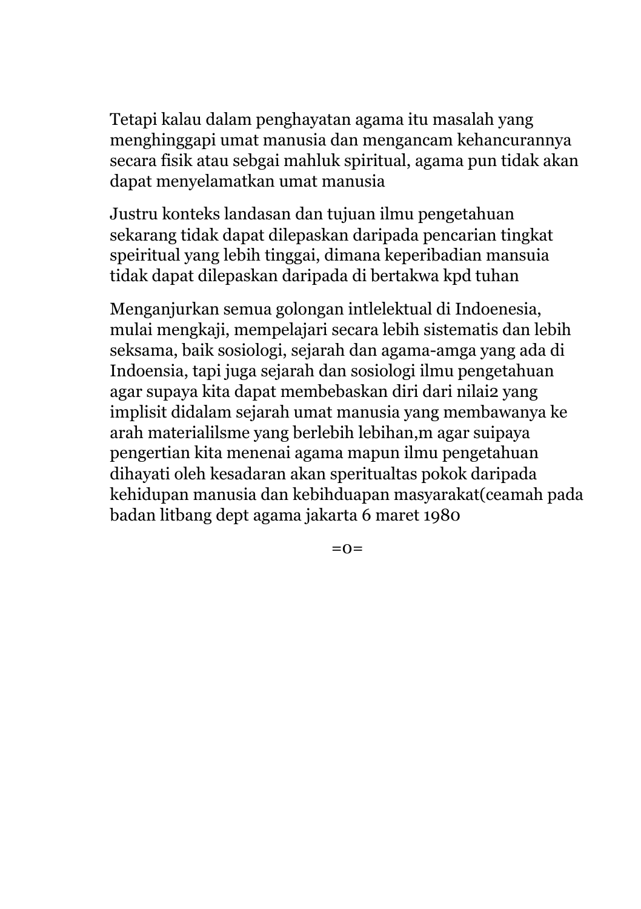Tetapi kalau dalam penghayatan agama itu masalah yang menghinggapi umat manusia dan mengancam kehancurannya secara fisik atau sebgai mahluk spiritual, agama pun tidak akan dapat menyelamatkan umat manusia

Justru konteks landasan dan tujuan ilmu pengetahuan sekarang tidak dapat dilepaskan daripada pencarian tingkat speiritual yang lebih tinggai, dimana keperibadian mansuia tidak dapat dilepaskan daripada di bertakwa kpd tuhan

Menganjurkan semua golongan intlelektual di Indoenesia, mulai mengkaji, mempelajari secara lebih sistematis dan lebih seksama, baik sosiologi, sejarah dan agama-amga yang ada di Indoensia, tapi juga sejarah dan sosiologi ilmu pengetahuan agar supaya kita dapat membebaskan diri dari nilai2 yang implisit didalam sejarah umat manusia yang membawanya ke arah materialilsme yang berlebih lebihan,m agar suipaya pengertian kita menenai agama mapun ilmu pengetahuan dihayati oleh kesadaran akan speritualtas pokok daripada kehidupan manusia dan kebihduapan masyarakat(ceamah pada badan litbang dept agama jakarta 6 maret 1980

=0=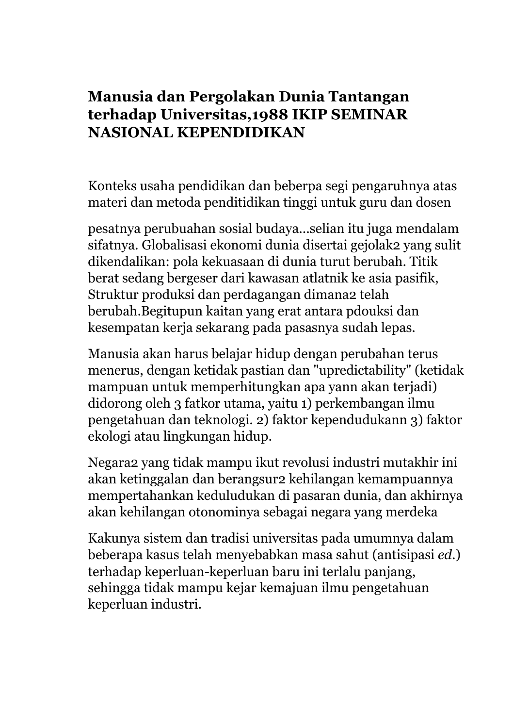**Manusia dan Pergolakan Dunia Tantangan terhadap Universitas,1988 IKIP SEMINAR NASIONAL KEPENDIDIKAN**

Konteks usaha pendidikan dan beberpa segi pengaruhnya atas materi dan metoda penditidikan tinggi untuk guru dan dosen

pesatnya perubuahan sosial budaya...selian itu juga mendalam sifatnya. Globalisasi ekonomi dunia disertai gejolak2 yang sulit dikendalikan: pola kekuasaan di dunia turut berubah. Titik berat sedang bergeser dari kawasan atlatnik ke asia pasifik, Struktur produksi dan perdagangan dimana2 telah berubah.Begitupun kaitan yang erat antara pdouksi dan kesempatan kerja sekarang pada pasasnya sudah lepas.

Manusia akan harus belajar hidup dengan perubahan terus menerus, dengan ketidak pastian dan "upredictability" (ketidak mampuan untuk memperhitungkan apa yann akan terjadi) didorong oleh 3 fatkor utama, yaitu 1) perkembangan ilmu pengetahuan dan teknologi. 2) faktor kependudukann 3) faktor ekologi atau lingkungan hidup.

Negara2 yang tidak mampu ikut revolusi industri mutakhir ini akan ketinggalan dan berangsur2 kehilangan kemampuannya mempertahankan keduludukan di pasaran dunia, dan akhirnya akan kehilangan otonominya sebagai negara yang merdeka

Kakunya sistem dan tradisi universitas pada umumnya dalam beberapa kasus telah menyebabkan masa sahut (antisipasi *ed.*) terhadap keperluan-keperluan baru ini terlalu panjang, sehingga tidak mampu kejar kemajuan ilmu pengetahuan keperluan industri.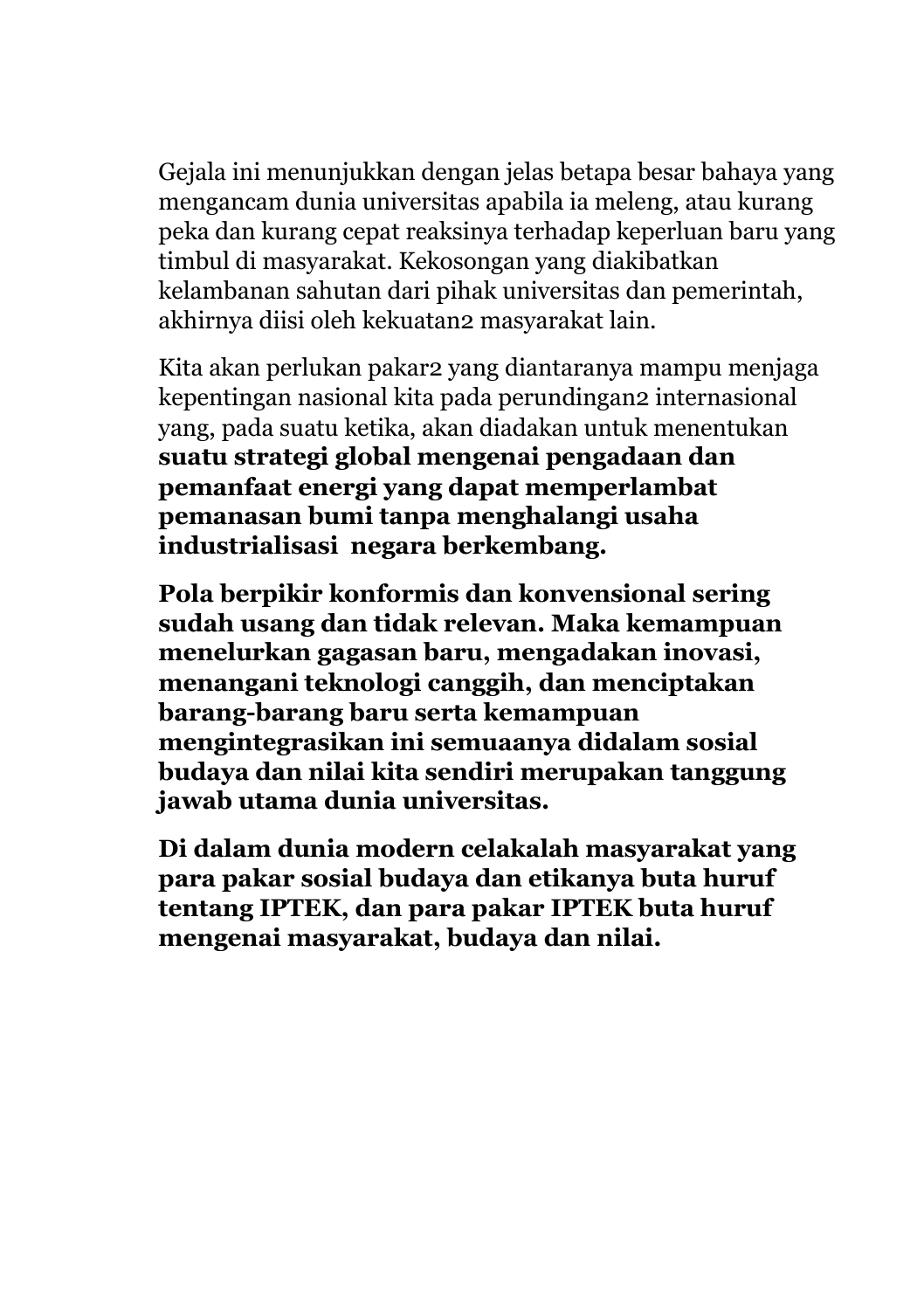Gejala ini menunjukkan dengan jelas betapa besar bahaya yang mengancam dunia universitas apabila ia meleng, atau kurang peka dan kurang cepat reaksinya terhadap keperluan baru yang timbul di masyarakat. Kekosongan yang diakibatkan kelambanan sahutan dari pihak universitas dan pemerintah, akhirnya diisi oleh kekuatan2 masyarakat lain.

Kita akan perlukan pakar2 yang diantaranya mampu menjaga kepentingan nasional kita pada perundingan2 internasional yang, pada suatu ketika, akan diadakan untuk menentukan **suatu strategi global mengenai pengadaan dan pemanfaat energi yang dapat memperlambat pemanasan bumi tanpa menghalangi usaha industrialisasi negara berkembang.**

**Pola berpikir konformis dan konvensional sering sudah usang dan tidak relevan. Maka kemampuan menelurkan gagasan baru, mengadakan inovasi, menangani teknologi canggih, dan menciptakan barang-barang baru serta kemampuan mengintegrasikan ini semuaanya didalam sosial budaya dan nilai kita sendiri merupakan tanggung jawab utama dunia universitas.**

**Di dalam dunia modern celakalah masyarakat yang para pakar sosial budaya dan etikanya buta huruf tentang IPTEK, dan para pakar IPTEK buta huruf mengenai masyarakat, budaya dan nilai.**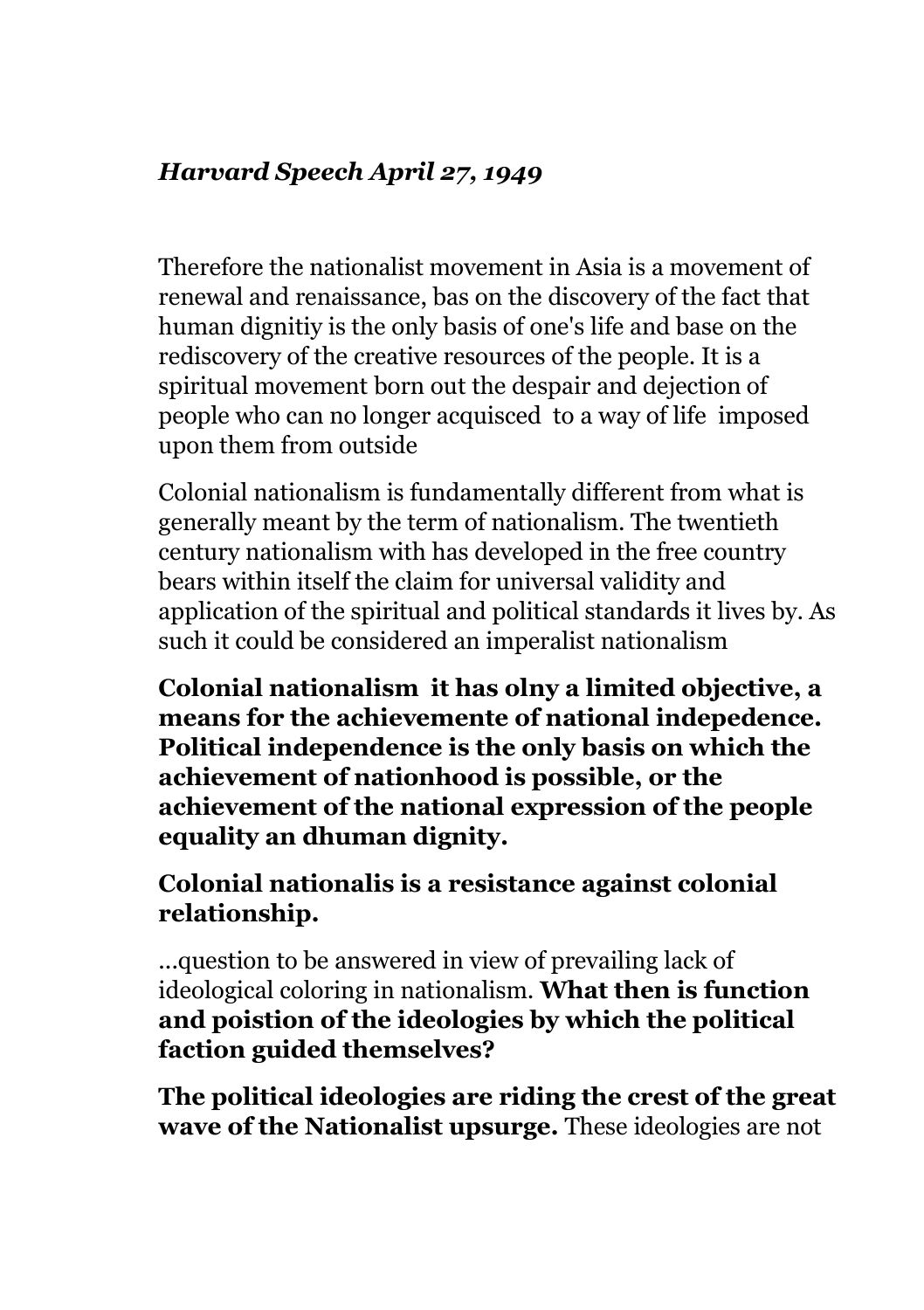*Harvard Speech April 27, 1949*

Therefore the nationalist movement in Asia is a movement of renewal and renaissance, bas on the discovery of the fact that human dignitiy is the only basis of one's life and base on the rediscovery of the creative resources of the people. It is a spiritual movement born out the despair and dejection of people who can no longer acquisced to a way of life imposed upon them from outside

Colonial nationalism is fundamentally different from what is generally meant by the term of nationalism. The twentieth century nationalism with has developed in the free country bears within itself the claim for universal validity and application of the spiritual and political standards it lives by. As such it could be considered an imperalist nationalism

**Colonial nationalism it has olny a limited objective, a means for the achievemente of national indepedence. Political independence is the only basis on which the achievement of nationhood is possible, or the achievement of the national expression of the people equality an dhuman dignity.**

**Colonial nationalis is a resistance against colonial relationship.**

...question to be answered in view of prevailing lack of ideological coloring in nationalism. **What then is function and poistion of the ideologies by which the political faction guided themselves?**

**The political ideologies are riding the crest of the great wave of the Nationalist upsurge.** These ideologies are not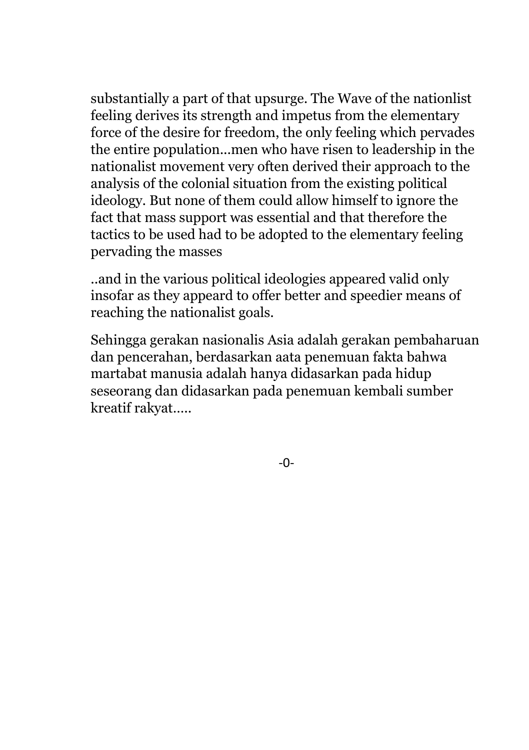substantially a part of that upsurge. The Wave of the nationlist feeling derives its strength and impetus from the elementary force of the desire for freedom, the only feeling which pervades the entire population...men who have risen to leadership in the nationalist movement very often derived their approach to the analysis of the colonial situation from the existing political ideology. But none of them could allow himself to ignore the fact that mass support was essential and that therefore the tactics to be used had to be adopted to the elementary feeling pervading the masses

..and in the various political ideologies appeared valid only insofar as they appeard to offer better and speedier means of reaching the nationalist goals.

Sehingga gerakan nasionalis Asia adalah gerakan pembaharuan dan pencerahan, berdasarkan aata penemuan fakta bahwa martabat manusia adalah hanya didasarkan pada hidup seseorang dan didasarkan pada penemuan kembali sumber kreatif rakyat.....

-0-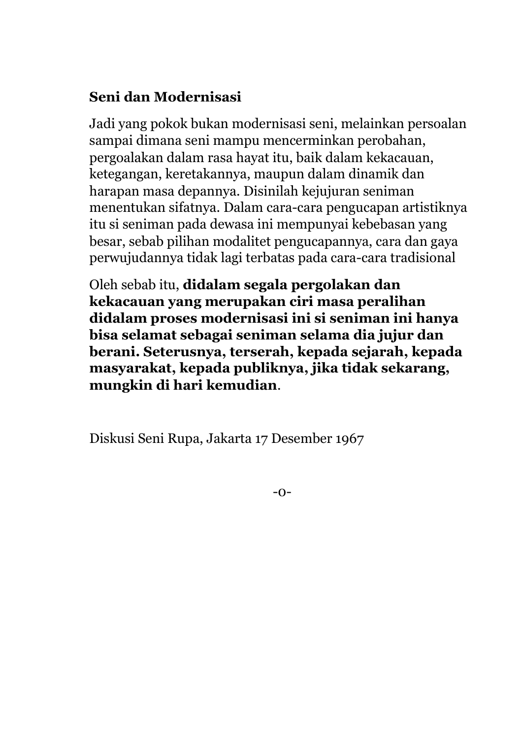**Seni dan Modernisasi**

Jadi yang pokok bukan modernisasi seni, melainkan persoalan sampai dimana seni mampu mencerminkan perobahan, pergoalakan dalam rasa hayat itu, baik dalam kekacauan, ketegangan, keretakannya, maupun dalam dinamik dan harapan masa depannya. Disinilah kejujuran seniman menentukan sifatnya. Dalam cara-cara pengucapan artistiknya itu si seniman pada dewasa ini mempunyai kebebasan yang besar, sebab pilihan modalitet pengucapannya, cara dan gaya perwujudannya tidak lagi terbatas pada cara-cara tradisional

Oleh sebab itu, **didalam segala pergolakan dan kekacauan yang merupakan ciri masa peralihan didalam proses modernisasi ini si seniman ini hanya bisa selamat sebagai seniman selama dia jujur dan berani. Seterusnya, terserah, kepada sejarah, kepada masyarakat, kepada publiknya, jika tidak sekarang, mungkin di hari kemudian**.

Diskusi Seni Rupa, Jakarta 17 Desember 1967

-o-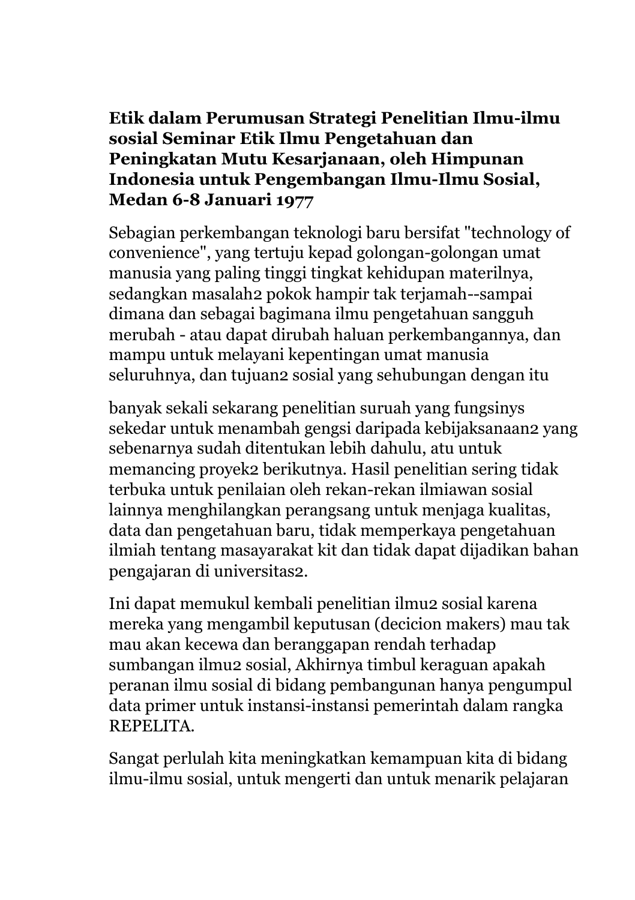**Etik dalam Perumusan Strategi Penelitian Ilmu-ilmu sosial Seminar Etik Ilmu Pengetahuan dan Peningkatan Mutu Kesarjanaan, oleh Himpunan Indonesia untuk Pengembangan Ilmu-Ilmu Sosial, Medan 6-8 Januari 1977**

Sebagian perkembangan teknologi baru bersifat "technology of convenience", yang tertuju kepad golongan-golongan umat manusia yang paling tinggi tingkat kehidupan materilnya, sedangkan masalah2 pokok hampir tak terjamah--sampai dimana dan sebagai bagimana ilmu pengetahuan sangguh merubah - atau dapat dirubah haluan perkembangannya, dan mampu untuk melayani kepentingan umat manusia seluruhnya, dan tujuan2 sosial yang sehubungan dengan itu

banyak sekali sekarang penelitian suruah yang fungsinys sekedar untuk menambah gengsi daripada kebijaksanaan2 yang sebenarnya sudah ditentukan lebih dahulu, atu untuk memancing proyek2 berikutnya. Hasil penelitian sering tidak terbuka untuk penilaian oleh rekan-rekan ilmiawan sosial lainnya menghilangkan perangsang untuk menjaga kualitas, data dan pengetahuan baru, tidak memperkaya pengetahuan ilmiah tentang masayarakat kit dan tidak dapat dijadikan bahan pengajaran di universitas2.

Ini dapat memukul kembali penelitian ilmu2 sosial karena mereka yang mengambil keputusan (decicion makers) mau tak mau akan kecewa dan beranggapan rendah terhadap sumbangan ilmu2 sosial, Akhirnya timbul keraguan apakah peranan ilmu sosial di bidang pembangunan hanya pengumpul data primer untuk instansi-instansi pemerintah dalam rangka REPELITA.

Sangat perlulah kita meningkatkan kemampuan kita di bidang ilmu-ilmu sosial, untuk mengerti dan untuk menarik pelajaran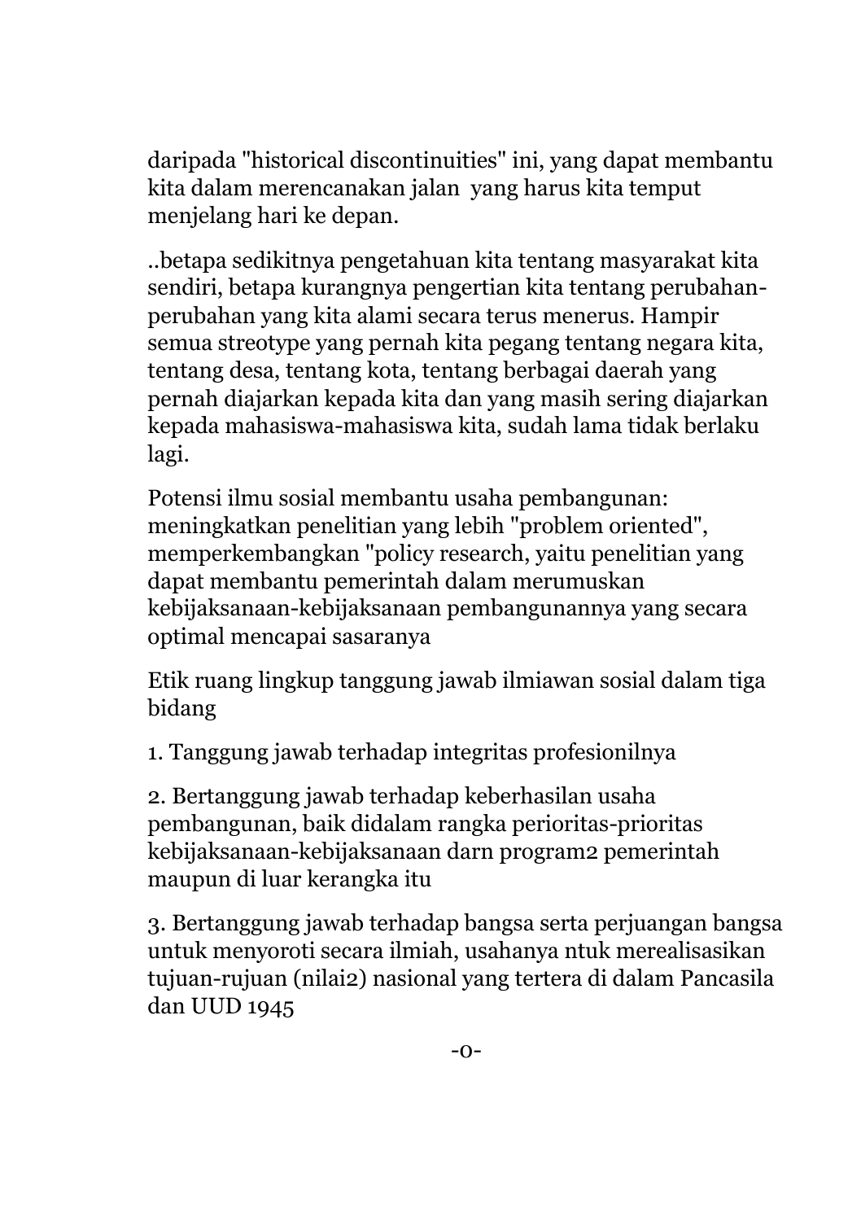daripada "historical discontinuities" ini, yang dapat membantu kita dalam merencanakan jalan yang harus kita temput menjelang hari ke depan.

..betapa sedikitnya pengetahuan kita tentang masyarakat kita sendiri, betapa kurangnya pengertian kita tentang perubahan-perubahan yang kita alami secara terus menerus. Hampir semua streotype yang pernah kita pegang tentang negara kita, tentang desa, tentang kota, tentang berbagai daerah yang pernah diajarkan kepada kita dan yang masih sering diajarkan kepada mahasiswa-mahasiswa kita, sudah lama tidak berlaku lagi.

Potensi ilmu sosial membantu usaha pembangunan: meningkatkan penelitian yang lebih "problem oriented", memperkembangkan "policy research, yaitu penelitian yang dapat membantu pemerintah dalam merumuskan kebijaksanaan-kebijaksanaan pembangunannya yang secara optimal mencapai sasaranya

Etik ruang lingkup tanggung jawab ilmiawan sosial dalam tiga bidang

1. Tanggung jawab terhadap integritas profesionilnya

2. Bertanggung jawab terhadap keberhasilan usaha pembangunan, baik didalam rangka perioritas-prioritas kebijaksanaan-kebijaksanaan darn program2 pemerintah maupun di luar kerangka itu

3. Bertanggung jawab terhadap bangsa serta perjuangan bangsa untuk menyoroti secara ilmiah, usahanya ntuk merealisasikan tujuan-rujuan (nilai2) nasional yang tertera di dalam Pancasila dan UUD 1945

-o-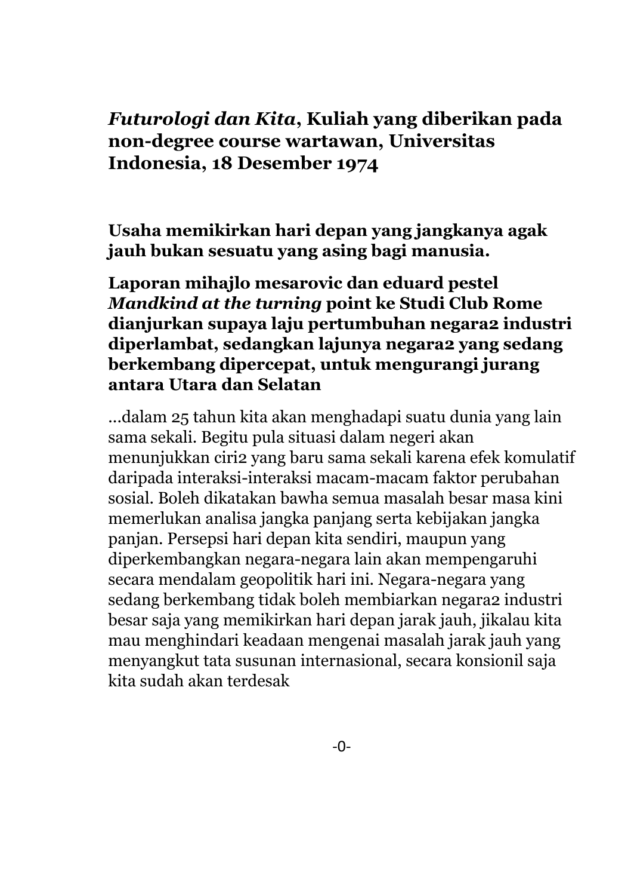***Futurologi dan Kita*, Kuliah yang diberikan pada non-degree course wartawan, Universitas Indonesia, 18 Desember 1974**

**Usaha memikirkan hari depan yang jangkanya agak jauh bukan sesuatu yang asing bagi manusia.**

**Laporan mihajlo mesarovic dan eduard pestel *Mandkind at the turning* point ke Studi Club Rome dianjurkan supaya laju pertumbuhan negara2 industri diperlambat, sedangkan lajunya negara2 yang sedang berkembang dipercepat, untuk mengurangi jurang antara Utara dan Selatan**

...dalam 25 tahun kita akan menghadapi suatu dunia yang lain sama sekali. Begitu pula situasi dalam negeri akan menunjukkan ciri2 yang baru sama sekali karena efek komulatif daripada interaksi-interaksi macam-macam faktor perubahan sosial. Boleh dikatakan bawha semua masalah besar masa kini memerlukan analisa jangka panjang serta kebijakan jangka panjan. Persepsi hari depan kita sendiri, maupun yang diperkembangkan negara-negara lain akan mempengaruhi secara mendalam geopolitik hari ini. Negara-negara yang sedang berkembang tidak boleh membiarkan negara2 industri besar saja yang memikirkan hari depan jarak jauh, jikalau kita mau menghindari keadaan mengenai masalah jarak jauh yang menyangkut tata susunan internasional, secara konsionil saja kita sudah akan terdesak

-0-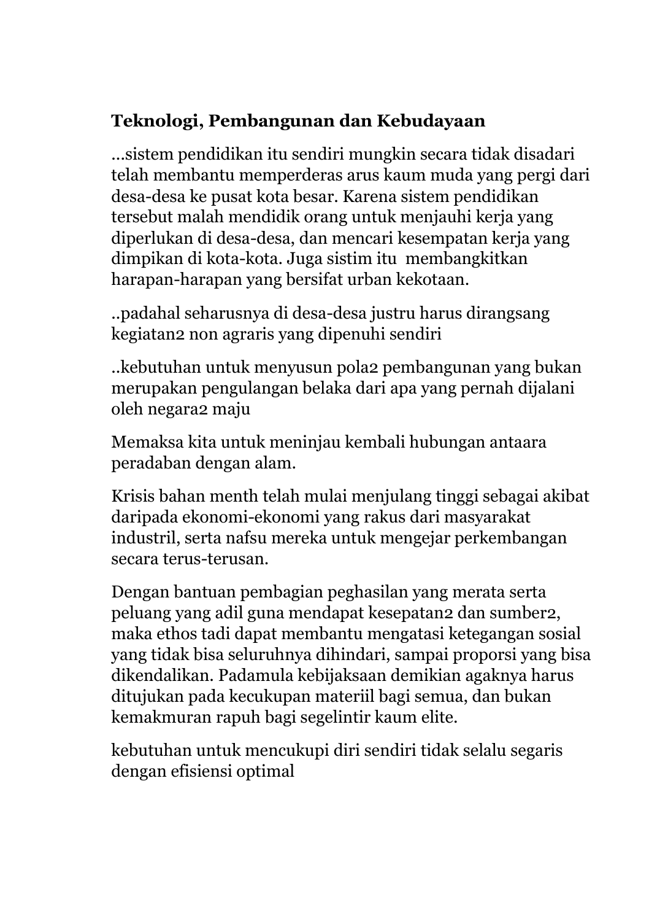**Teknologi, Pembangunan dan Kebudayaan**

...sistem pendidikan itu sendiri mungkin secara tidak disadari telah membantu memperderas arus kaum muda yang pergi dari desa-desa ke pusat kota besar. Karena sistem pendidikan tersebut malah mendidik orang untuk menjauhi kerja yang diperlukan di desa-desa, dan mencari kesempatan kerja yang dimpikan di kota-kota. Juga sistim itu membangkitkan harapan-harapan yang bersifat urban kekotaan.

..padahal seharusnya di desa-desa justru harus dirangsang kegiatan2 non agraris yang dipenuhi sendiri

..kebutuhan untuk menyusun pola2 pembangunan yang bukan merupakan pengulangan belaka dari apa yang pernah dijalani oleh negara2 maju

Memaksa kita untuk meninjau kembali hubungan antaara peradaban dengan alam.

Krisis bahan menth telah mulai menjulang tinggi sebagai akibat daripada ekonomi-ekonomi yang rakus dari masyarakat industril, serta nafsu mereka untuk mengejar perkembangan secara terus-terusan.

Dengan bantuan pembagian peghasilan yang merata serta peluang yang adil guna mendapat kesepatan2 dan sumber2, maka ethos tadi dapat membantu mengatasi ketegangan sosial yang tidak bisa seluruhnya dihindari, sampai proporsi yang bisa dikendalikan. Padamula kebijaksaan demikian agaknya harus ditujukan pada kecukupan materiil bagi semua, dan bukan kemakmuran rapuh bagi segelintir kaum elite.

kebutuhan untuk mencukupi diri sendiri tidak selalu segaris dengan efisiensi optimal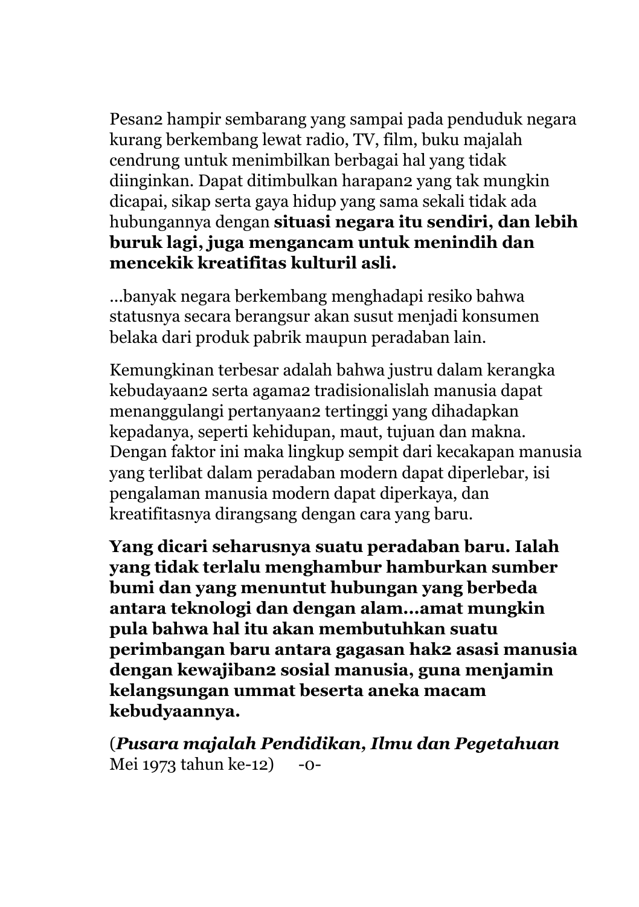Pesan2 hampir sembarang yang sampai pada penduduk negara kurang berkembang lewat radio, TV, film, buku majalah cendrung untuk menimbilkan berbagai hal yang tidak diinginkan. Dapat ditimbulkan harapan2 yang tak mungkin dicapai, sikap serta gaya hidup yang sama sekali tidak ada hubungannya dengan **situasi negara itu sendiri, dan lebih buruk lagi, juga mengancam untuk menindih dan mencekik kreatifitas kulturil asli.**

...banyak negara berkembang menghadapi resiko bahwa statusnya secara berangsur akan susut menjadi konsumen belaka dari produk pabrik maupun peradaban lain.

Kemungkinan terbesar adalah bahwa justru dalam kerangka kebudayaan2 serta agama2 tradisionalislah manusia dapat menanggulangi pertanyaan2 tertinggi yang dihadapkan kepadanya, seperti kehidupan, maut, tujuan dan makna. Dengan faktor ini maka lingkup sempit dari kecakapan manusia yang terlibat dalam peradaban modern dapat diperlebar, isi pengalaman manusia modern dapat diperkaya, dan kreatifitasnya dirangsang dengan cara yang baru.

**Yang dicari seharusnya suatu peradaban baru. Ialah yang tidak terlalu menghambur hamburkan sumber bumi dan yang menuntut hubungan yang berbeda antara teknologi dan dengan alam...amat mungkin pula bahwa hal itu akan membutuhkan suatu perimbangan baru antara gagasan hak2 asasi manusia dengan kewajiban2 sosial manusia, guna menjamin kelangsungan ummat beserta aneka macam kebudyaannya.**

(***Pusara majalah Pendidikan, Ilmu dan Pegetahuan*** Mei 1973 tahun ke-12) -o-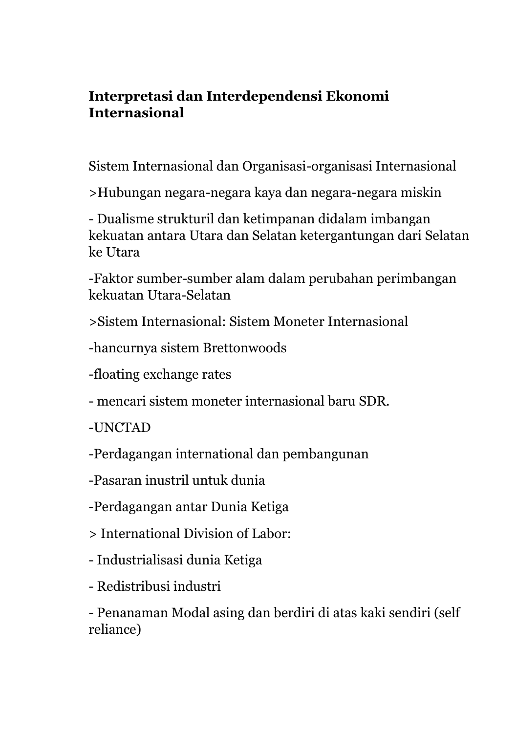**Interpretasi dan Interdependensi Ekonomi Internasional**

Sistem Internasional dan Organisasi-organisasi Internasional

>Hubungan negara-negara kaya dan negara-negara miskin

- Dualisme strukturil dan ketimpanan didalam imbangan kekuatan antara Utara dan Selatan ketergantungan dari Selatan ke Utara

-Faktor sumber-sumber alam dalam perubahan perimbangan kekuatan Utara-Selatan

>Sistem Internasional: Sistem Moneter Internasional

-hancurnya sistem Brettonwoods

-floating exchange rates

- mencari sistem moneter internasional baru SDR.

-UNCTAD

-Perdagangan international dan pembangunan

-Pasaran inustril untuk dunia

-Perdagangan antar Dunia Ketiga

> International Division of Labor:

- Industrialisasi dunia Ketiga

- Redistribusi industri

- Penanaman Modal asing dan berdiri di atas kaki sendiri (self reliance)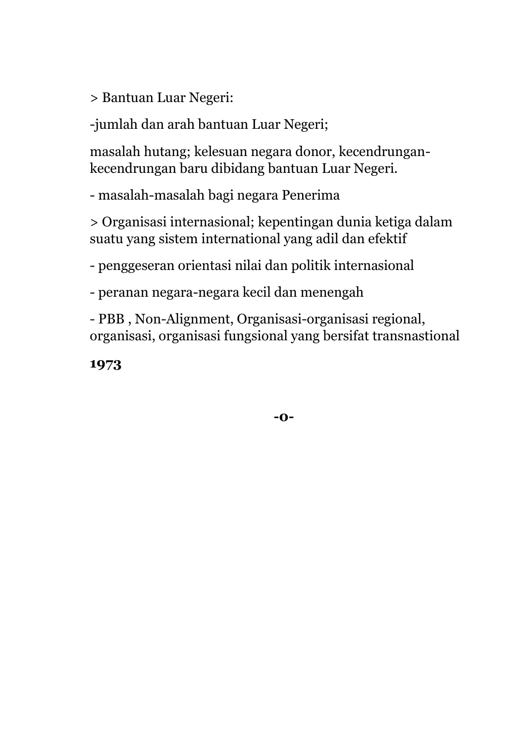> Bantuan Luar Negeri:

-jumlah dan arah bantuan Luar Negeri;

masalah hutang; kelesuan negara donor, kecendrungan-kecendrungan baru dibidang bantuan Luar Negeri.

- masalah-masalah bagi negara Penerima

> Organisasi internasional; kepentingan dunia ketiga dalam suatu yang sistem international yang adil dan efektif

- penggeseran orientasi nilai dan politik internasional

- peranan negara-negara kecil dan menengah

- PBB , Non-Alignment, Organisasi-organisasi regional, organisasi, organisasi fungsional yang bersifat transnastional

**1973**

**-o-**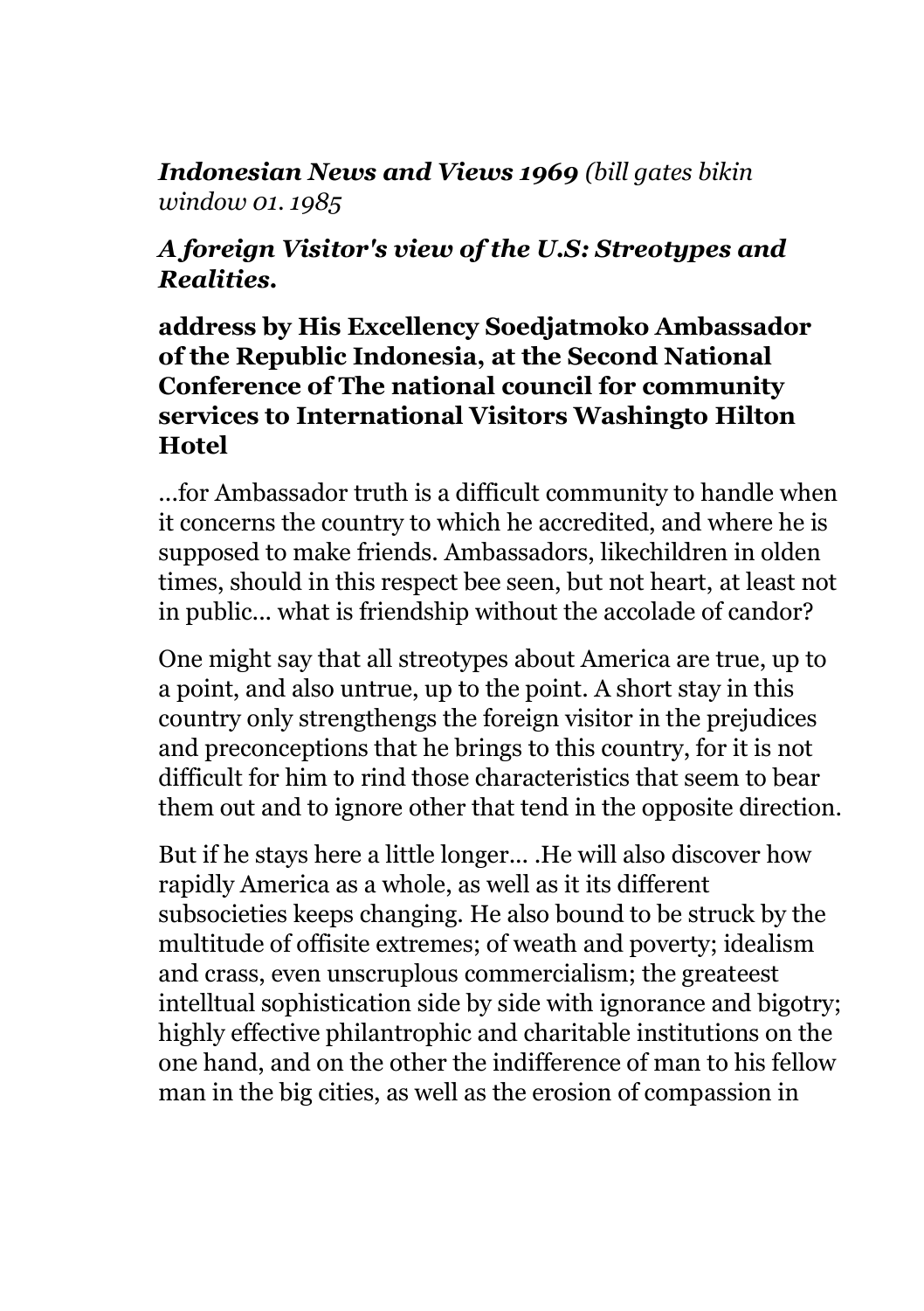***Indonesian News and Views 1969*** *(bill gates bikin window 01. 1985*

### *A foreign Visitor's view of the U.S: Streotypes and Realities.*

### address by His Excellency Soedjatmoko Ambassador of the Republic Indonesia, at the Second National Conference of The national council for community services to International Visitors Washingto Hilton Hotel

...for Ambassador truth is a difficult community to handle when it concerns the country to which he accredited, and where he is supposed to make friends. Ambassadors, likechildren in olden times, should in this respect bee seen, but not heart, at least not in public... what is friendship without the accolade of candor?

One might say that all streotypes about America are true, up to a point, and also untrue, up to the point. A short stay in this country only strengthengs the foreign visitor in the prejudices and preconceptions that he brings to this country, for it is not difficult for him to rind those characteristics that seem to bear them out and to ignore other that tend in the opposite direction.

But if he stays here a little longer... .He will also discover how rapidly America as a whole, as well as it its different subsocieties keeps changing. He also bound to be struck by the multitude of offisite extremes; of weath and poverty; idealism and crass, even unscruplous commercialism; the greateest intelltual sophistication side by side with ignorance and bigotry; highly effective philantrophic and charitable institutions on the one hand, and on the other the indifference of man to his fellow man in the big cities, as well as the erosion of compassion in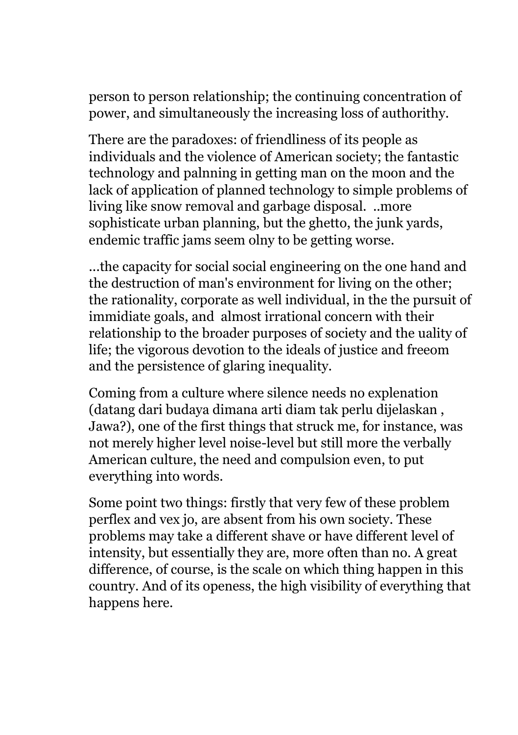person to person relationship; the continuing concentration of power, and simultaneously the increasing loss of authorithy.

There are the paradoxes: of friendliness of its people as individuals and the violence of American society; the fantastic technology and palnning in getting man on the moon and the lack of application of planned technology to simple problems of living like snow removal and garbage disposal. ..more sophisticate urban planning, but the ghetto, the junk yards, endemic traffic jams seem olny to be getting worse.

...the capacity for social social engineering on the one hand and the destruction of man's environment for living on the other; the rationality, corporate as well individual, in the the pursuit of immidiate goals, and almost irrational concern with their relationship to the broader purposes of society and the uality of life; the vigorous devotion to the ideals of justice and freeom and the persistence of glaring inequality.

Coming from a culture where silence needs no explenation (datang dari budaya dimana arti diam tak perlu dijelaskan , Jawa?), one of the first things that struck me, for instance, was not merely higher level noise-level but still more the verbally American culture, the need and compulsion even, to put everything into words.

Some point two things: firstly that very few of these problem perflex and vex jo, are absent from his own society. These problems may take a different shave or have different level of intensity, but essentially they are, more often than no. A great difference, of course, is the scale on which thing happen in this country. And of its openess, the high visibility of everything that happens here.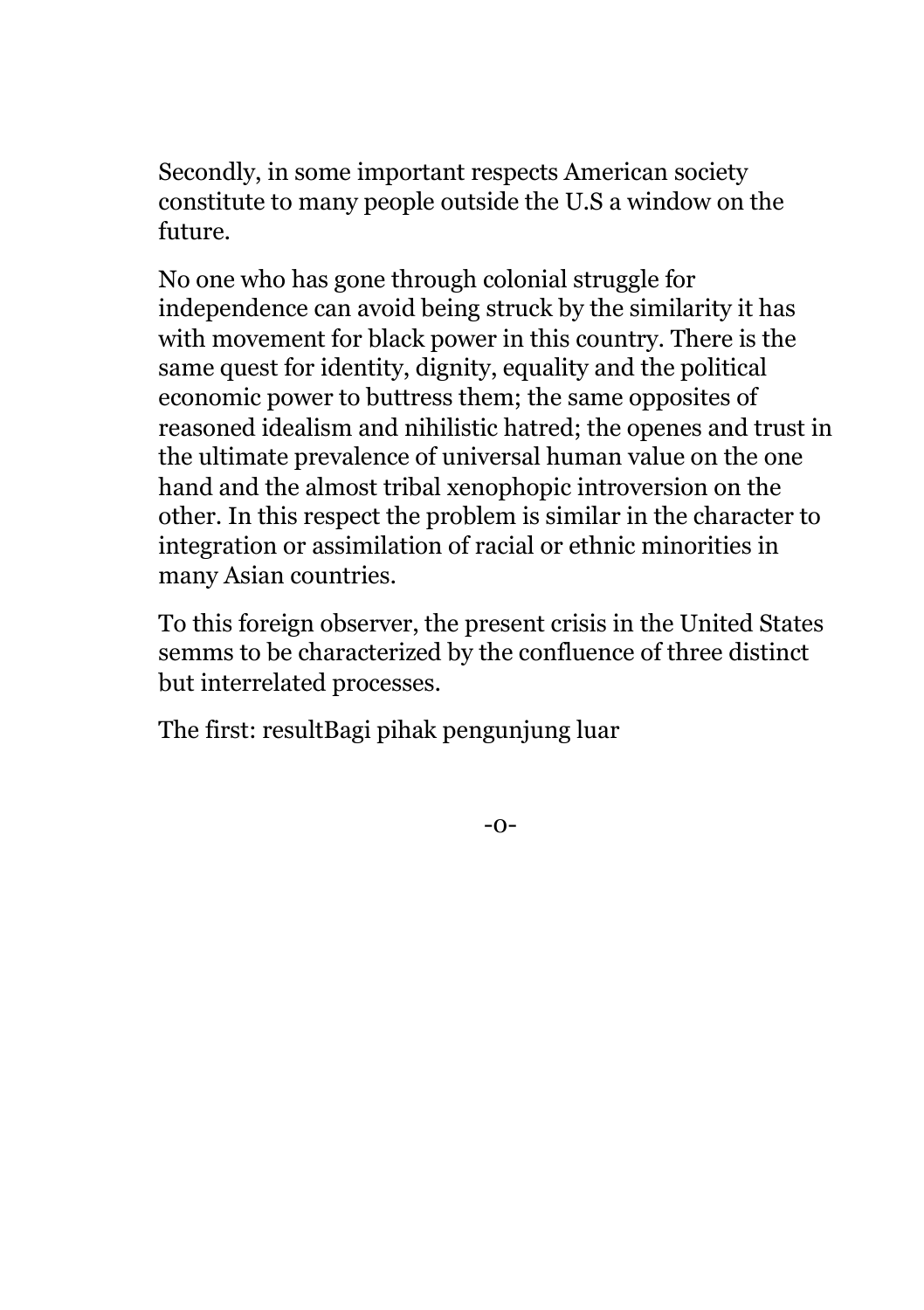Secondly, in some important respects American society constitute to many people outside the U.S a window on the future.

No one who has gone through colonial struggle for independence can avoid being struck by the similarity it has with movement for black power in this country. There is the same quest for identity, dignity, equality and the political economic power to buttress them; the same opposites of reasoned idealism and nihilistic hatred; the openes and trust in the ultimate prevalence of universal human value on the one hand and the almost tribal xenophopic introversion on the other. In this respect the problem is similar in the character to integration or assimilation of racial or ethnic minorities in many Asian countries.

To this foreign observer, the present crisis in the United States semms to be characterized by the confluence of three distinct but interrelated processes.

The first: resultBagi pihak pengunjung luar

-o-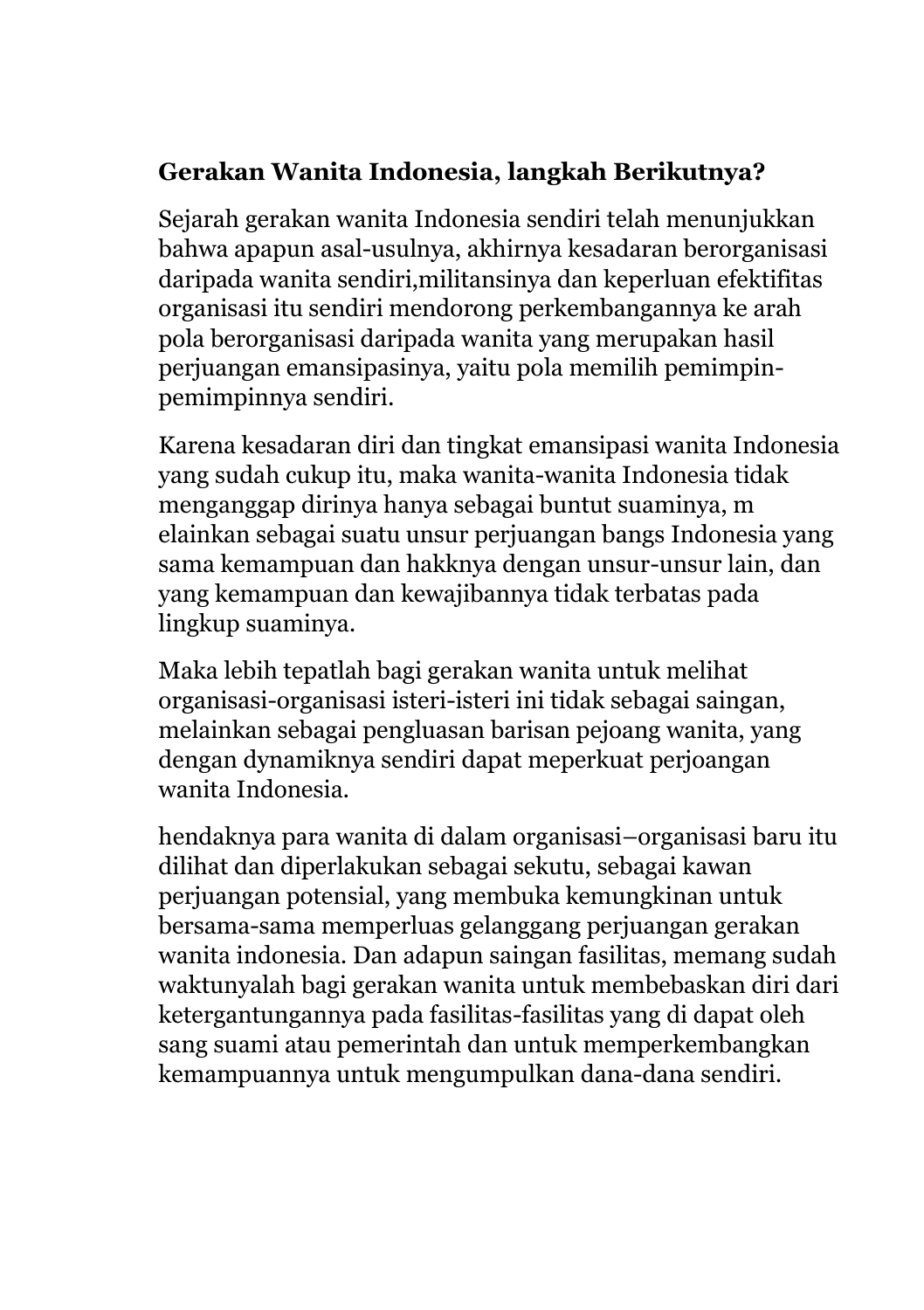**Gerakan Wanita Indonesia, langkah Berikutnya?**

Sejarah gerakan wanita Indonesia sendiri telah menunjukkan bahwa apapun asal-usulnya, akhirnya kesadaran berorganisasi daripada wanita sendiri,militansinya dan keperluan efektifitas organisasi itu sendiri mendorong perkembangannya ke arah pola berorganisasi daripada wanita yang merupakan hasil perjuangan emansipasinya, yaitu pola memilih pemimpin-pemimpinnya sendiri.

Karena kesadaran diri dan tingkat emansipasi wanita Indonesia yang sudah cukup itu, maka wanita-wanita Indonesia tidak menganggap dirinya hanya sebagai buntut suaminya, m elainkan sebagai suatu unsur perjuangan bangs Indonesia yang sama kemampuan dan hakknya dengan unsur-unsur lain, dan yang kemampuan dan kewajibannya tidak terbatas pada lingkup suaminya.

Maka lebih tepatlah bagi gerakan wanita untuk melihat organisasi-organisasi isteri-isteri ini tidak sebagai saingan, melainkan sebagai pengluasan barisan pejoang wanita, yang dengan dynamiknya sendiri dapat meperkuat perjoangan wanita Indonesia.

hendaknya para wanita di dalam organisasi–organisasi baru itu dilihat dan diperlakukan sebagai sekutu, sebagai kawan perjuangan potensial, yang membuka kemungkinan untuk bersama-sama memperluas gelanggang perjuangan gerakan wanita indonesia. Dan adapun saingan fasilitas, memang sudah waktunyalah bagi gerakan wanita untuk membebaskan diri dari ketergantungannya pada fasilitas-fasilitas yang di dapat oleh sang suami atau pemerintah dan untuk memperkembangkan kemampuannya untuk mengumpulkan dana-dana sendiri.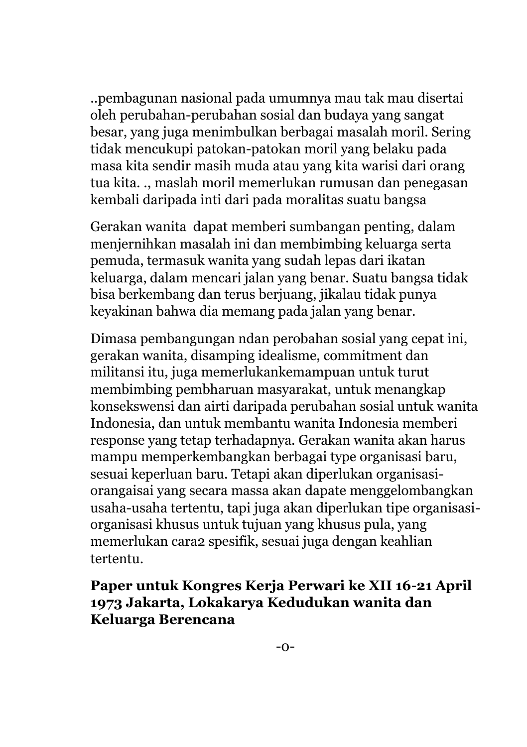..pembagunan nasional pada umumnya mau tak mau disertai oleh perubahan-perubahan sosial dan budaya yang sangat besar, yang juga menimbulkan berbagai masalah moril. Sering tidak mencukupi patokan-patokan moril yang belaku pada masa kita sendir masih muda atau yang kita warisi dari orang tua kita. ., maslah moril memerlukan rumusan dan penegasan kembali daripada inti dari pada moralitas suatu bangsa

Gerakan wanita  dapat memberi sumbangan penting, dalam menjernihkan masalah ini dan membimbing keluarga serta pemuda, termasuk wanita yang sudah lepas dari ikatan keluarga, dalam mencari jalan yang benar. Suatu bangsa tidak bisa berkembang dan terus berjuang, jikalau tidak punya keyakinan bahwa dia memang pada jalan yang benar.

Dimasa pembangungan ndan perobahan sosial yang cepat ini, gerakan wanita, disamping idealisme, commitment dan militansi itu, juga memerlukankemampuan untuk turut membimbing pembharuan masyarakat, untuk menangkap konsekswensi dan airti daripada perubahan sosial untuk wanita Indonesia, dan untuk membantu wanita Indonesia memberi response yang tetap terhadapnya. Gerakan wanita akan harus mampu memperkembangkan berbagai type organisasi baru, sesuai keperluan baru. Tetapi akan diperlukan organisasi-orangaisai yang secara massa akan dapate menggelombangkan usaha-usaha tertentu, tapi juga akan diperlukan tipe organisasi-organisasi khusus untuk tujuan yang khusus pula, yang memerlukan cara2 spesifik, sesuai juga dengan keahlian tertentu.

**Paper untuk Kongres Kerja Perwari ke XII 16-21 April 1973 Jakarta, Lokakarya Kedudukan wanita dan Keluarga Berencana**

-o-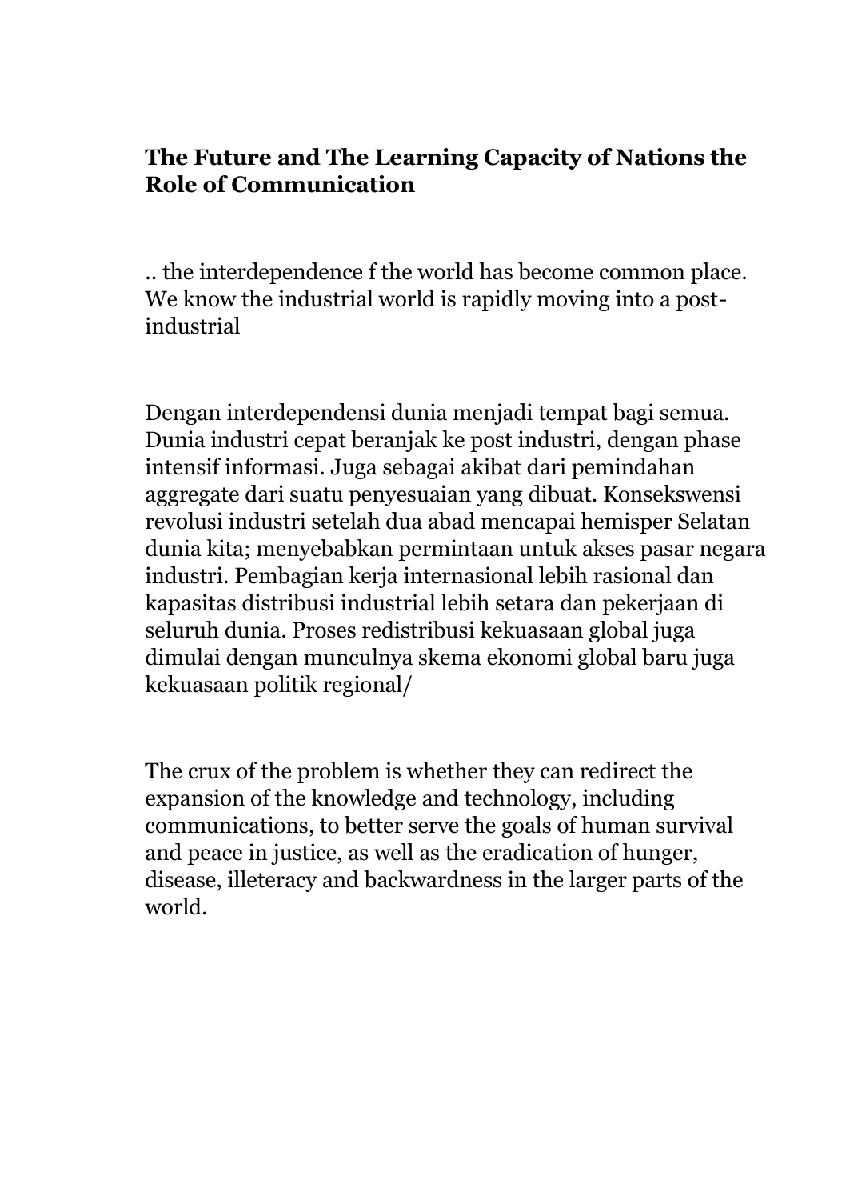## The Future and The Learning Capacity of Nations the Role of Communication

.. the interdependence f the world has become common place. We know the industrial world is rapidly moving into a post-industrial

Dengan interdependensi dunia menjadi tempat bagi semua. Dunia industri cepat beranjak ke post industri, dengan phase intensif informasi. Juga sebagai akibat dari pemindahan aggregate dari suatu penyesuaian yang dibuat. Konsekswensi revolusi industri setelah dua abad mencapai hemisper Selatan dunia kita; menyebabkan permintaan untuk akses pasar negara industri. Pembagian kerja internasional lebih rasional dan kapasitas distribusi industrial lebih setara dan pekerjaan di seluruh dunia. Proses redistribusi kekuasaan global juga dimulai dengan munculnya skema ekonomi global baru juga kekuasaan politik regional/

The crux of the problem is whether they can redirect the expansion of the knowledge and technology, including communications, to better serve the goals of human survival and peace in justice, as well as the eradication of hunger, disease, illeteracy and backwardness in the larger parts of the world.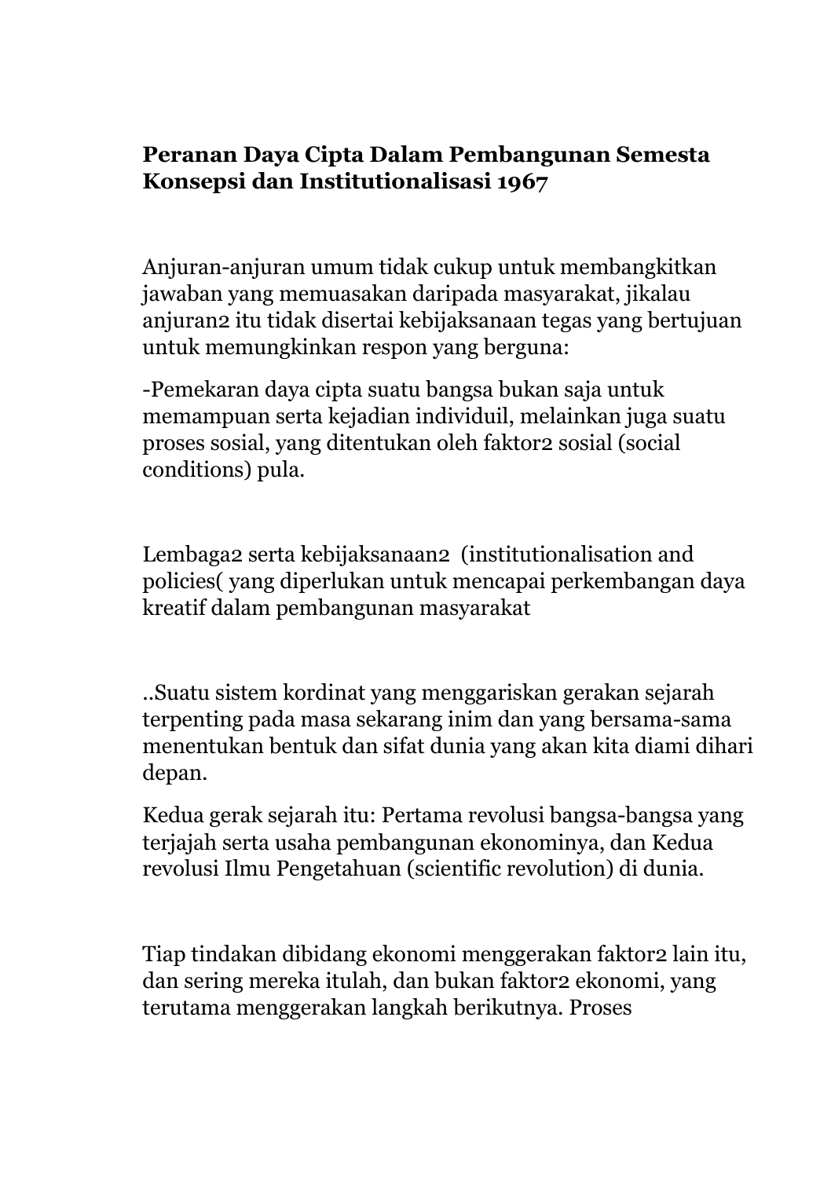**Peranan Daya Cipta Dalam Pembangunan Semesta Konsepsi dan Institutionalisasi 1967**

Anjuran-anjuran umum tidak cukup untuk membangkitkan jawaban yang memuasakan daripada masyarakat, jikalau anjuran2 itu tidak disertai kebijaksanaaan tegas yang bertujuan untuk memungkinkan respon yang berguna:

-Pemekaran daya cipta suatu bangsa bukan saja untuk memampuan serta kejadian individuil, melainkan juga suatu proses sosial, yang ditentukan oleh faktor2 sosial (social conditions) pula.

Lembaga2 serta kebijaksanaan2 (institutionalisation and policies( yang diperlukan untuk mencapai perkembangan daya kreatif dalam pembangunan masyarakat

..Suatu sistem kordinat yang menggariskan gerakan sejarah terpenting pada masa sekarang inim dan yang bersama-sama menentukan bentuk dan sifat dunia yang akan kita diami dihari depan.

Kedua gerak sejarah itu: Pertama revolusi bangsa-bangsa yang terjajah serta usaha pembangunan ekonominya, dan Kedua revolusi Ilmu Pengetahuan (scientific revolution) di dunia.

Tiap tindakan dibidang ekonomi menggerakan faktor2 lain itu, dan sering mereka itulah, dan bukan faktor2 ekonomi, yang terutama menggerakan langkah berikutnya. Proses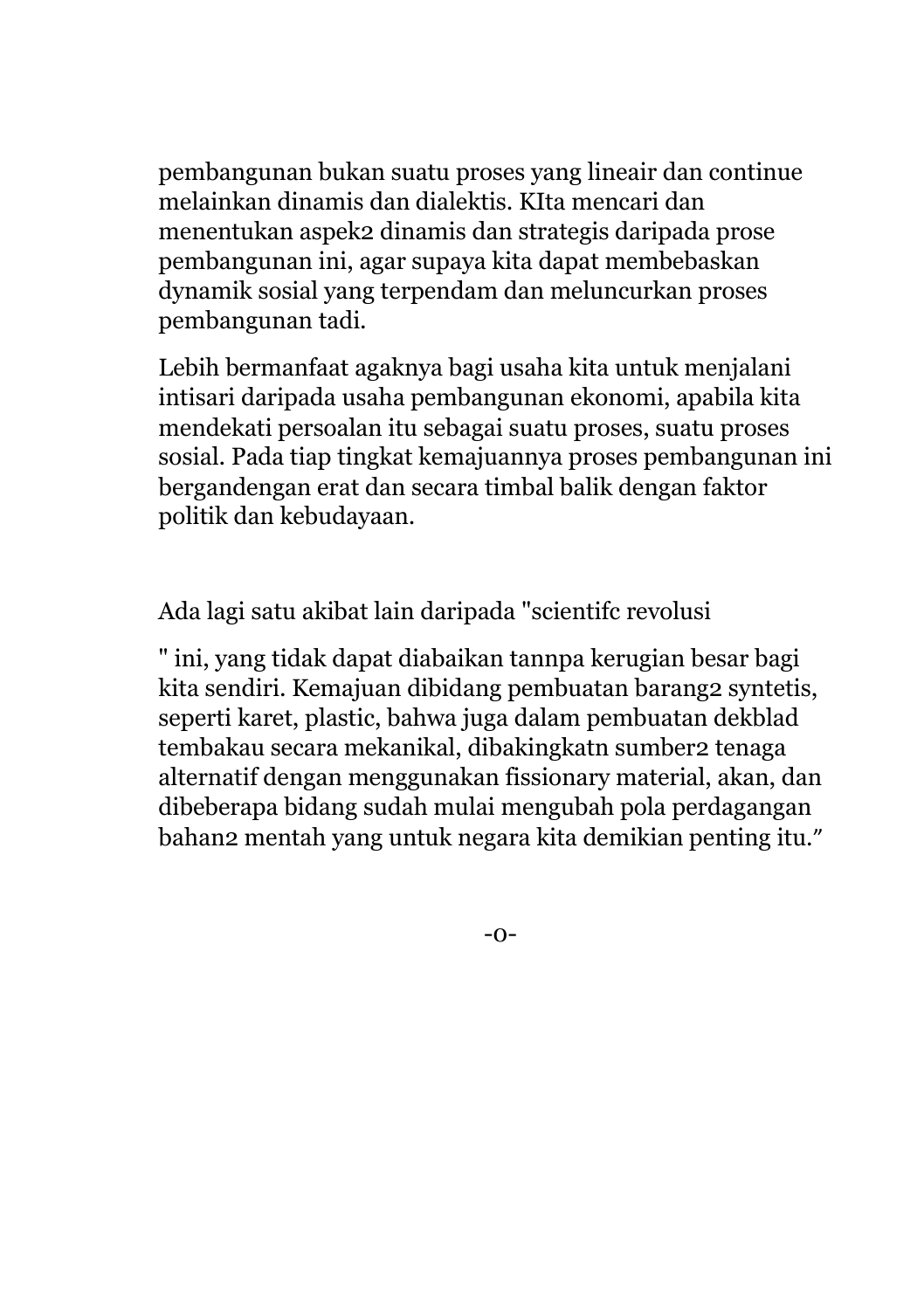pembangunan bukan suatu proses yang lineair dan continue melainkan dinamis dan dialektis. KIta mencari dan menentukan aspek2 dinamis dan strategis daripada prose pembangunan ini, agar supaya kita dapat membebaskan dynamik sosial yang terpendam dan meluncurkan proses pembangunan tadi.

Lebih bermanfaat agaknya bagi usaha kita untuk menjalani intisari daripada usaha pembangunan ekonomi, apabila kita mendekati persoalan itu sebagai suatu proses, suatu proses sosial. Pada tiap tingkat kemajuannya proses pembangunan ini bergandengan erat dan secara timbal balik dengan faktor politik dan kebudayaan.

Ada lagi satu akibat lain daripada "scientifc revolusi

" ini, yang tidak dapat diabaikan tannpa kerugian besar bagi kita sendiri. Kemajuan dibidang pembuatan barang2 syntetis, seperti karet, plastic, bahwa juga dalam pembuatan dekblad tembakau secara mekanikal, dibakingkatn sumber2 tenaga alternatif dengan menggunakan fissionary material, akan, dan dibeberapa bidang sudah mulai mengubah pola perdagangan bahan2 mentah yang untuk negara kita demikian penting itu."

-o-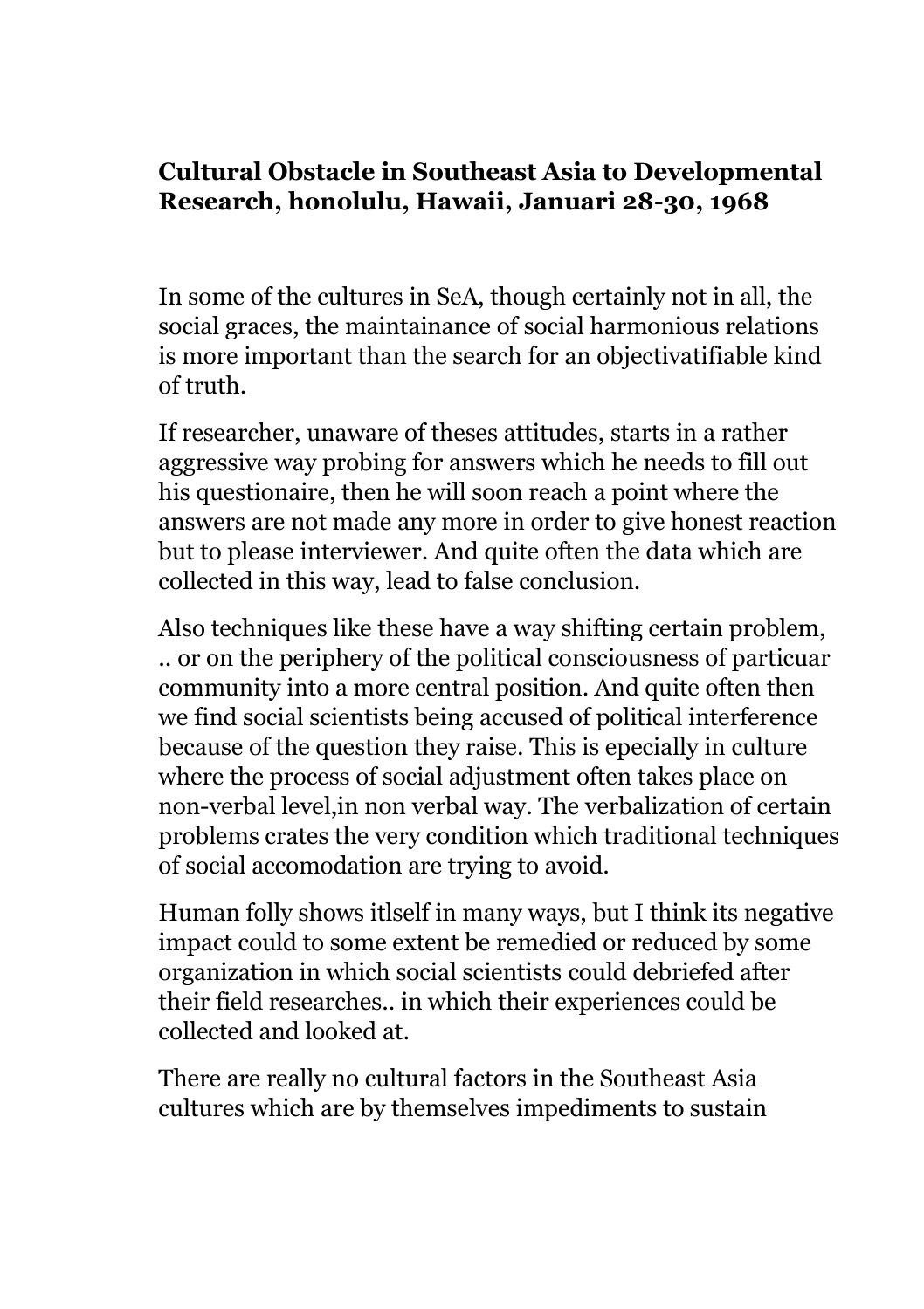**Cultural Obstacle in Southeast Asia to Developmental Research, honolulu, Hawaii, Januari 28-30, 1968**

In some of the cultures in SeA, though certainly not in all, the social graces, the maintainance of social harmonious relations is more important than the search for an objectivatifiable kind of truth.

If researcher, unaware of theses attitudes, starts in a rather aggressive way probing for answers which he needs to fill out his questionaire, then he will soon reach a point where the answers are not made any more in order to give honest reaction but to please interviewer. And quite often the data which are collected in this way, lead to false conclusion.

Also techniques like these have a way shifting certain problem, .. or on the periphery of the political consciousness of particuar community into a more central position. And quite often then we find social scientists being accused of political interference because of the question they raise. This is epecially in culture where the process of social adjustment often takes place on non-verbal level,in non verbal way. The verbalization of certain problems crates the very condition which traditional techniques of social accomodation are trying to avoid.

Human folly shows itlself in many ways, but I think its negative impact could to some extent be remedied or reduced by some organization in which social scientists could debriefed after their field researches.. in which their experiences could be collected and looked at.

There are really no cultural factors in the Southeast Asia cultures which are by themselves impediments to sustain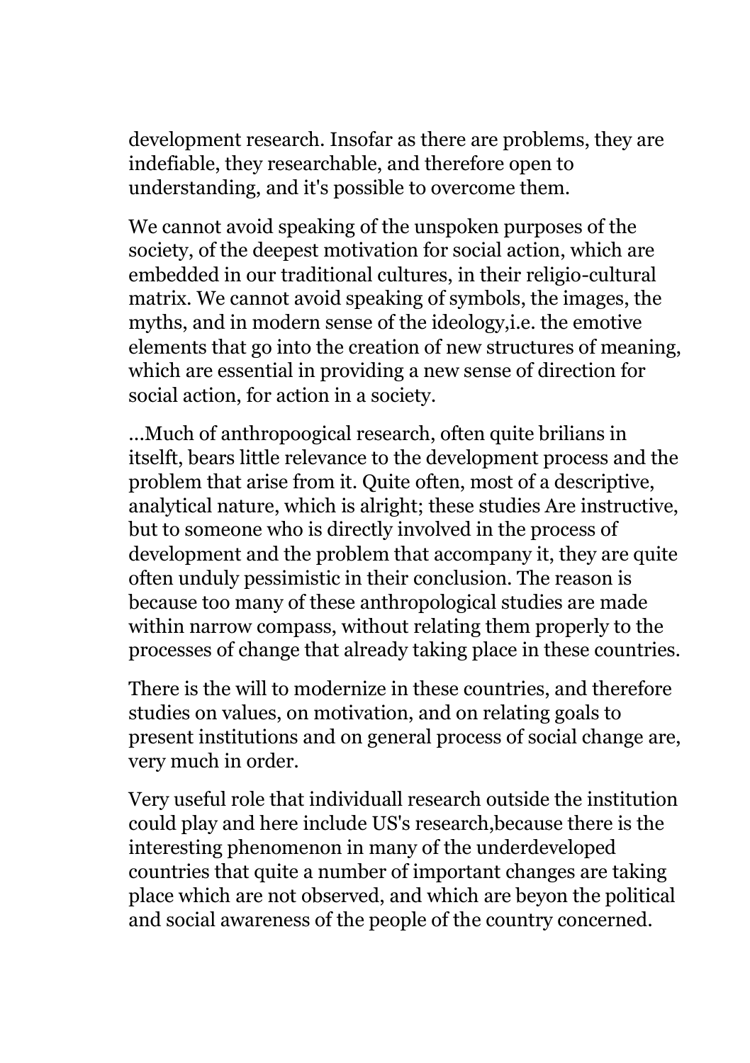development research. Insofar as there are problems, they are indefiable, they researchable, and therefore open to understanding, and it's possible to overcome them.

We cannot avoid speaking of the unspoken purposes of the society, of the deepest motivation for social action, which are embedded in our traditional cultures, in their religio-cultural matrix. We cannot avoid speaking of symbols, the images, the myths, and in modern sense of the ideology,i.e. the emotive elements that go into the creation of new structures of meaning, which are essential in providing a new sense of direction for social action, for action in a society.

...Much of anthropoogical research, often quite brilians in itselft, bears little relevance to the development process and the problem that arise from it. Quite often, most of a descriptive, analytical nature, which is alright; these studies Are instructive, but to someone who is directly involved in the process of development and the problem that accompany it, they are quite often unduly pessimistic in their conclusion. The reason is because too many of these anthropological studies are made within narrow compass, without relating them properly to the processes of change that already taking place in these countries.

There is the will to modernize in these countries, and therefore studies on values, on motivation, and on relating goals to present institutions and on general process of social change are, very much in order.

Very useful role that individuall research outside the institution could play and here include US's research,because there is the interesting phenomenon in many of the underdeveloped countries that quite a number of important changes are taking place which are not observed, and which are beyon the political and social awareness of the people of the country concerned.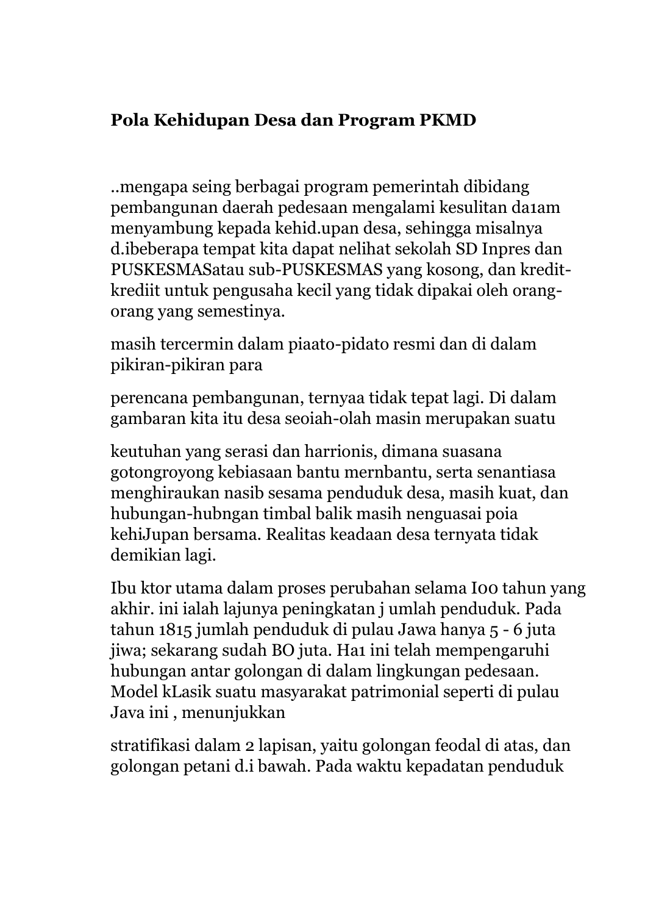**Pola Kehidupan Desa dan Program PKMD**

..mengapa seing berbagai program pemerintah dibidang pembangunan daerah pedesaan mengalami kesulitan da1am menyambung kepada kehid.upan desa, sehingga misalnya d.ibeberapa tempat kita dapat nelihat sekolah SD Inpres dan PUSKESMASatau sub-PUSKESMAS yang kosong, dan kredit-krediit untuk pengusaha kecil yang tidak dipakai oleh orang-orang yang semestinya.

masih tercermin dalam piaato-pidato resmi dan di dalam pikiran-pikiran para

perencana pembangunan, ternyaa tidak tepat lagi. Di dalam gambaran kita itu desa seoiah-olah masin merupakan suatu

keutuhan yang serasi dan harrionis, dimana suasana gotongroyong kebiasaan bantu mernbantu, serta senantiasa menghiraukan nasib sesama penduduk desa, masih kuat, dan hubungan-hubngan timbal balik masih nenguasai poia kehiJupan bersama. Realitas keadaan desa ternyata tidak demikian lagi.

Ibu ktor utama dalam proses perubahan selama I00 tahun yang akhir. ini ialah lajunya peningkatan j umlah penduduk. Pada tahun 1815 jumlah penduduk di pulau Jawa hanya 5 - 6 juta jiwa; sekarang sudah BO juta. Ha1 ini telah mempengaruhi hubungan antar golongan di dalam lingkungan pedesaan. Model kLasik suatu masyarakat patrimonial seperti di pulau Java ini , menunjukkan

stratifikasi dalam 2 lapisan, yaitu golongan feodal di atas, dan golongan petani d.i bawah. Pada waktu kepadatan penduduk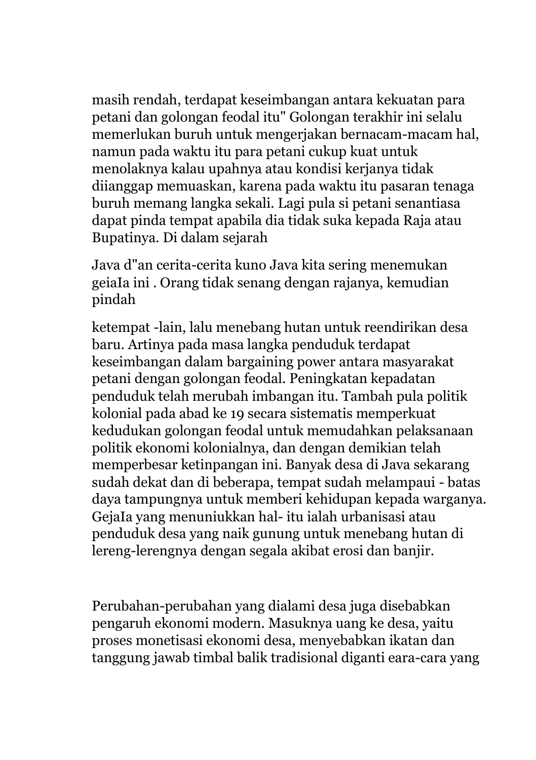masih rendah, terdapat keseimbangan antara kekuatan para petani dan golongan feodal itu" Golongan terakhir ini selalu memerlukan buruh untuk mengerjakan bernacam-macam hal, namun pada waktu itu para petani cukup kuat untuk menolaknya kalau upahnya atau kondisi kerjanya tidak diianggap memuaskan, karena pada waktu itu pasaran tenaga buruh memang langka sekali. Lagi pula si petani senantiasa dapat pinda tempat apabila dia tidak suka kepada Raja atau Bupatinya. Di dalam sejarah

Java d"an cerita-cerita kuno Java kita sering menemukan geiaIa ini . Orang tidak senang dengan rajanya, kemudian pindah

ketempat -lain, lalu menebang hutan untuk reendirikan desa baru. Artinya pada masa langka penduduk terdapat keseimbangan dalam bargaining power antara masyarakat petani dengan golongan feodal. Peningkatan kepadatan penduduk telah merubah imbangan itu. Tambah pula politik kolonial pada abad ke 19 secara sistematis memperkuat kedudukan golongan feodal untuk memudahkan pelaksanaan politik ekonomi kolonialnya, dan dengan demikian telah memperbesar ketinpangan ini. Banyak desa di Java sekarang sudah dekat dan di beberapa, tempat sudah melampaui - batas daya tampungnya untuk memberi kehidupan kepada warganya. GejaIa yang menuniukkan hal- itu ialah urbanisasi atau penduduk desa yang naik gunung untuk menebang hutan di lereng-lerengnya dengan segala akibat erosi dan banjir.

Perubahan-perubahan yang dialami desa juga disebabkan pengaruh ekonomi modern. Masuknya uang ke desa, yaitu proses monetisasi ekonomi desa, menyebabkan ikatan dan tanggung jawab timbal balik tradisional diganti eara-cara yang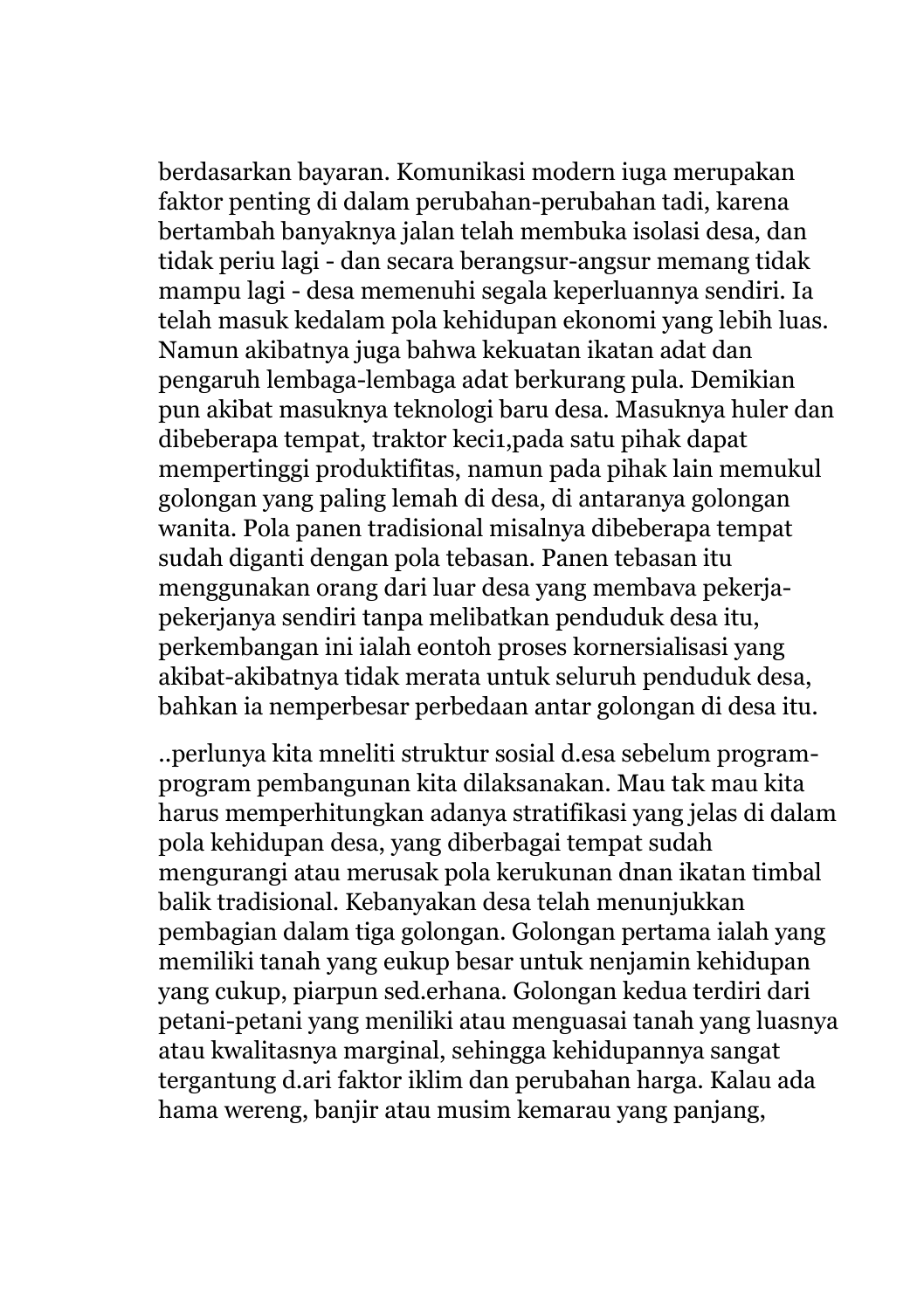berdasarkan bayaran. Komunikasi modern iuga merupakan faktor penting di dalam perubahan-perubahan tadi, karena bertambah banyaknya jalan telah membuka isolasi desa, dan tidak periu lagi - dan secara berangsur-angsur memang tidak mampu lagi - desa memenuhi segala keperluannya sendiri. Ia telah masuk kedalam pola kehidupan ekonomi yang lebih luas. Namun akibatnya juga bahwa kekuatan ikatan adat dan pengaruh lembaga-lembaga adat berkurang pula. Demikian pun akibat masuknya teknologi baru desa. Masuknya huler dan dibeberapa tempat, traktor keci1,pada satu pihak dapat mempertinggi produktifitas, namun pada pihak lain memukul golongan yang paling lemah di desa, di antaranya golongan wanita. Pola panen tradisional misalnya dibeberapa tempat sudah diganti dengan pola tebasan. Panen tebasan itu menggunakan orang dari luar desa yang membava pekerja-pekerjanya sendiri tanpa melibatkan penduduk desa itu, perkembangan ini ialah eontoh proses kornersialisasi yang akibat-akibatnya tidak merata untuk seluruh penduduk desa, bahkan ia nemperbesar perbedaan antar golongan di desa itu.

..perlunya kita mneliti struktur sosial d.esa sebelum program-program pembangunan kita dilaksanakan. Mau tak mau kita harus memperhitungkan adanya stratifikasi yang jelas di dalam pola kehidupan desa, yang diberbagai tempat sudah mengurangi atau merusak pola kerukunan dnan ikatan timbal balik tradisional. Kebanyakan desa telah menunjukkan pembagian dalam tiga golongan. Golongan pertama ialah yang memiliki tanah yang eukup besar untuk nenjamin kehidupan yang cukup, piarpun sed.erhana. Golongan kedua terdiri dari petani-petani yang meniliki atau menguasai tanah yang luasnya atau kwalitasnya marginal, sehingga kehidupannya sangat tergantung d.ari faktor iklim dan perubahan harga. Kalau ada hama wereng, banjir atau musim kemarau yang panjang,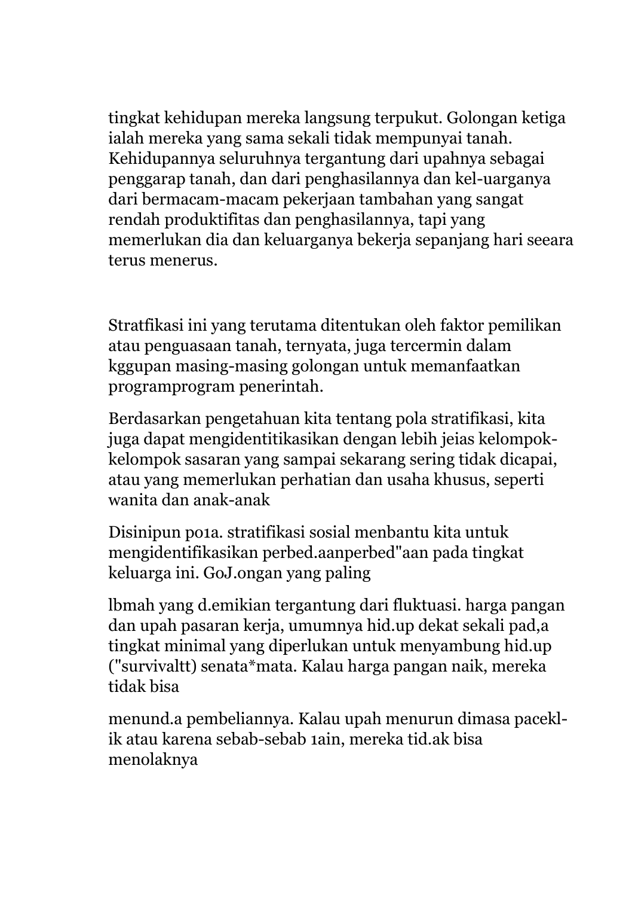tingkat kehidupan mereka langsung terpukut. Golongan ketiga ialah mereka yang sama sekali tidak mempunyai tanah. Kehidupannya seluruhnya tergantung dari upahnya sebagai penggarap tanah, dan dari penghasilannya dan kel-uarganya dari bermacam-macam pekerjaan tambahan yang sangat rendah produktifitas dan penghasilannya, tapi yang memerlukan dia dan keluarganya bekerja sepanjang hari seeara terus menerus.

Stratfikasi ini yang terutama ditentukan oleh faktor pemilikan atau penguasaan tanah, ternyata, juga tercermin dalam kggupan masing-masing golongan untuk memanfaatkan programprogram penerintah.

Berdasarkan pengetahuan kita tentang pola stratifikasi, kita juga dapat mengidentitikasikan dengan lebih jeias kelompok-kelompok sasaran yang sampai sekarang sering tidak dicapai, atau yang memerlukan perhatian dan usaha khusus, seperti wanita dan anak-anak

Disinipun po1a. stratifikasi sosial menbantu kita untuk mengidentifikasikan perbed.aanperbed"aan pada tingkat keluarga ini. GoJ.ongan yang paling

lbmah yang d.emikian tergantung dari fluktuasi. harga pangan dan upah pasaran kerja, umumnya hid.up dekat sekali pad,a tingkat minimal yang diperlukan untuk menyambung hid.up ("survivaltt) senata*mata. Kalau harga pangan naik, mereka tidak bisa

menund.a pembeliannya. Kalau upah menurun dimasa pacekl-ik atau karena sebab-sebab 1ain, mereka tid.ak bisa menolaknya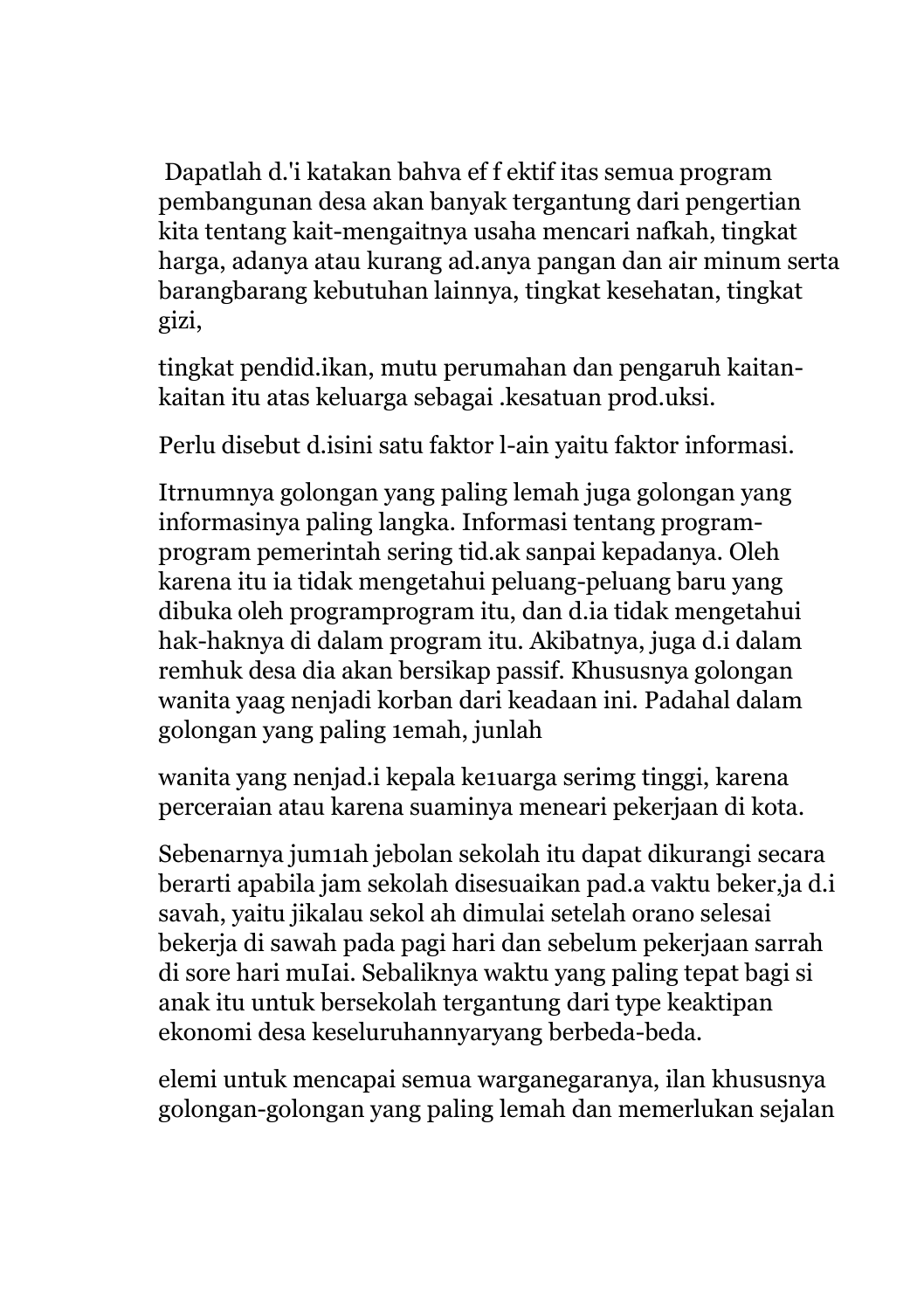Dapatlah d.'i katakan bahva ef f ektif itas semua program pembangunan desa akan banyak tergantung dari pengertian kita tentang kait-mengaitnya usaha mencari nafkah, tingkat harga, adanya atau kurang ad.anya pangan dan air minum serta barangbarang kebutuhan lainnya, tingkat kesehatan, tingkat gizi,

tingkat pendid.ikan, mutu perumahan dan pengaruh kaitan-kaitan itu atas keluarga sebagai .kesatuan prod.uksi.

Perlu disebut d.isini satu faktor l-ain yaitu faktor informasi.

Itrnumnya golongan yang paling lemah juga golongan yang informasinya paling langka. Informasi tentang program-program pemerintah sering tid.ak sanpai kepadanya. Oleh karena itu ia tidak mengetahui peluang-peluang baru yang dibuka oleh programprogram itu, dan d.ia tidak mengetahui hak-haknya di dalam program itu. Akibatnya, juga d.i dalam remhuk desa dia akan bersikap passif. Khususnya golongan wanita yaag nenjadi korban dari keadaan ini. Padahal dalam golongan yang paling 1emah, junlah

wanita yang nenjad.i kepala ke1uarga serimg tinggi, karena perceraian atau karena suaminya meneari pekerjaan di kota.

Sebenarnya jum1ah jebolan sekolah itu dapat dikurangi secara berarti apabila jam sekolah disesuaikan pad.a vaktu beker,ja d.i savah, yaitu jikalau sekol ah dimulai setelah orano selesai bekerja di sawah pada pagi hari dan sebelum pekerjaan sarrah di sore hari muIai. Sebaliknya waktu yang paling tepat bagi si anak itu untuk bersekolah tergantung dari type keaktipan ekonomi desa keseluruhannyaryang berbeda-beda.

elemi untuk mencapai semua warganegaranya, ilan khususnya golongan-golongan yang paling lemah dan memerlukan sejalan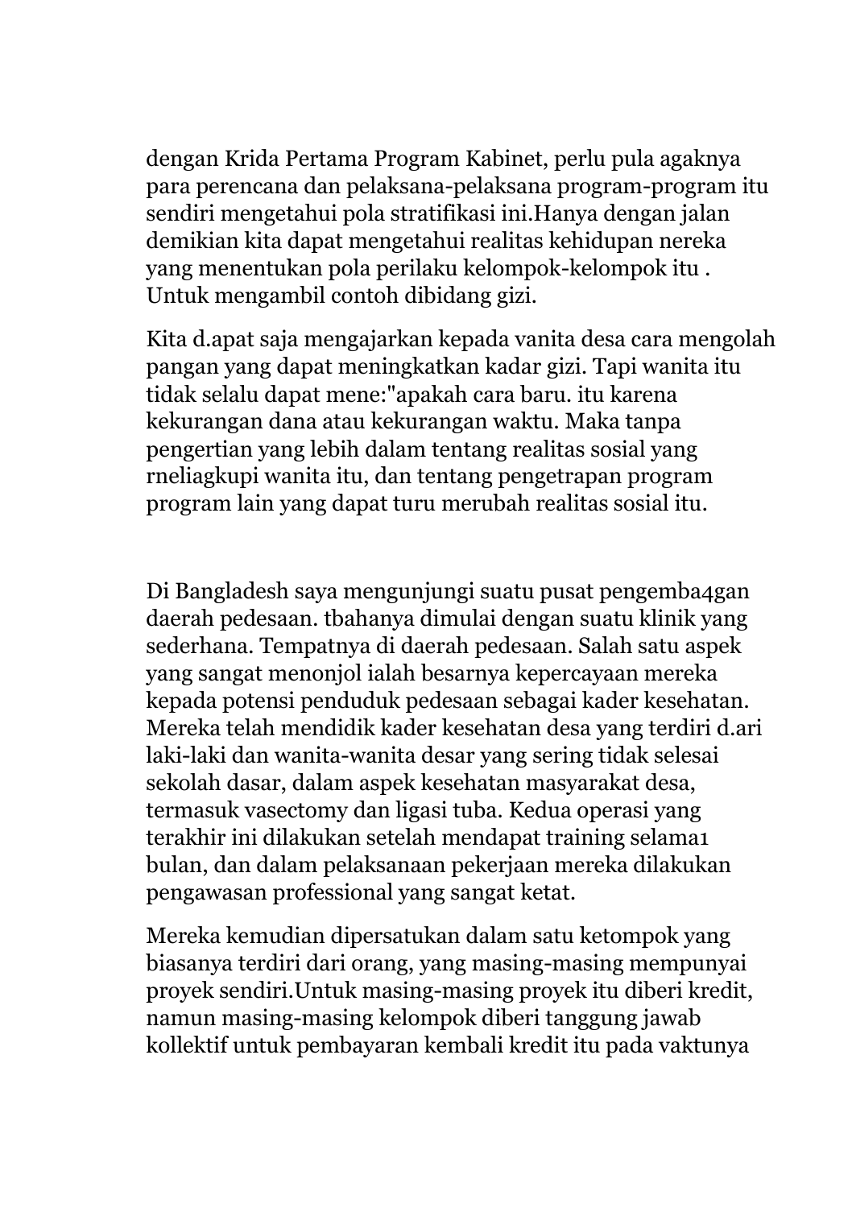dengan Krida Pertama Program Kabinet, perlu pula agaknya para perencana dan pelaksana-pelaksana program-program itu sendiri mengetahui pola stratifikasi ini.Hanya dengan jalan demikian kita dapat mengetahui realitas kehidupan nereka yang menentukan pola perilaku kelompok-kelompok itu . Untuk mengambil contoh dibidang gizi.

Kita d.apat saja mengajarkan kepada vanita desa cara mengolah pangan yang dapat meningkatkan kadar gizi. Tapi wanita itu tidak selalu dapat mene:"apakah cara baru. itu karena kekurangan dana atau kekurangan waktu. Maka tanpa pengertian yang lebih dalam tentang realitas sosial yang rneliagkupi wanita itu, dan tentang pengetrapan program program lain yang dapat turu merubah realitas sosial itu.

Di Bangladesh saya mengunjungi suatu pusat pengemba4gan daerah pedesaan. tbahanya dimulai dengan suatu klinik yang sederhana. Tempatnya di daerah pedesaan. Salah satu aspek yang sangat menonjol ialah besarnya kepercayaan mereka kepada potensi penduduk pedesaan sebagai kader kesehatan. Mereka telah mendidik kader kesehatan desa yang terdiri d.ari laki-laki dan wanita-wanita desar yang sering tidak selesai sekolah dasar, dalam aspek kesehatan masyarakat desa, termasuk vasectomy dan ligasi tuba. Kedua operasi yang terakhir ini dilakukan setelah mendapat training selama1 bulan, dan dalam pelaksanaan pekerjaan mereka dilakukan pengawasan professional yang sangat ketat.

Mereka kemudian dipersatukan dalam satu ketompok yang biasanya terdiri dari orang, yang masing-masing mempunyai proyek sendiri.Untuk masing-masing proyek itu diberi kredit, namun masing-masing kelompok diberi tanggung jawab kollektif untuk pembayaran kembali kredit itu pada vaktunya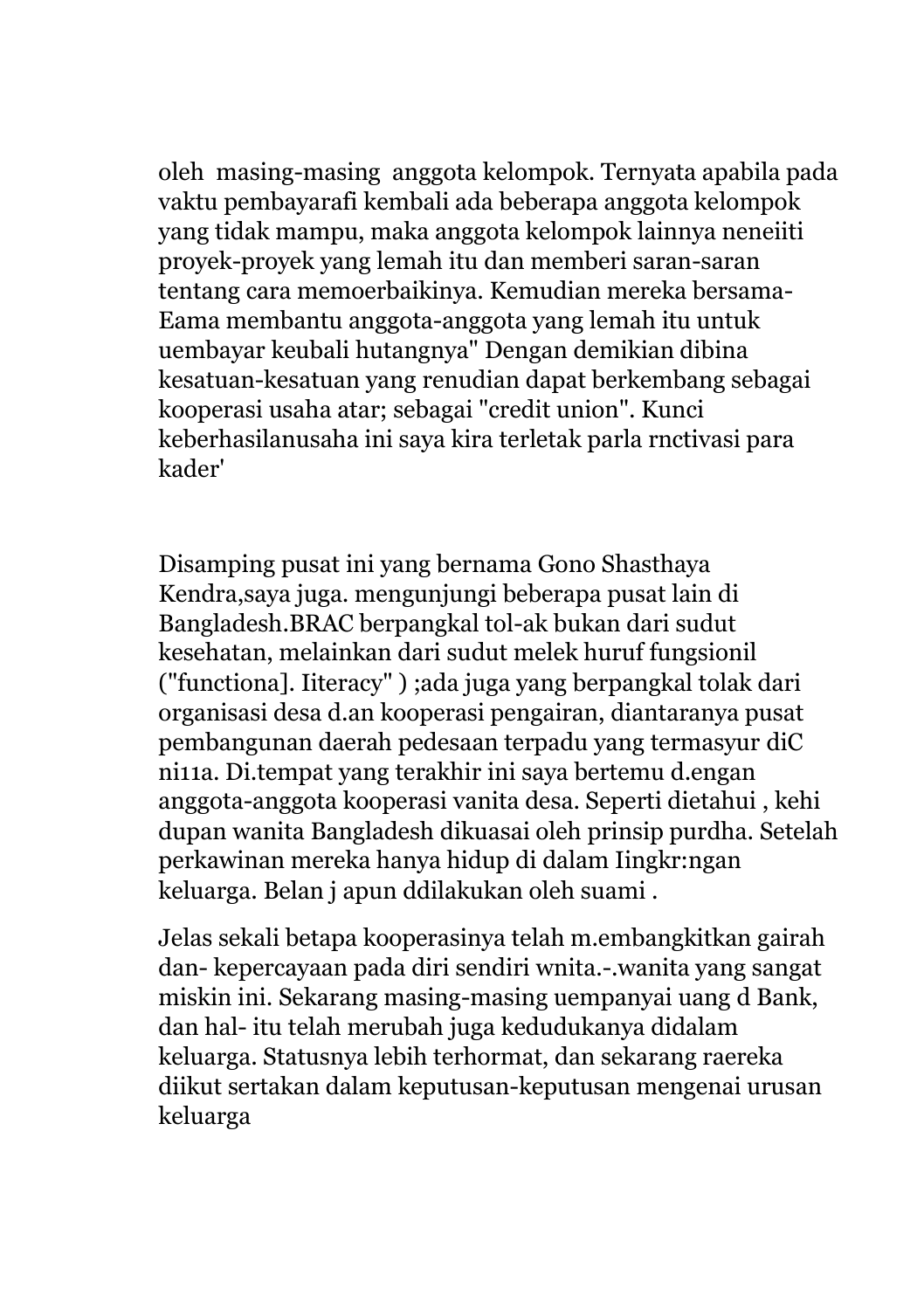oleh masing-masing anggota kelompok. Ternyata apabila pada vaktu pembayarafi kembali ada beberapa anggota kelompok yang tidak mampu, maka anggota kelompok lainnya neneiiti proyek-proyek yang lemah itu dan memberi saran-saran tentang cara memoerbaikinya. Kemudian mereka bersama-Eama membantu anggota-anggota yang lemah itu untuk uembayar keubali hutangnya" Dengan demikian dibina kesatuan-kesatuan yang renudian dapat berkembang sebagai kooperasi usaha atar; sebagai "credit union". Kunci keberhasilanusaha ini saya kira terletak parla rnctivasi para kader'

Disamping pusat ini yang bernama Gono Shasthaya Kendra,saya juga. mengunjungi beberapa pusat lain di Bangladesh.BRAC berpangkal tol-ak bukan dari sudut kesehatan, melainkan dari sudut melek huruf fungsionil ("functiona]. Iiteracy" ) ;ada juga yang berpangkal tolak dari organisasi desa d.an kooperasi pengairan, diantaranya pusat pembangunan daerah pedesaan terpadu yang termasyur diC ni11a. Di.tempat yang terakhir ini saya bertemu d.engan anggota-anggota kooperasi vanita desa. Seperti dietahui , kehi dupan wanita Bangladesh dikuasai oleh prinsip purdha. Setelah perkawinan mereka hanya hidup di dalam Iingkr:ngan keluarga. Belan j apun ddilakukan oleh suami .

Jelas sekali betapa kooperasinya telah m.embangkitkan gairah dan- kepercayaan pada diri sendiri wnita.-.wanita yang sangat miskin ini. Sekarang masing-masing uempanyai uang d Bank, dan hal- itu telah merubah juga kedudukanya didalam keluarga. Statusnya lebih terhormat, dan sekarang raereka diikut sertakan dalam keputusan-keputusan mengenai urusan keluarga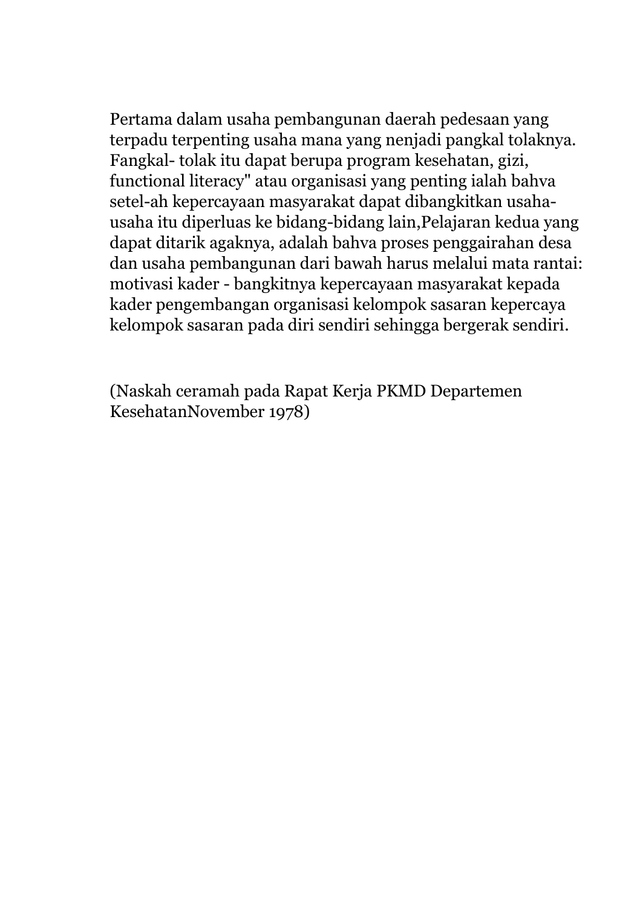Pertama dalam usaha pembangunan daerah pedesaan yang terpadu terpenting usaha mana yang nenjadi pangkal tolaknya. Fangkal- tolak itu dapat berupa program kesehatan, gizi, functional literacy" atau organisasi yang penting ialah bahva setel-ah kepercayaan masyarakat dapat dibangkitkan usaha-usaha itu diperluas ke bidang-bidang lain,Pelajaran kedua yang dapat ditarik agaknya, adalah bahva proses penggairahan desa dan usaha pembangunan dari bawah harus melalui mata rantai: motivasi kader - bangkitnya kepercayaan masyarakat kepada kader pengembangan organisasi kelompok sasaran kepercaya kelompok sasaran pada diri sendiri sehingga bergerak sendiri.

(Naskah ceramah pada Rapat Kerja PKMD Departemen KesehatanNovember 1978)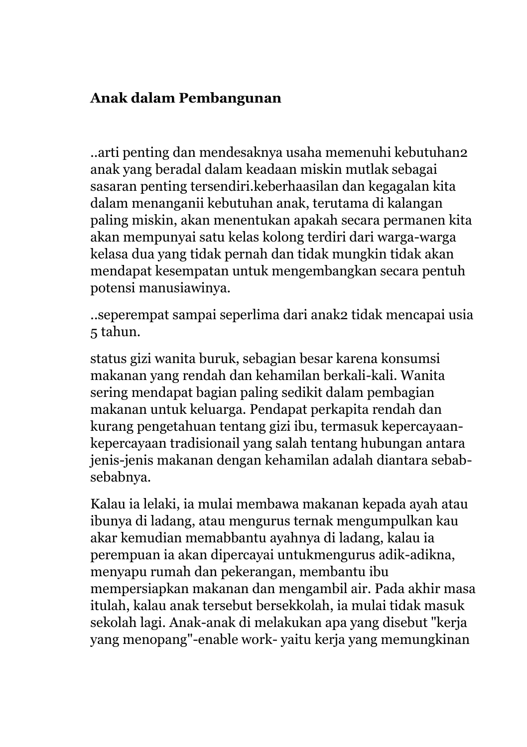**Anak dalam Pembangunan**

..arti penting dan mendesaknya usaha memenuhi kebutuhan2 anak yang beradal dalam keadaan miskin mutlak sebagai sasaran penting tersendiri.keberhaasilan dan kegagalan kita dalam menanganii kebutuhan anak, terutama di kalangan paling miskin, akan menentukan apakah secara permanen kita akan mempunyai satu kelas kolong terdiri dari warga-warga kelasa dua yang tidak pernah dan tidak mungkin tidak akan mendapat kesempatan untuk mengembangkan secara pentuh potensi manusiawinya.

..seperempat sampai seperlima dari anak2 tidak mencapai usia 5 tahun.

status gizi wanita buruk, sebagian besar karena konsumsi makanan yang rendah dan kehamilan berkali-kali. Wanita sering mendapat bagian paling sedikit dalam pembagian makanan untuk keluarga. Pendapat perkapita rendah dan kurang pengetahuan tentang gizi ibu, termasuk kepercayaan-kepercayaan tradisionail yang salah tentang hubungan antara jenis-jenis makanan dengan kehamilan adalah diantara sebab-sebabnya.

Kalau ia lelaki, ia mulai membawa makanan kepada ayah atau ibunya di ladang, atau mengurus ternak mengumpulkan kau akar kemudian memabbantu ayahnya di ladang, kalau ia perempuan ia akan dipercayai untukmengurus adik-adikna, menyapu rumah dan pekerangan, membantu ibu mempersiapkan makanan dan mengambil air. Pada akhir masa itulah, kalau anak tersebut bersekkolah, ia mulai tidak masuk sekolah lagi. Anak-anak di melakukan apa yang disebut "kerja yang menopang"-enable work- yaitu kerja yang memungkinan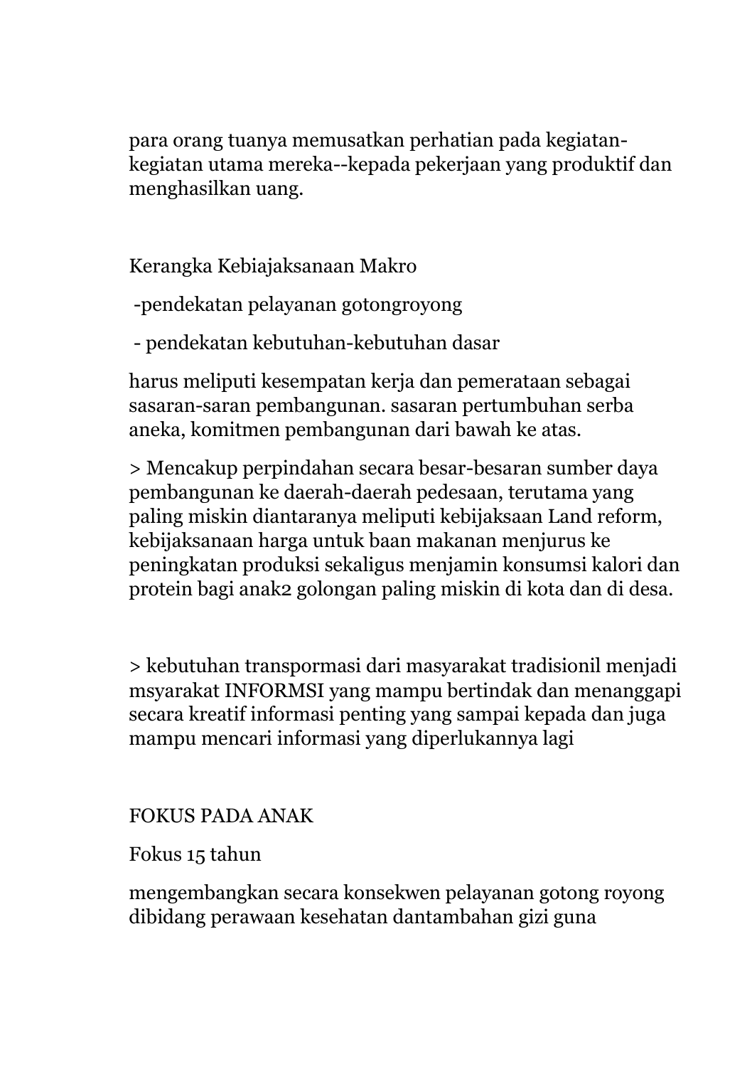para orang tuanya memusatkan perhatian pada kegiatan-kegiatan utama mereka--kepada pekerjaan yang produktif dan menghasilkan uang.

Kerangka Kebiajaksanaan Makro

-pendekatan pelayanan gotongroyong

- pendekatan kebutuhan-kebutuhan dasar

harus meliputi kesempatan kerja dan pemerataan sebagai sasaran-saran pembangunan. sasaran pertumbuhan serba aneka, komitmen pembangunan dari bawah ke atas.

> Mencakup perpindahan secara besar-besaran sumber daya pembangunan ke daerah-daerah pedesaan, terutama yang paling miskin diantaranya meliputi kebijaksaan Land reform, kebijaksanaan harga untuk baan makanan menjurus ke peningkatan produksi sekaligus menjamin konsumsi kalori dan protein bagi anak2 golongan paling miskin di kota dan di desa.

> kebutuhan transpormasi dari masyarakat tradisionil menjadi msyarakat INFORMSI yang mampu bertindak dan menanggapi secara kreatif informasi penting yang sampai kepada dan juga mampu mencari informasi yang diperlukannya lagi

FOKUS PADA ANAK

Fokus 15 tahun

mengembangkan secara konsekwen pelayanan gotong royong dibidang perawaan kesehatan dantambahan gizi guna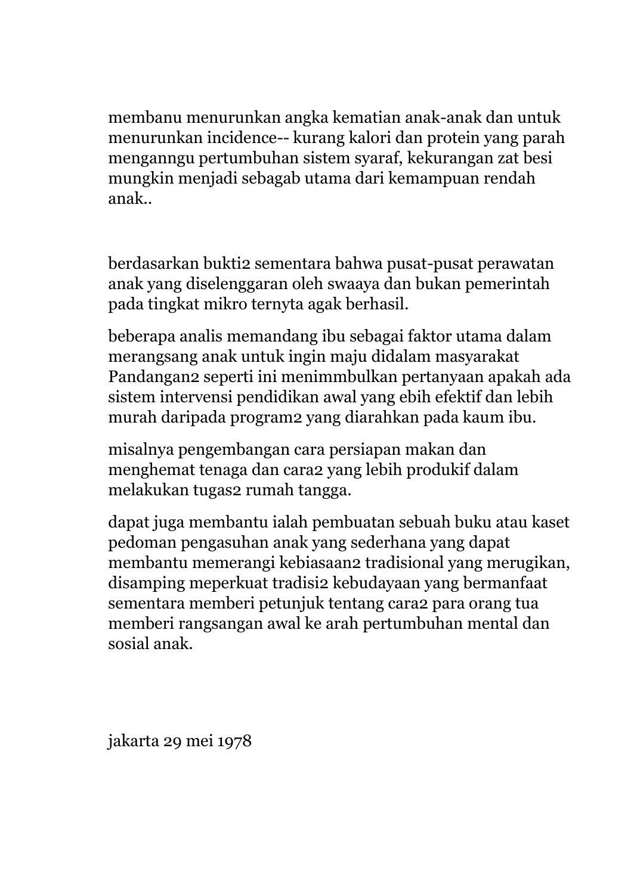membanu menurunkan angka kematian anak-anak dan untuk menurunkan incidence-- kurang kalori dan protein yang parah menganngu pertumbuhan sistem syaraf, kekurangan zat besi mungkin menjadi sebagab utama dari kemampuan rendah anak..

berdasarkan bukti2 sementara bahwa pusat-pusat perawatan anak yang diselenggaran oleh swaaya dan bukan pemerintah pada tingkat mikro ternyta agak berhasil.

beberapa analis memandang ibu sebagai faktor utama dalam merangsang anak untuk ingin maju didalam masyarakat Pandangan2 seperti ini menimmbulkan pertanyaan apakah ada sistem intervensi pendidikan awal yang ebih efektif dan lebih murah daripada program2 yang diarahkan pada kaum ibu.

misalnya pengembangan cara persiapan makan dan menghemat tenaga dan cara2 yang lebih produkif dalam melakukan tugas2 rumah tangga.

dapat juga membantu ialah pembuatan sebuah buku atau kaset pedoman pengasuhan anak yang sederhana yang dapat membantu memerangi kebiasaan2 tradisional yang merugikan, disamping meperkuat tradisi2 kebudayaan yang bermanfaat sementara memberi petunjuk tentang cara2 para orang tua memberi rangsangan awal ke arah pertumbuhan mental dan sosial anak.

jakarta 29 mei 1978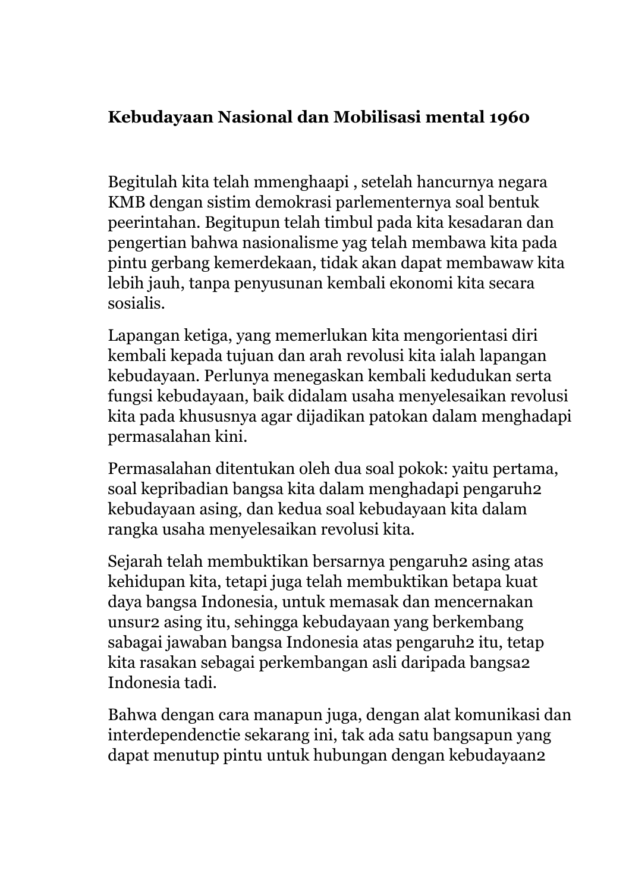**Kebudayaan Nasional dan Mobilisasi mental 1960**

Begitulah kita telah mmenghaapi , setelah hancurnya negara KMB dengan sistim demokrasi parlementernya soal bentuk peerintahan. Begitupun telah timbul pada kita kesadaran dan pengertian bahwa nasionalisme yag telah membawa kita pada pintu gerbang kemerdekaan, tidak akan dapat membawaw kita lebih jauh, tanpa penyusunan kembali ekonomi kita secara sosialis.

Lapangan ketiga, yang memerlukan kita mengorientasi diri kembali kepada tujuan dan arah revolusi kita ialah lapangan kebudayaan. Perlunya menegaskan kembali kedudukan serta fungsi kebudayaan, baik didalam usaha menyelesaikan revolusi kita pada khususnya agar dijadikan patokan dalam menghadapi permasalahan kini.

Permasalahan ditentukan oleh dua soal pokok: yaitu pertama, soal kepribadian bangsa kita dalam menghadapi pengaruh2 kebudayaan asing, dan kedua soal kebudayaan kita dalam rangka usaha menyelesaikan revolusi kita.

Sejarah telah membuktikan bersarnya pengaruh2 asing atas kehidupan kita, tetapi juga telah membuktikan betapa kuat daya bangsa Indonesia, untuk memasak dan mencernakan unsur2 asing itu, sehingga kebudayaan yang berkembang sabagai jawaban bangsa Indonesia atas pengaruh2 itu, tetap kita rasakan sebagai perkembangan asli daripada bangsa2 Indonesia tadi.

Bahwa dengan cara manapun juga, dengan alat komunikasi dan interdependenctie sekarang ini, tak ada satu bangsapun yang dapat menutup pintu untuk hubungan dengan kebudayaan2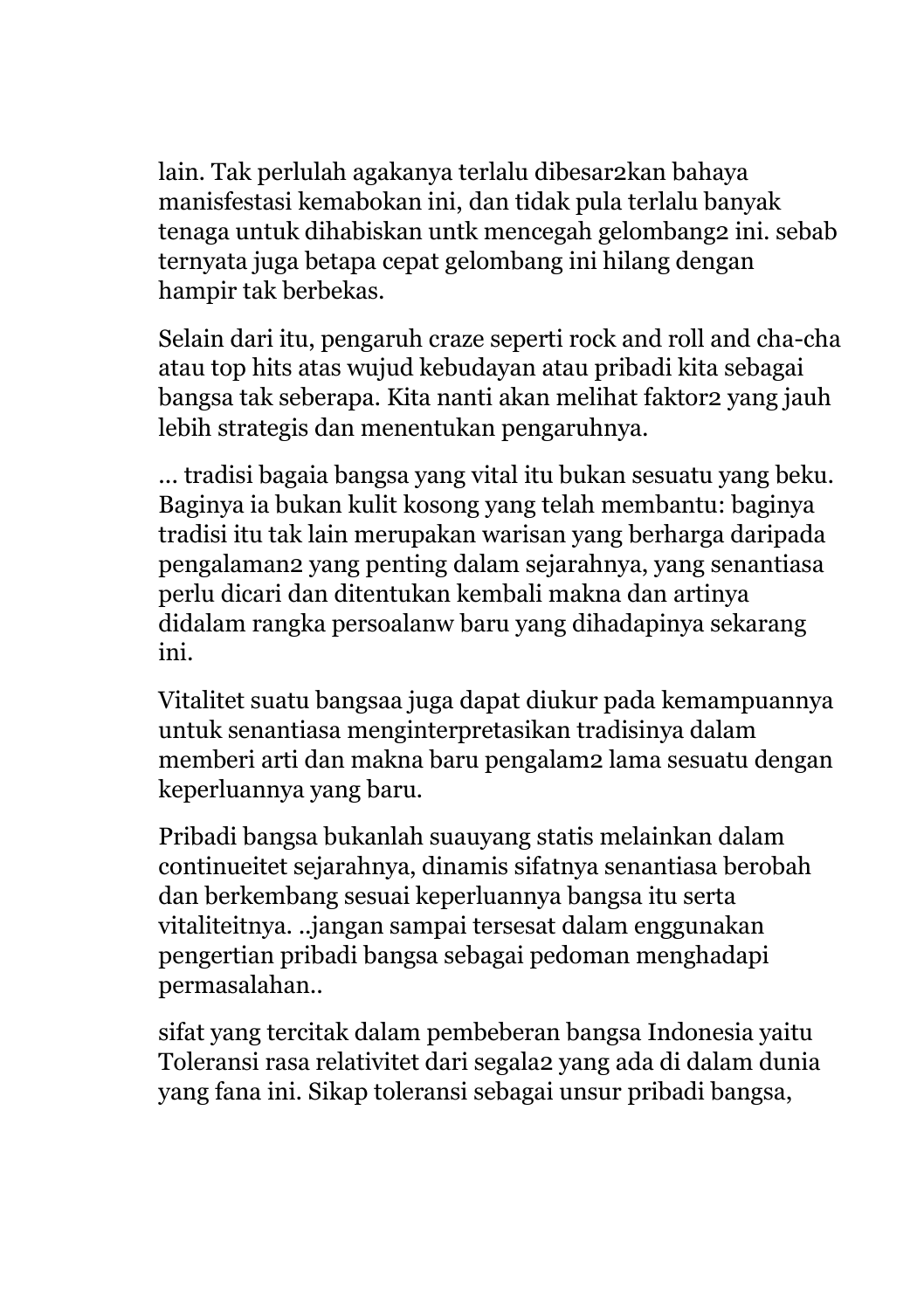lain. Tak perlulah agakanya terlalu dibesar2kan bahaya manisfestasi kemabokan ini, dan tidak pula terlalu banyak tenaga untuk dihabiskan untk mencegah gelombang2 ini. sebab ternyata juga betapa cepat gelombang ini hilang dengan hampir tak berbekas.

Selain dari itu, pengaruh craze seperti rock and roll and cha-cha atau top hits atas wujud kebudayan atau pribadi kita sebagai bangsa tak seberapa. Kita nanti akan melihat faktor2 yang jauh lebih strategis dan menentukan pengaruhnya.

... tradisi bagaia bangsa yang vital itu bukan sesuatu yang beku. Baginya ia bukan kulit kosong yang telah membantu: baginya tradisi itu tak lain merupakan warisan yang berharga daripada pengalaman2 yang penting dalam sejarahnya, yang senantiasa perlu dicari dan ditentukan kembali makna dan artinya didalam rangka persoalanw baru yang dihadapinya sekarang ini.

Vitalitet suatu bangsaa juga dapat diukur pada kemampuannya untuk senantiasa menginterpretasikan tradisinya dalam memberi arti dan makna baru pengalam2 lama sesuatu dengan keperluannya yang baru.

Pribadi bangsa bukanlah suauyang statis melainkan dalam continueitet sejarahnya, dinamis sifatnya senantiasa berobah dan berkembang sesuai keperluannya bangsa itu serta vitaliteitnya. ..jangan sampai tersesat dalam enggunakan pengertian pribadi bangsa sebagai pedoman menghadapi permasalahan..

sifat yang tercitak dalam pembeberan bangsa Indonesia yaitu Toleransi rasa relativitet dari segala2 yang ada di dalam dunia yang fana ini. Sikap toleransi sebagai unsur pribadi bangsa,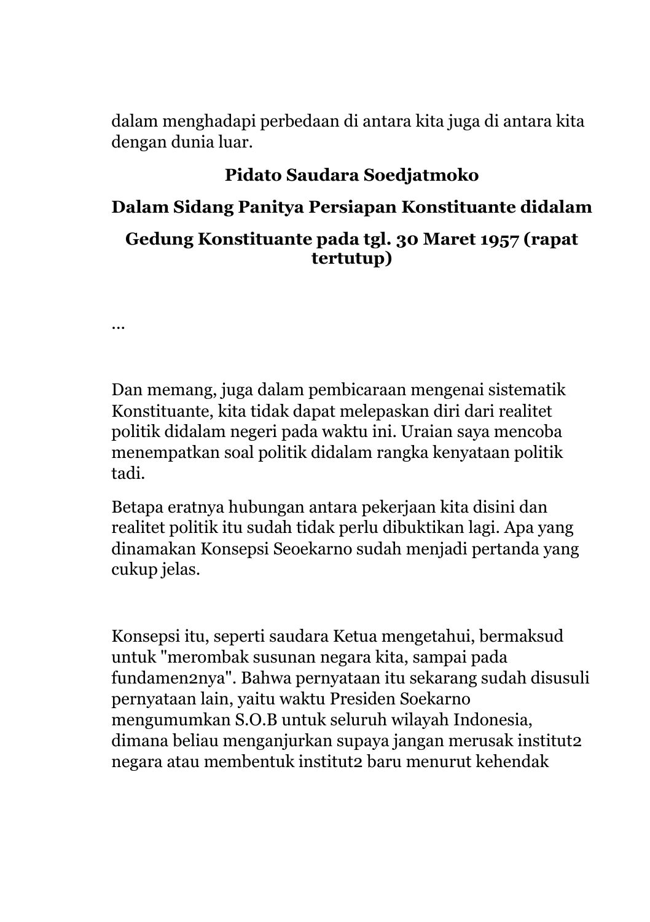dalam menghadapi perbedaan di antara kita juga di antara kita dengan dunia luar.

**Pidato Saudara Soedjatmoko**

**Dalam Sidang Panitya Persiapan Konstituante didalam**

**Gedung Konstituante pada tgl. 30 Maret 1957 (rapat tertutup)**

...

Dan memang, juga dalam pembicaraan mengenai sistematik Konstituante, kita tidak dapat melepaskan diri dari realitet politik didalam negeri pada waktu ini. Uraian saya mencoba menempatkan soal politik didalam rangka kenyataan politik tadi.

Betapa eratnya hubungan antara pekerjaan kita disini dan realitet politik itu sudah tidak perlu dibuktikan lagi. Apa yang dinamakan Konsepsi Seoekarno sudah menjadi pertanda yang cukup jelas.

Konsepsi itu, seperti saudara Ketua mengetahui, bermaksud untuk "merombak susunan negara kita, sampai pada fundamen2nya". Bahwa pernyataan itu sekarang sudah disusuli pernyataan lain, yaitu waktu Presiden Soekarno mengumumkan S.O.B untuk seluruh wilayah Indonesia, dimana beliau menganjurkan supaya jangan merusak institut2 negara atau membentuk institut2 baru menurut kehendak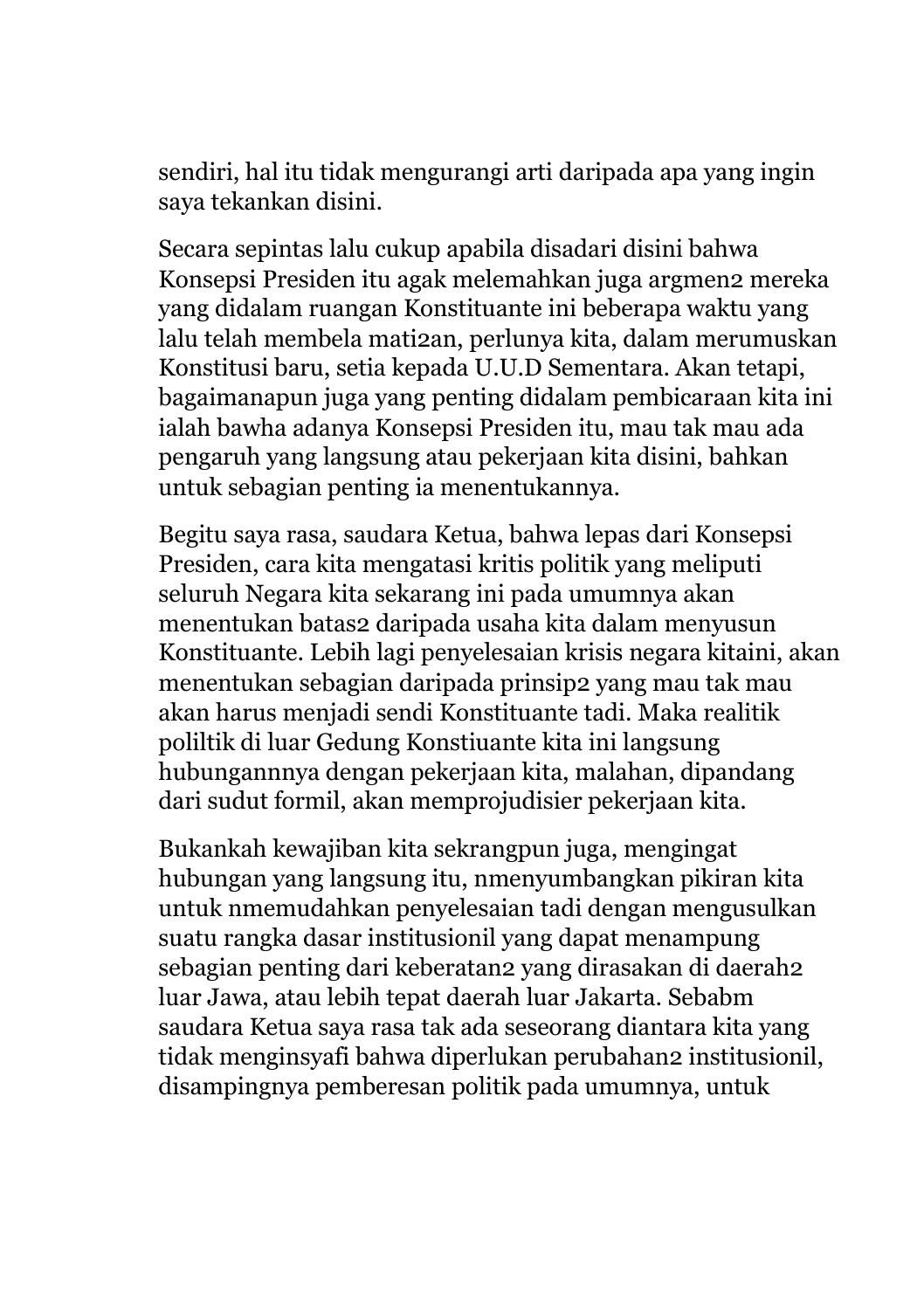sendiri, hal itu tidak mengurangi arti daripada apa yang ingin saya tekankan disini.

Secara sepintas lalu cukup apabila disadari disini bahwa Konsepsi Presiden itu agak melemahkan juga argmen2 mereka yang didalam ruangan Konstituante ini beberapa waktu yang lalu telah membela mati2an, perlunya kita, dalam merumuskan Konstitusi baru, setia kepada U.U.D Sementara. Akan tetapi, bagaimanapun juga yang penting didalam pembicaraan kita ini ialah bawha adanya Konsepsi Presiden itu, mau tak mau ada pengaruh yang langsung atau pekerjaan kita disini, bahkan untuk sebagian penting ia menentukannya.

Begitu saya rasa, saudara Ketua, bahwa lepas dari Konsepsi Presiden, cara kita mengatasi kritis politik yang meliputi seluruh Negara kita sekarang ini pada umumnya akan menentukan batas2 daripada usaha kita dalam menyusun Konstituante. Lebih lagi penyelesaian krisis negara kitaini, akan menentukan sebagian daripada prinsip2 yang mau tak mau akan harus menjadi sendi Konstituante tadi. Maka realitik poliltik di luar Gedung Konstiuante kita ini langsung hubungannnya dengan pekerjaan kita, malahan, dipandang dari sudut formil, akan memprojudisier pekerjaan kita.

Bukankah kewajiban kita sekrangpun juga, mengingat hubungan yang langsung itu, nmenyumbangkan pikiran kita untuk nmemudahkan penyelesaian tadi dengan mengusulkan suatu rangka dasar institusionil yang dapat menampung sebagian penting dari keberatan2 yang dirasakan di daerah2 luar Jawa, atau lebih tepat daerah luar Jakarta. Sebabm saudara Ketua saya rasa tak ada seseorang diantara kita yang tidak menginsyafi bahwa diperlukan perubahan2 institusionil, disampingnya pemberesan politik pada umumnya, untuk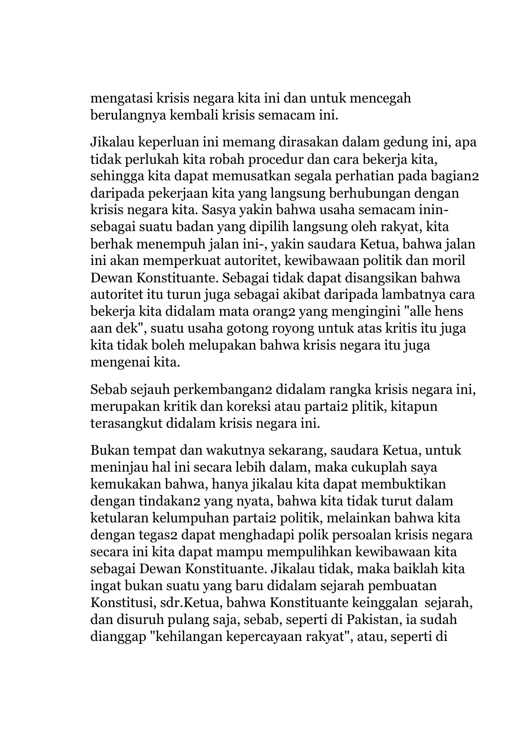mengatasi krisis negara kita ini dan untuk mencegah berulangnya kembali krisis semacam ini.

Jikalau keperluan ini memang dirasakan dalam gedung ini, apa tidak perlukah kita robah procedur dan cara bekerja kita, sehingga kita dapat memusatkan segala perhatian pada bagian2 daripada pekerjaan kita yang langsung berhubungan dengan krisis negara kita. Sasya yakin bahwa usaha semacam inin- sebagai suatu badan yang dipilih langsung oleh rakyat, kita berhak menempuh jalan ini-, yakin saudara Ketua, bahwa jalan ini akan memperkuat autoritet, kewibawaan politik dan moril Dewan Konstituante. Sebagai tidak dapat disangsikan bahwa autoritet itu turun juga sebagai akibat daripada lambatnya cara bekerja kita didalam mata orang2 yang mengingini "alle hens aan dek", suatu usaha gotong royong untuk atas kritis itu juga kita tidak boleh melupakan bahwa krisis negara itu juga mengenai kita.

Sebab sejauh perkembangan2 didalam rangka krisis negara ini, merupakan kritik dan koreksi atau partai2 plitik, kitapun terasangkut didalam krisis negara ini.

Bukan tempat dan wakutnya sekarang, saudara Ketua, untuk meninjau hal ini secara lebih dalam, maka cukuplah saya kemukakan bahwa, hanya jikalau kita dapat membuktikan dengan tindakan2 yang nyata, bahwa kita tidak turut dalam ketularan kelumpuhan partai2 politik, melainkan bahwa kita dengan tegas2 dapat menghadapi polik persoalan krisis negara secara ini kita dapat mampu mempulihkan kewibawaan kita sebagai Dewan Konstituante. Jikalau tidak, maka baiklah kita ingat bukan suatu yang baru didalam sejarah pembuatan Konstitusi, sdr.Ketua, bahwa Konstituante keinggalan sejarah, dan disuruh pulang saja, sebab, seperti di Pakistan, ia sudah dianggap "kehilangan kepercayaan rakyat", atau, seperti di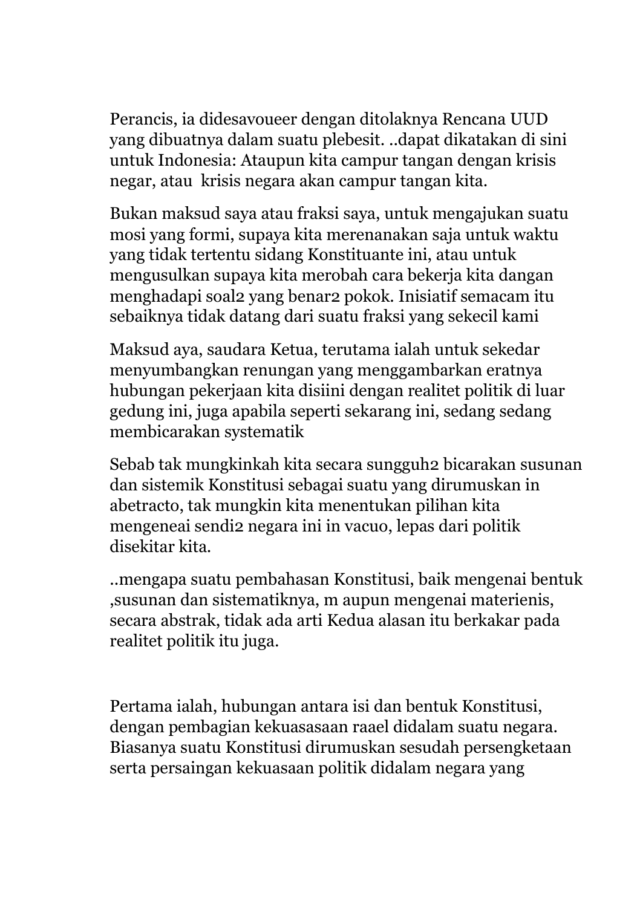Perancis, ia didesavoueer dengan ditolaknya Rencana UUD yang dibuatnya dalam suatu plebesit. ..dapat dikatakan di sini untuk Indonesia: Ataupun kita campur tangan dengan krisis negar, atau  krisis negara akan campur tangan kita.

Bukan maksud saya atau fraksi saya, untuk mengajukan suatu mosi yang formi, supaya kita merenanakan saja untuk waktu yang tidak tertentu sidang Konstituante ini, atau untuk mengusulkan supaya kita merobah cara bekerja kita dangan menghadapi soal2 yang benar2 pokok. Inisiatif semacam itu sebaiknya tidak datang dari suatu fraksi yang sekecil kami

Maksud aya, saudara Ketua, terutama ialah untuk sekedar menyumbangkan renungan yang menggambarkan eratnya hubungan pekerjaan kita disiini dengan realitet politik di luar gedung ini, juga apabila seperti sekarang ini, sedang sedang membicarakan systematik

Sebab tak mungkinkah kita secara sungguh2 bicarakan susunan dan sistemik Konstitusi sebagai suatu yang dirumuskan in abetracto, tak mungkin kita menentukan pilihan kita mengeneai sendi2 negara ini in vacuo, lepas dari politik disekitar kita.

..mengapa suatu pembahasan Konstitusi, baik mengenai bentuk ,susunan dan sistematiknya, m aupun mengenai materienis, secara abstrak, tidak ada arti Kedua alasan itu berkakar pada realitet politik itu juga.

Pertama ialah, hubungan antara isi dan bentuk Konstitusi, dengan pembagian kekuasasaan raael didalam suatu negara. Biasanya suatu Konstitusi dirumuskan sesudah persengketaan serta persaingan kekuasaan politik didalam negara yang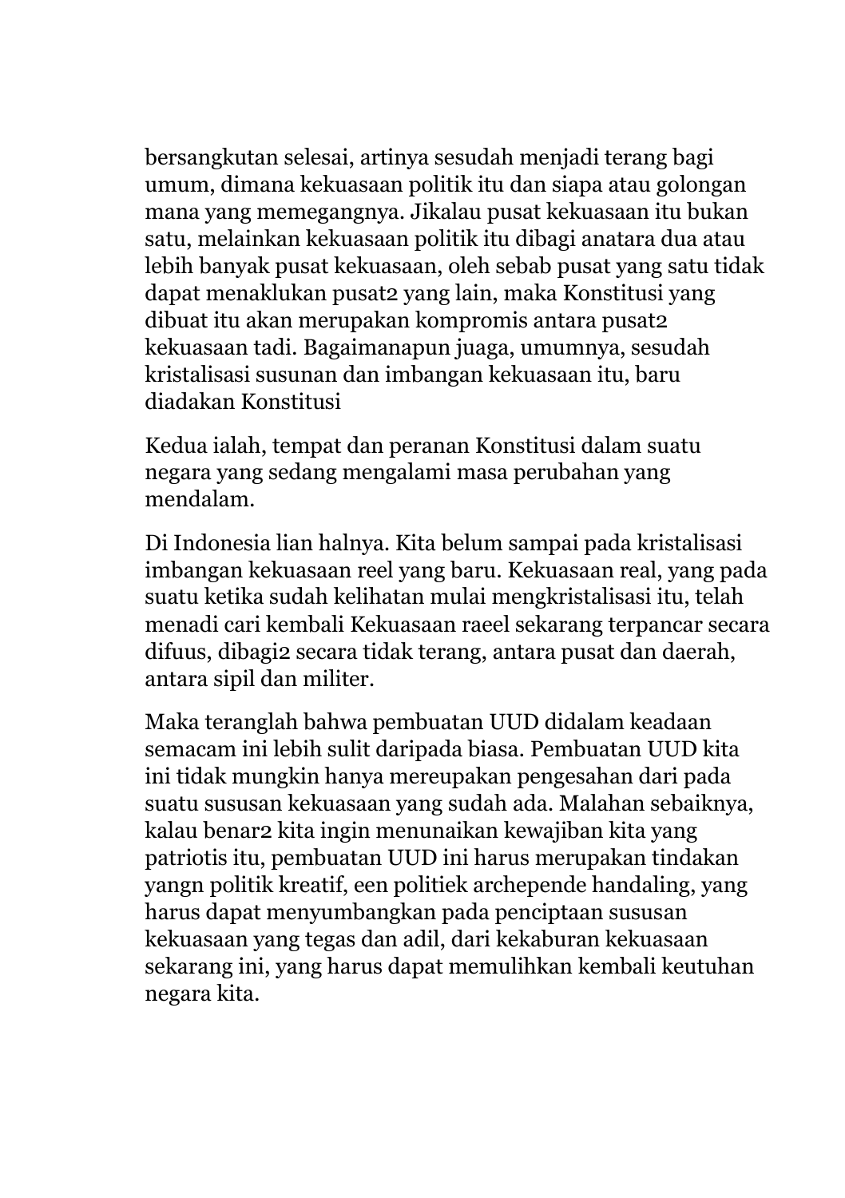bersangkutan selesai, artinya sesudah menjadi terang bagi umum, dimana kekuasaan politik itu dan siapa atau golongan mana yang memegangnya. Jikalau pusat kekuasaan itu bukan satu, melainkan kekuasaan politik itu dibagi anatara dua atau lebih banyak pusat kekuasaan, oleh sebab pusat yang satu tidak dapat menaklukan pusat2 yang lain, maka Konstitusi yang dibuat itu akan merupakan kompromis antara pusat2 kekuasaan tadi. Bagaimanapun juaga, umumnya, sesudah kristalisasi susunan dan imbangan kekuasaan itu, baru diadakan Konstitusi

Kedua ialah, tempat dan peranan Konstitusi dalam suatu negara yang sedang mengalami masa perubahan yang mendalam.

Di Indonesia lian halnya. Kita belum sampai pada kristalisasi imbangan kekuasaan reel yang baru. Kekuasaan real, yang pada suatu ketika sudah kelihatan mulai mengkristalisasi itu, telah menadi cari kembali Kekuasaan raeel sekarang terpancar secara difuus, dibagi2 secara tidak terang, antara pusat dan daerah, antara sipil dan militer.

Maka teranglah bahwa pembuatan UUD didalam keadaan semacam ini lebih sulit daripada biasa. Pembuatan UUD kita ini tidak mungkin hanya mereupakan pengesahan dari pada suatu sususan kekuasaan yang sudah ada. Malahan sebaiknya, kalau benar2 kita ingin menunaikan kewajiban kita yang patriotis itu, pembuatan UUD ini harus merupakan tindakan yangn politik kreatif, een politiek archepende handaling, yang harus dapat menyumbangkan pada penciptaan sususan kekuasaan yang tegas dan adil, dari kekaburan kekuasaan sekarang ini, yang harus dapat memulihkan kembali keutuhan negara kita.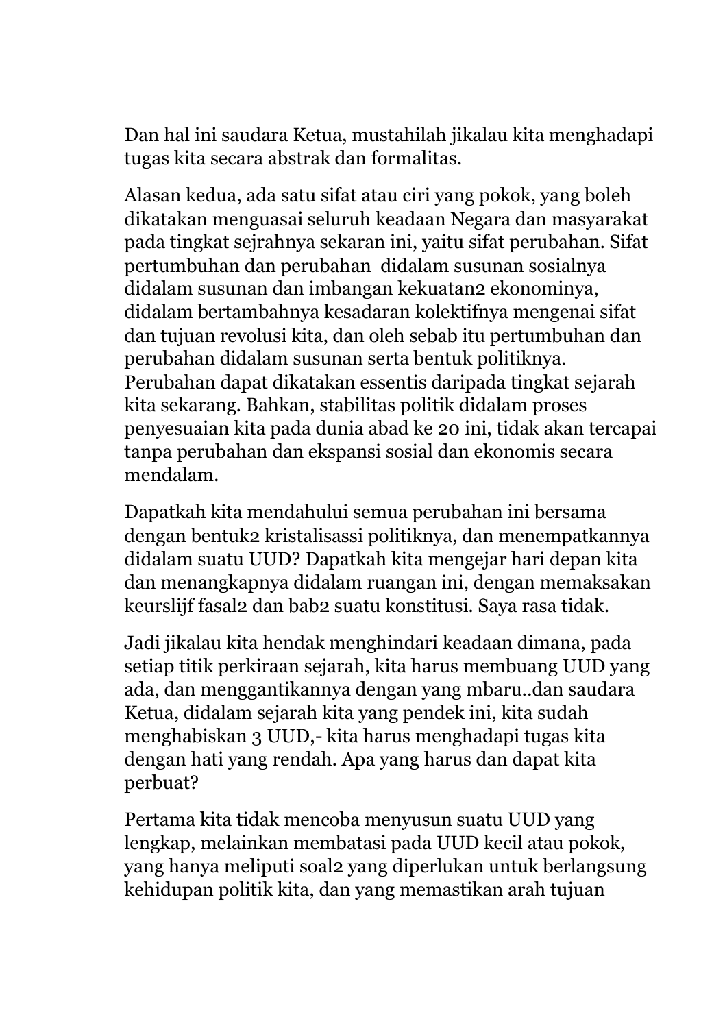Dan hal ini saudara Ketua, mustahilah jikalau kita menghadapi tugas kita secara abstrak dan formalitas.

Alasan kedua, ada satu sifat atau ciri yang pokok, yang boleh dikatakan menguasai seluruh keadaan Negara dan masyarakat pada tingkat sejrahnya sekaran ini, yaitu sifat perubahan. Sifat pertumbuhan dan perubahan didalam susunan sosialnya didalam susunan dan imbangan kekuatan2 ekonominya, didalam bertambahnya kesadaran kolektifnya mengenai sifat dan tujuan revolusi kita, dan oleh sebab itu pertumbuhan dan perubahan didalam susunan serta bentuk politiknya. Perubahan dapat dikatakan essentis daripada tingkat sejarah kita sekarang. Bahkan, stabilitas politik didalam proses penyesuaian kita pada dunia abad ke 20 ini, tidak akan tercapai tanpa perubahan dan ekspansi sosial dan ekonomis secara mendalam.

Dapatkah kita mendahului semua perubahan ini bersama dengan bentuk2 kristalisassi politiknya, dan menempatkannya didalam suatu UUD? Dapatkah kita mengejar hari depan kita dan menangkapnya didalam ruangan ini, dengan memaksakan keurslijf fasal2 dan bab2 suatu konstitusi. Saya rasa tidak.

Jadi jikalau kita hendak menghindari keadaan dimana, pada setiap titik perkiraan sejarah, kita harus membuang UUD yang ada, dan menggantikannya dengan yang mbaru..dan saudara Ketua, didalam sejarah kita yang pendek ini, kita sudah menghabiskan 3 UUD,- kita harus menghadapi tugas kita dengan hati yang rendah. Apa yang harus dan dapat kita perbuat?

Pertama kita tidak mencoba menyusun suatu UUD yang lengkap, melainkan membatasi pada UUD kecil atau pokok, yang hanya meliputi soal2 yang diperlukan untuk berlangsung kehidupan politik kita, dan yang memastikan arah tujuan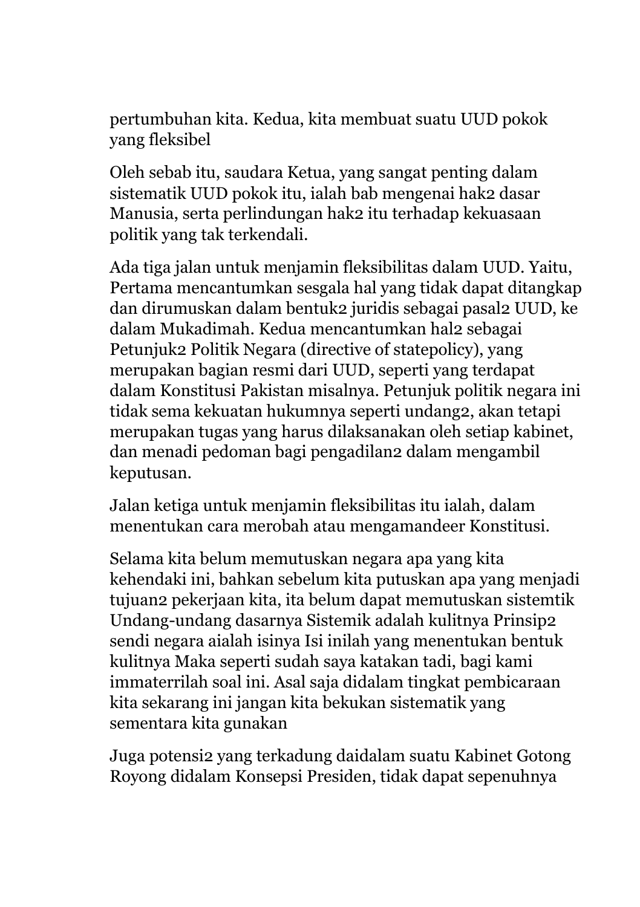pertumbuhan kita. Kedua, kita membuat suatu UUD pokok yang fleksibel

Oleh sebab itu, saudara Ketua, yang sangat penting dalam sistematik UUD pokok itu, ialah bab mengenai hak2 dasar Manusia, serta perlindungan hak2 itu terhadap kekuasaan politik yang tak terkendali.

Ada tiga jalan untuk menjamin fleksibilitas dalam UUD. Yaitu, Pertama mencantumkan sesgala hal yang tidak dapat ditangkap dan dirumuskan dalam bentuk2 juridis sebagai pasal2 UUD, ke dalam Mukadimah. Kedua mencantumkan hal2 sebagai Petunjuk2 Politik Negara (directive of statepolicy), yang merupakan bagian resmi dari UUD, seperti yang terdapat dalam Konstitusi Pakistan misalnya. Petunjuk politik negara ini tidak sema kekuatan hukumnya seperti undang2, akan tetapi merupakan tugas yang harus dilaksanakan oleh setiap kabinet, dan menadi pedoman bagi pengadilan2 dalam mengambil keputusan.

Jalan ketiga untuk menjamin fleksibilitas itu ialah, dalam menentukan cara merobah atau mengamandeer Konstitusi.

Selama kita belum memutuskan negara apa yang kita kehendaki ini, bahkan sebelum kita putuskan apa yang menjadi tujuan2 pekerjaan kita, ita belum dapat memutuskan sistemtik Undang-undang dasarnya Sistemik adalah kulitnya Prinsip2 sendi negara aialah isinya Isi inilah yang menentukan bentuk kulitnya Maka seperti sudah saya katakan tadi, bagi kami immaterrilah soal ini. Asal saja didalam tingkat pembicaraan kita sekarang ini jangan kita bekukan sistematik yang sementara kita gunakan

Juga potensi2 yang terkadung daidalam suatu Kabinet Gotong Royong didalam Konsepsi Presiden, tidak dapat sepenuhnya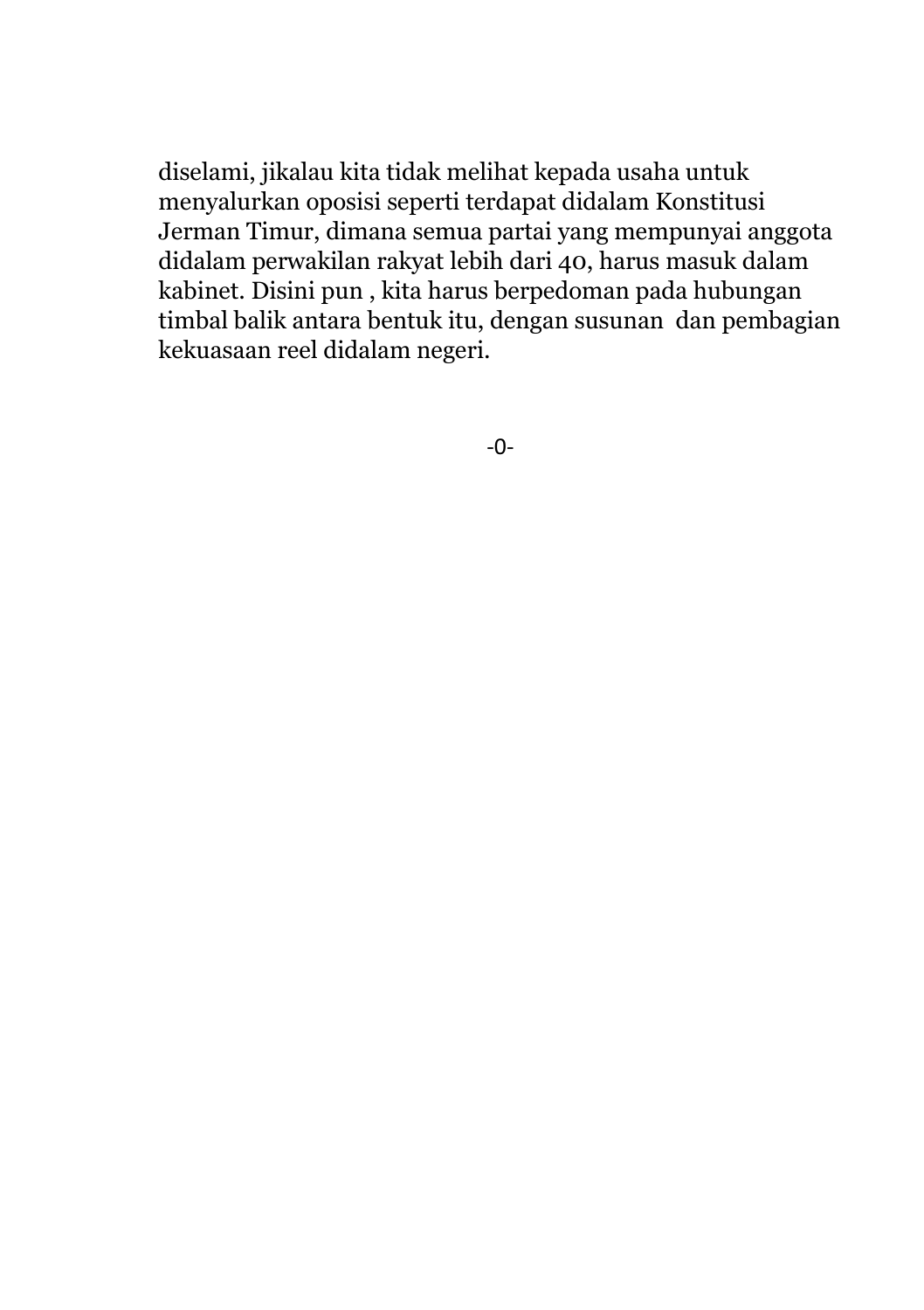diselami, jikalau kita tidak melihat kepada usaha untuk menyalurkan oposisi seperti terdapat didalam Konstitusi Jerman Timur, dimana semua partai yang mempunyai anggota didalam perwakilan rakyat lebih dari 40, harus masuk dalam kabinet. Disini pun , kita harus berpedoman pada hubungan timbal balik antara bentuk itu, dengan susunan dan pembagian kekuasaan reel didalam negeri.

-0-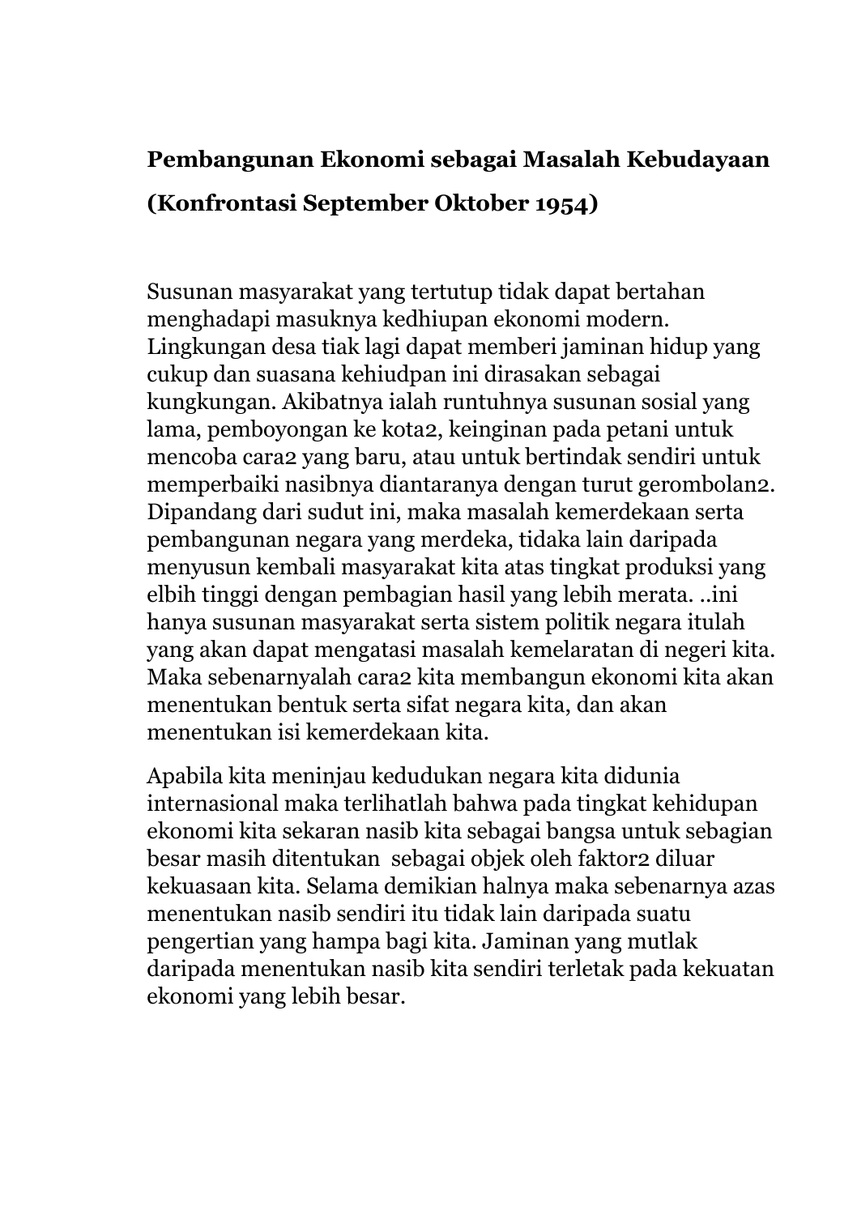**Pembangunan Ekonomi sebagai Masalah Kebudayaan**

**(Konfrontasi September Oktober 1954)**

Susunan masyarakat yang tertutup tidak dapat bertahan menghadapi masuknya kedhiupan ekonomi modern. Lingkungan desa tiak lagi dapat memberi jaminan hidup yang cukup dan suasana kehiudpan ini dirasakan sebagai kungkungan. Akibatnya ialah runtuhnya susunan sosial yang lama, pemboyongan ke kota2, keinginan pada petani untuk mencoba cara2 yang baru, atau untuk bertindak sendiri untuk memperbaiki nasibnya diantaranya dengan turut gerombolan2. Dipandang dari sudut ini, maka masalah kemerdekaan serta pembangunan negara yang merdeka, tidaka lain daripada menyusun kembali masyarakat kita atas tingkat produksi yang elbih tinggi dengan pembagian hasil yang lebih merata. ..ini hanya susunan masyarakat serta sistem politik negara itulah yang akan dapat mengatasi masalah kemelaratan di negeri kita. Maka sebenarnyalah cara2 kita membangun ekonomi kita akan menentukan bentuk serta sifat negara kita, dan akan menentukan isi kemerdekaan kita.

Apabila kita meninjau kedudukan negara kita didunia internasional maka terlihatlah bahwa pada tingkat kehidupan ekonomi kita sekaran nasib kita sebagai bangsa untuk sebagian besar masih ditentukan sebagai objek oleh faktor2 diluar kekuasaan kita. Selama demikian halnya maka sebenarnya azas menentukan nasib sendiri itu tidak lain daripada suatu pengertian yang hampa bagi kita. Jaminan yang mutlak daripada menentukan nasib kita sendiri terletak pada kekuatan ekonomi yang lebih besar.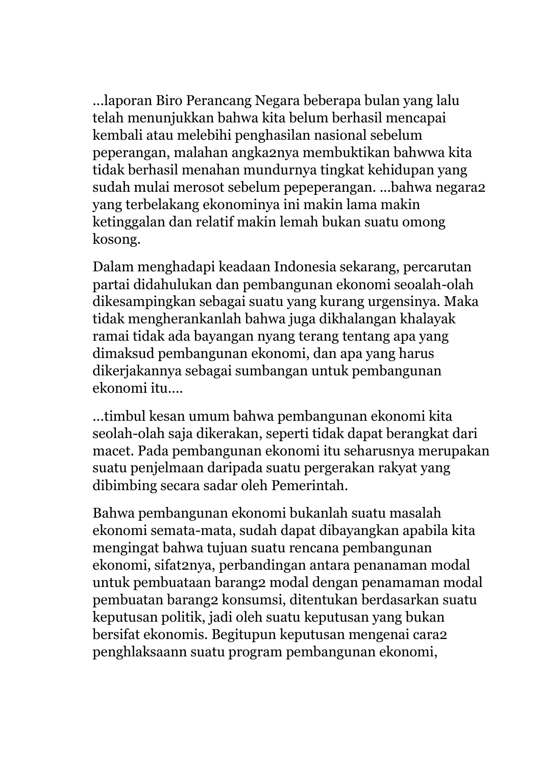...laporan Biro Perancang Negara beberapa bulan yang lalu telah menunjukkan bahwa kita belum berhasil mencapai kembali atau melebihi penghasilan nasional sebelum peperangan, malahan angka2nya membuktikan bahwwa kita tidak berhasil menahan mundurnya tingkat kehidupan yang sudah mulai merosot sebelum pepeperangan. ...bahwa negara2 yang terbelakang ekonominya ini makin lama makin ketinggalan dan relatif makin lemah bukan suatu omong kosong.

Dalam menghadapi keadaan Indonesia sekarang, percarutan partai didahulukan dan pembangunan ekonomi seoalah-olah dikesampingkan sebagai suatu yang kurang urgensinya. Maka tidak mengherankanlah bahwa juga dikhalangan khalayak ramai tidak ada bayangan nyang terang tentang apa yang dimaksud pembangunan ekonomi, dan apa yang harus dikerjakannya sebagai sumbangan untuk pembangunan ekonomi itu....

...timbul kesan umum bahwa pembangunan ekonomi kita seolah-olah saja dikerakan, seperti tidak dapat berangkat dari macet. Pada pembangunan ekonomi itu seharusnya merupakan suatu penjelmaan daripada suatu pergerakan rakyat yang dibimbing secara sadar oleh Pemerintah.

Bahwa pembangunan ekonomi bukanlah suatu masalah ekonomi semata-mata, sudah dapat dibayangkan apabila kita mengingat bahwa tujuan suatu rencana pembangunan ekonomi, sifat2nya, perbandingan antara penanaman modal untuk pembuataan barang2 modal dengan penamaman modal pembuatan barang2 konsumsi, ditentukan berdasarkan suatu keputusan politik, jadi oleh suatu keputusan yang bukan bersifat ekonomis. Begitupun keputusan mengenai cara2 penghlaksaann suatu program pembangunan ekonomi,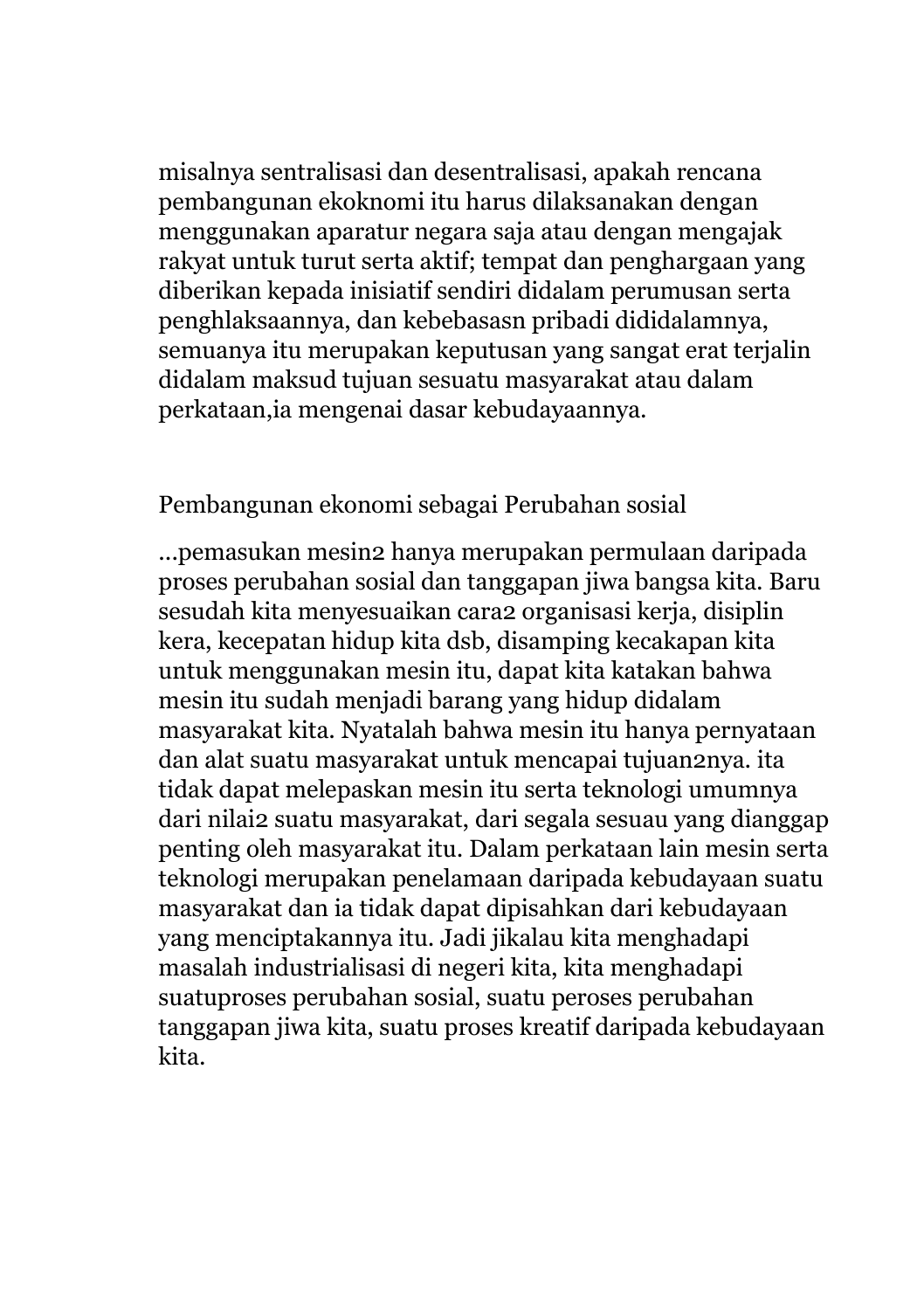misalnya sentralisasi dan desentralisasi, apakah rencana pembangunan ekoknomi itu harus dilaksanakan dengan menggunakan aparatur negara saja atau dengan mengajak rakyat untuk turut serta aktif; tempat dan penghargaan yang diberikan kepada inisiatif sendiri didalam perumusan serta penghlaksaannya, dan kebebasasn pribadi dididalamnya, semuanya itu merupakan keputusan yang sangat erat terjalin didalam maksud tujuan sesuatu masyarakat atau dalam perkataan,ia mengenai dasar kebudayaannya.

Pembangunan ekonomi sebagai Perubahan sosial

...pemasukan mesin2 hanya merupakan permulaan daripada proses perubahan sosial dan tanggapan jiwa bangsa kita. Baru sesudah kita menyesuaikan cara2 organisasi kerja, disiplin kera, kecepatan hidup kita dsb, disamping kecakapan kita untuk menggunakan mesin itu, dapat kita katakan bahwa mesin itu sudah menjadi barang yang hidup didalam masyarakat kita. Nyatalah bahwa mesin itu hanya pernyataan dan alat suatu masyarakat untuk mencapai tujuan2nya. ita tidak dapat melepaskan mesin itu serta teknologi umumnya dari nilai2 suatu masyarakat, dari segala sesuau yang dianggap penting oleh masyarakat itu. Dalam perkataan lain mesin serta teknologi merupakan penelamaan daripada kebudayaan suatu masyarakat dan ia tidak dapat dipisahkan dari kebudayaan yang menciptakannya itu. Jadi jikalau kita menghadapi masalah industrialisasi di negeri kita, kita menghadapi suatuproses perubahan sosial, suatu peroses perubahan tanggapan jiwa kita, suatu proses kreatif daripada kebudayaan kita.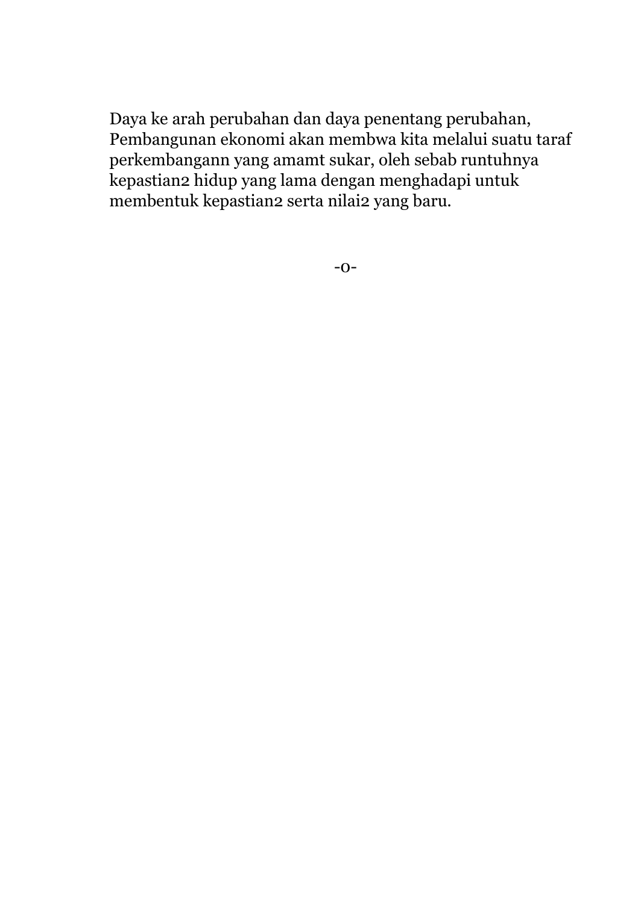Daya ke arah perubahan dan daya penentang perubahan, Pembangunan ekonomi akan membwa kita melalui suatu taraf perkembangann yang amamt sukar, oleh sebab runtuhnya kepastian2 hidup yang lama dengan menghadapi untuk membentuk kepastian2 serta nilai2 yang baru.

-o-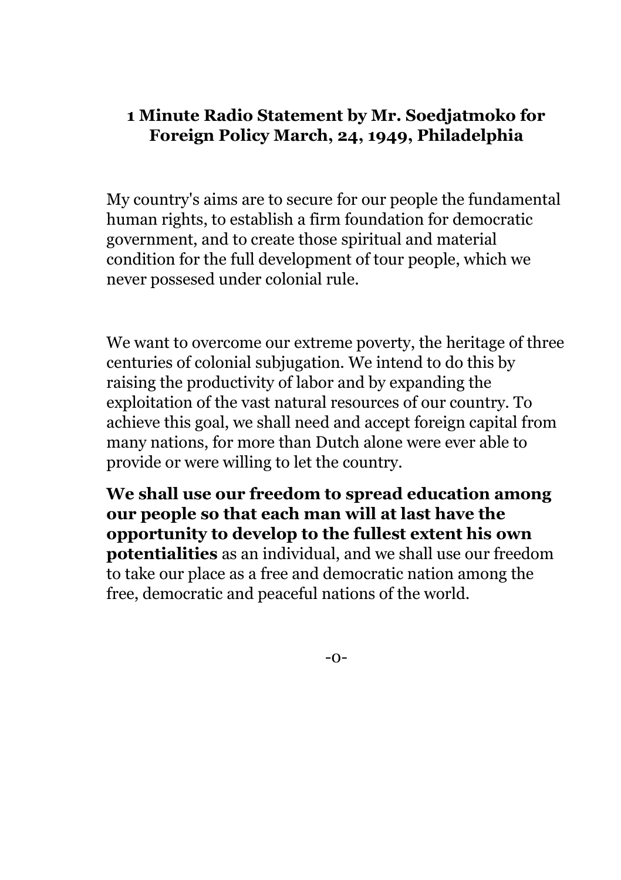## 1 Minute Radio Statement by Mr. Soedjatmoko for Foreign Policy March, 24, 1949, Philadelphia

My country's aims are to secure for our people the fundamental human rights, to establish a firm foundation for democratic government, and to create those spiritual and material condition for the full development of tour people, which we never possesed under colonial rule.

We want to overcome our extreme poverty, the heritage of three centuries of colonial subjugation. We intend to do this by raising the productivity of labor and by expanding the exploitation of the vast natural resources of our country. To achieve this goal, we shall need and accept foreign capital from many nations, for more than Dutch alone were ever able to provide or were willing to let the country.

**We shall use our freedom to spread education among our people so that each man will at last have the opportunity to develop to the fullest extent his own potentialities** as an individual, and we shall use our freedom to take our place as a free and democratic nation among the free, democratic and peaceful nations of the world.

-o-